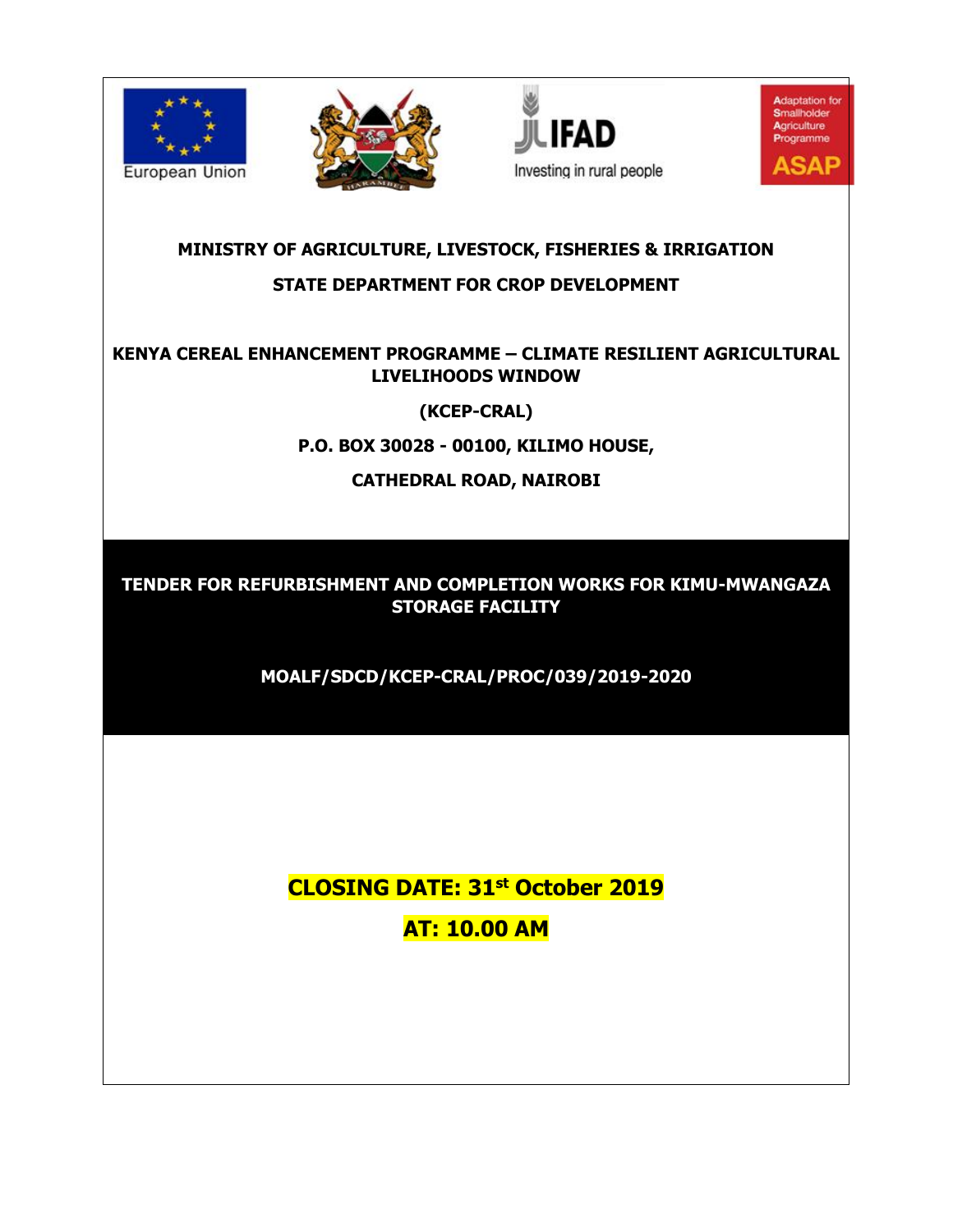European Union

IFAD Investing in rural people

Adaptation for Smallholder Agriculture Programme ASAP

**MINISTRY OF AGRICULTURE, LIVESTOCK, FISHERIES & IRRIGATION**

**STATE DEPARTMENT FOR CROP DEVELOPMENT**

**KENYA CEREAL ENHANCEMENT PROGRAMME – CLIMATE RESILIENT AGRICULTURAL LIVELIHOODS WINDOW**

**(KCEP-CRAL)**

**P.O. BOX 30028 - 00100, KILIMO HOUSE,**

**CATHEDRAL ROAD, NAIROBI**

# TENDER FOR REFURBISHMENT AND COMPLETION WORKS FOR KIMU-MWANGAZA STORAGE FACILITY

**MOALF/SDCD/KCEP-CRAL/PROC/039/2019-2020**

**CLOSING DATE: 31st October 2019**

**AT: 10.00 AM**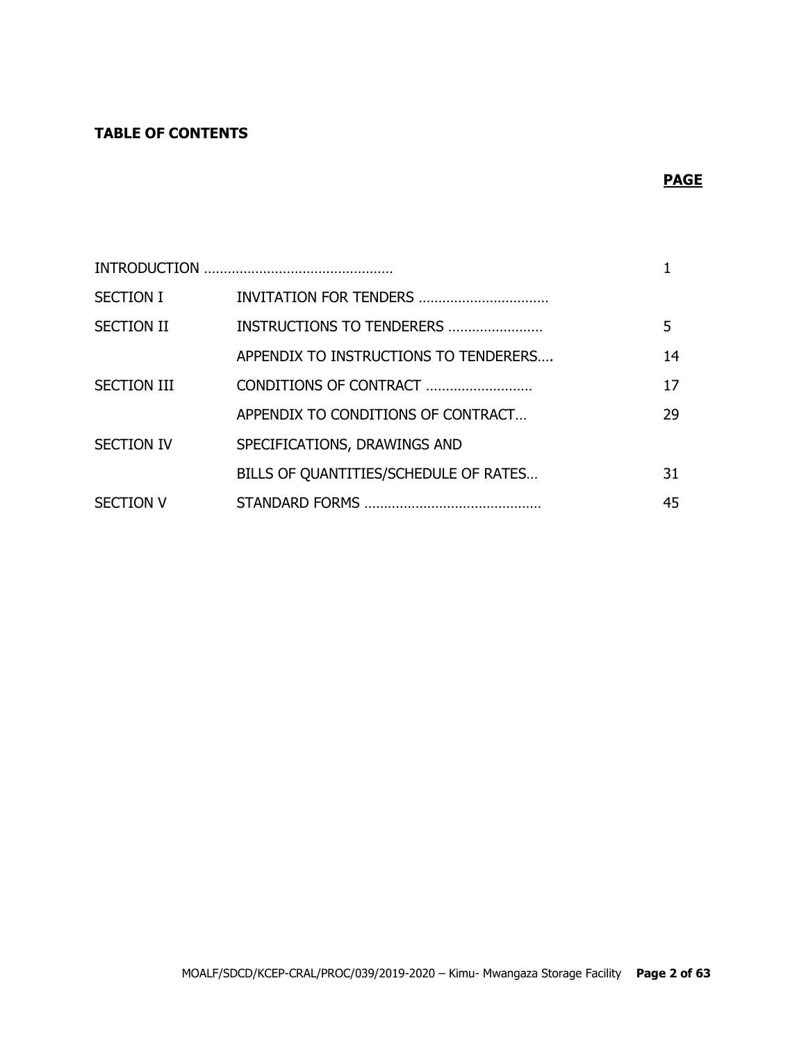**TABLE OF CONTENTS**

| | | **PAGE** |
|---|---|---|
| INTRODUCTION ……………………………………… | | 1 |
| SECTION I | INVITATION FOR TENDERS …………………………… | |
| SECTION II | INSTRUCTIONS TO TENDERERS …………………… | 5 |
| | APPENDIX TO INSTRUCTIONS TO TENDERERS…. | 14 |
| SECTION III | CONDITIONS OF CONTRACT ……………………… | 17 |
| | APPENDIX TO CONDITIONS OF CONTRACT… | 29 |
| SECTION IV | SPECIFICATIONS, DRAWINGS AND BILLS OF QUANTITIES/SCHEDULE OF RATES… | 31 |
| SECTION V | STANDARD FORMS ……………………………………… | 45 |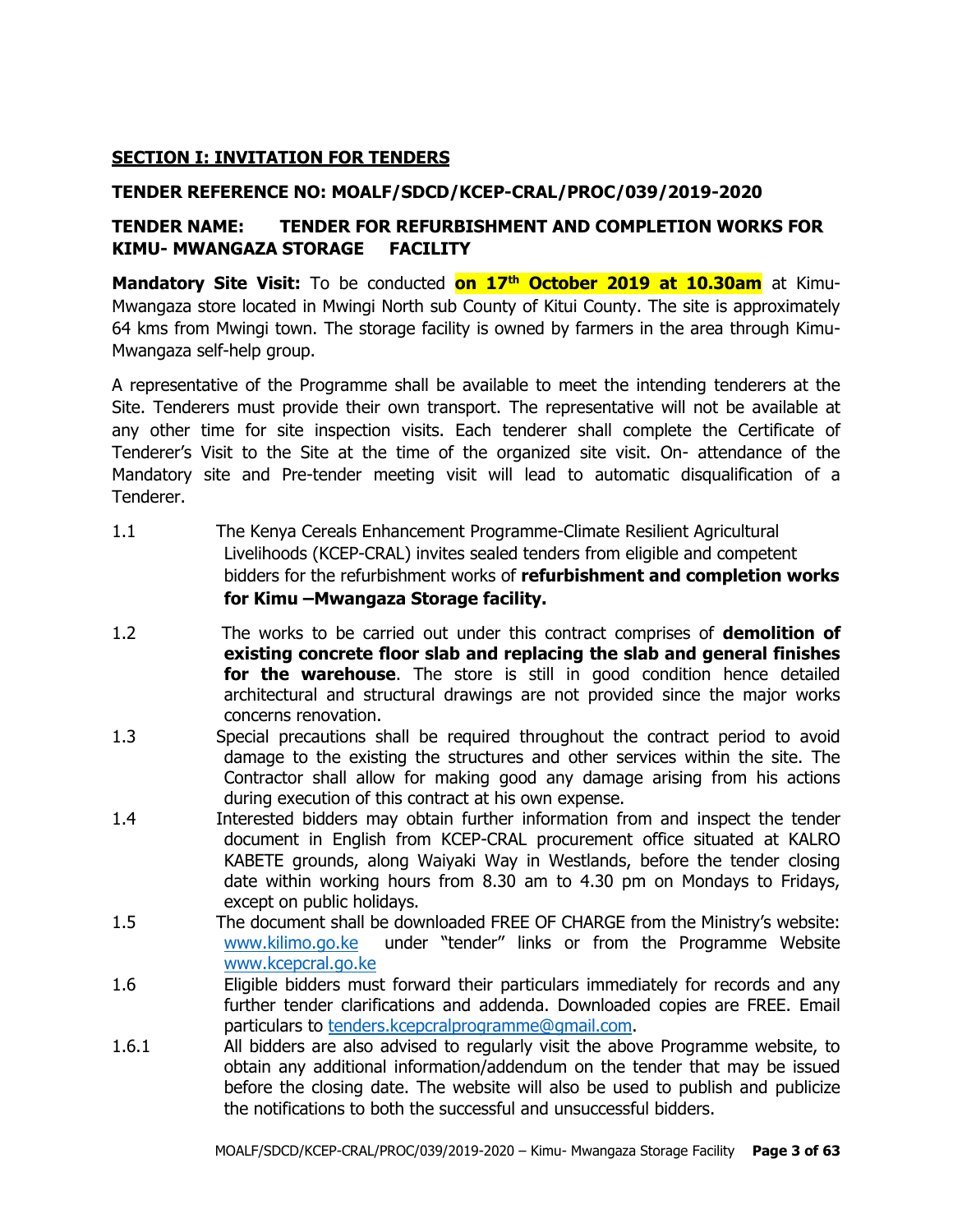## SECTION I: INVITATION FOR TENDERS

### TENDER REFERENCE NO: MOALF/SDCD/KCEP-CRAL/PROC/039/2019-2020

### TENDER NAME: TENDER FOR REFURBISHMENT AND COMPLETION WORKS FOR KIMU- MWANGAZA STORAGE FACILITY

**Mandatory Site Visit:** To be conducted **on 17th October 2019 at 10.30am** at Kimu-Mwangaza store located in Mwingi North sub County of Kitui County. The site is approximately 64 kms from Mwingi town. The storage facility is owned by farmers in the area through Kimu-Mwangaza self-help group.

A representative of the Programme shall be available to meet the intending tenderers at the Site. Tenderers must provide their own transport. The representative will not be available at any other time for site inspection visits. Each tenderer shall complete the Certificate of Tenderer's Visit to the Site at the time of the organized site visit. On- attendance of the Mandatory site and Pre-tender meeting visit will lead to automatic disqualification of a Tenderer.

1.1 The Kenya Cereals Enhancement Programme-Climate Resilient Agricultural Livelihoods (KCEP-CRAL) invites sealed tenders from eligible and competent bidders for the refurbishment works of **refurbishment and completion works for Kimu –Mwangaza Storage facility.**

1.2 The works to be carried out under this contract comprises of **demolition of existing concrete floor slab and replacing the slab and general finishes for the warehouse**. The store is still in good condition hence detailed architectural and structural drawings are not provided since the major works concerns renovation.

1.3 Special precautions shall be required throughout the contract period to avoid damage to the existing the structures and other services within the site. The Contractor shall allow for making good any damage arising from his actions during execution of this contract at his own expense.

1.4 Interested bidders may obtain further information from and inspect the tender document in English from KCEP-CRAL procurement office situated at KALRO KABETE grounds, along Waiyaki Way in Westlands, before the tender closing date within working hours from 8.30 am to 4.30 pm on Mondays to Fridays, except on public holidays.

1.5 The document shall be downloaded FREE OF CHARGE from the Ministry's website: www.kilimo.go.ke under "tender" links or from the Programme Website www.kcepcral.go.ke

1.6 Eligible bidders must forward their particulars immediately for records and any further tender clarifications and addenda. Downloaded copies are FREE. Email particulars to tenders.kcepcralprogramme@gmail.com.

1.6.1 All bidders are also advised to regularly visit the above Programme website, to obtain any additional information/addendum on the tender that may be issued before the closing date. The website will also be used to publish and publicize the notifications to both the successful and unsuccessful bidders.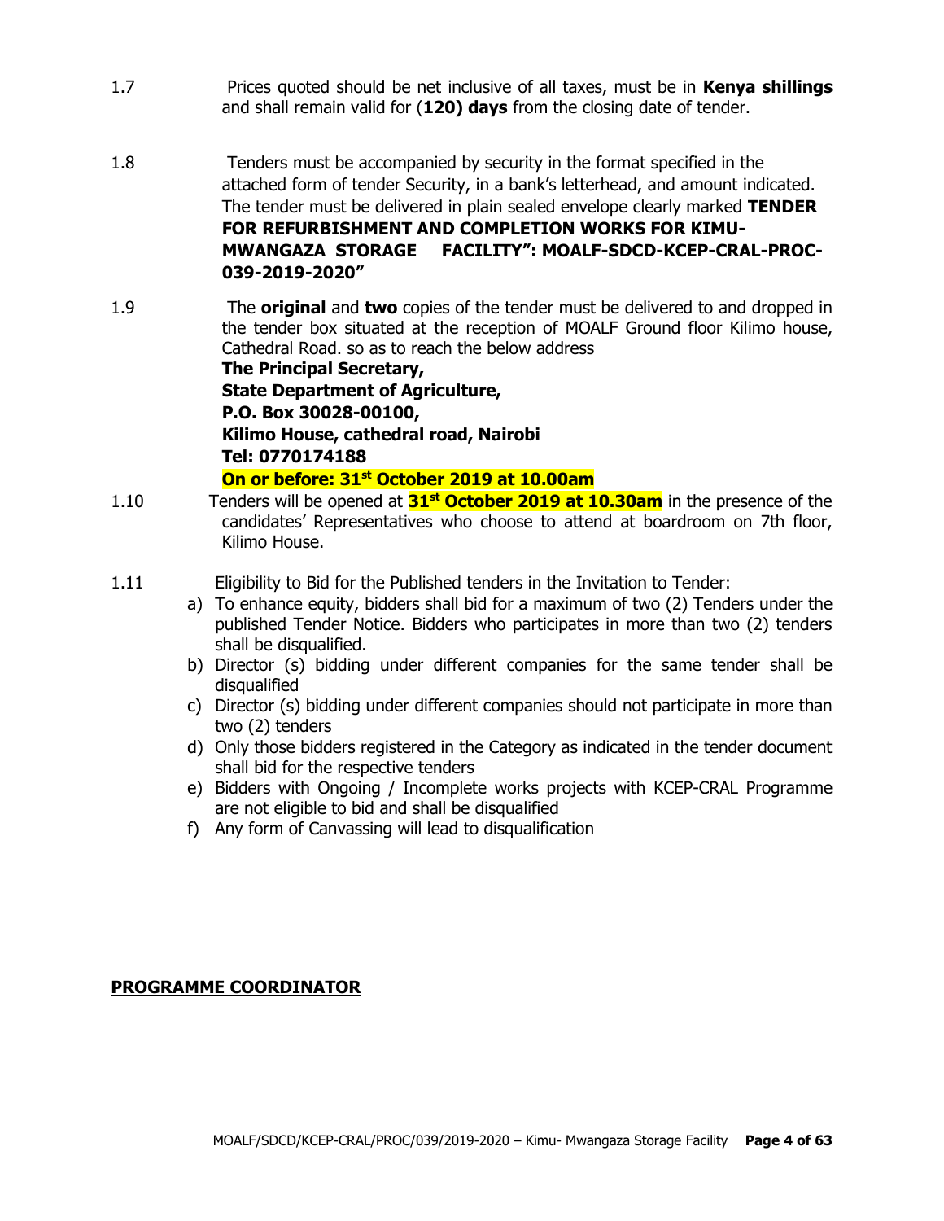1.7 Prices quoted should be net inclusive of all taxes, must be in **Kenya shillings** and shall remain valid for (**120) days** from the closing date of tender.

1.8 Tenders must be accompanied by security in the format specified in the attached form of tender Security, in a bank's letterhead, and amount indicated. The tender must be delivered in plain sealed envelope clearly marked **TENDER FOR REFURBISHMENT AND COMPLETION WORKS FOR KIMU-MWANGAZA STORAGE FACILITY": MOALF-SDCD-KCEP-CRAL-PROC-039-2019-2020"**

1.9 The **original** and **two** copies of the tender must be delivered to and dropped in the tender box situated at the reception of MOALF Ground floor Kilimo house, Cathedral Road. so as to reach the below address

**The Principal Secretary,**
**State Department of Agriculture,**
**P.O. Box 30028-00100,**
**Kilimo House, cathedral road, Nairobi**
**Tel: 0770174188**
**On or before: 31st October 2019 at 10.00am**

1.10 Tenders will be opened at **31st October 2019 at 10.30am** in the presence of the candidates' Representatives who choose to attend at boardroom on 7th floor, Kilimo House.

1.11 Eligibility to Bid for the Published tenders in the Invitation to Tender:

a) To enhance equity, bidders shall bid for a maximum of two (2) Tenders under the published Tender Notice. Bidders who participates in more than two (2) tenders shall be disqualified.
b) Director (s) bidding under different companies for the same tender shall be disqualified
c) Director (s) bidding under different companies should not participate in more than two (2) tenders
d) Only those bidders registered in the Category as indicated in the tender document shall bid for the respective tenders
e) Bidders with Ongoing / Incomplete works projects with KCEP-CRAL Programme are not eligible to bid and shall be disqualified
f) Any form of Canvassing will lead to disqualification

**PROGRAMME COORDINATOR**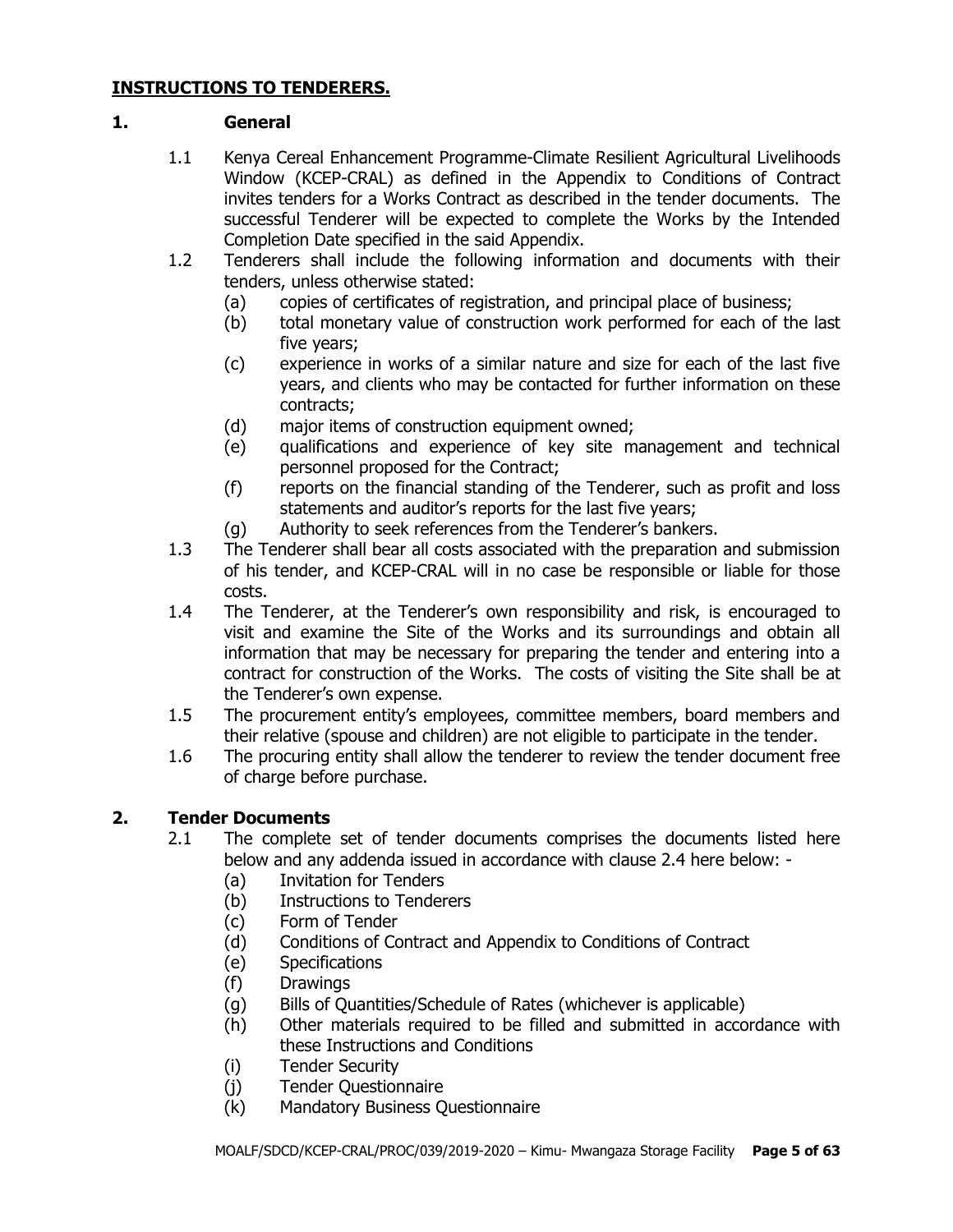## INSTRUCTIONS TO TENDERERS.

### 1. General

1.1 Kenya Cereal Enhancement Programme-Climate Resilient Agricultural Livelihoods Window (KCEP-CRAL) as defined in the Appendix to Conditions of Contract invites tenders for a Works Contract as described in the tender documents. The successful Tenderer will be expected to complete the Works by the Intended Completion Date specified in the said Appendix.

1.2 Tenderers shall include the following information and documents with their tenders, unless otherwise stated:

- (a) copies of certificates of registration, and principal place of business;
- (b) total monetary value of construction work performed for each of the last five years;
- (c) experience in works of a similar nature and size for each of the last five years, and clients who may be contacted for further information on these contracts;
- (d) major items of construction equipment owned;
- (e) qualifications and experience of key site management and technical personnel proposed for the Contract;
- (f) reports on the financial standing of the Tenderer, such as profit and loss statements and auditor's reports for the last five years;
- (g) Authority to seek references from the Tenderer's bankers.

1.3 The Tenderer shall bear all costs associated with the preparation and submission of his tender, and KCEP-CRAL will in no case be responsible or liable for those costs.

1.4 The Tenderer, at the Tenderer's own responsibility and risk, is encouraged to visit and examine the Site of the Works and its surroundings and obtain all information that may be necessary for preparing the tender and entering into a contract for construction of the Works. The costs of visiting the Site shall be at the Tenderer's own expense.

1.5 The procurement entity's employees, committee members, board members and their relative (spouse and children) are not eligible to participate in the tender.

1.6 The procuring entity shall allow the tenderer to review the tender document free of charge before purchase.

### 2. Tender Documents

2.1 The complete set of tender documents comprises the documents listed here below and any addenda issued in accordance with clause 2.4 here below: -

- (a) Invitation for Tenders
- (b) Instructions to Tenderers
- (c) Form of Tender
- (d) Conditions of Contract and Appendix to Conditions of Contract
- (e) Specifications
- (f) Drawings
- (g) Bills of Quantities/Schedule of Rates (whichever is applicable)
- (h) Other materials required to be filled and submitted in accordance with these Instructions and Conditions
- (i) Tender Security
- (j) Tender Questionnaire
- (k) Mandatory Business Questionnaire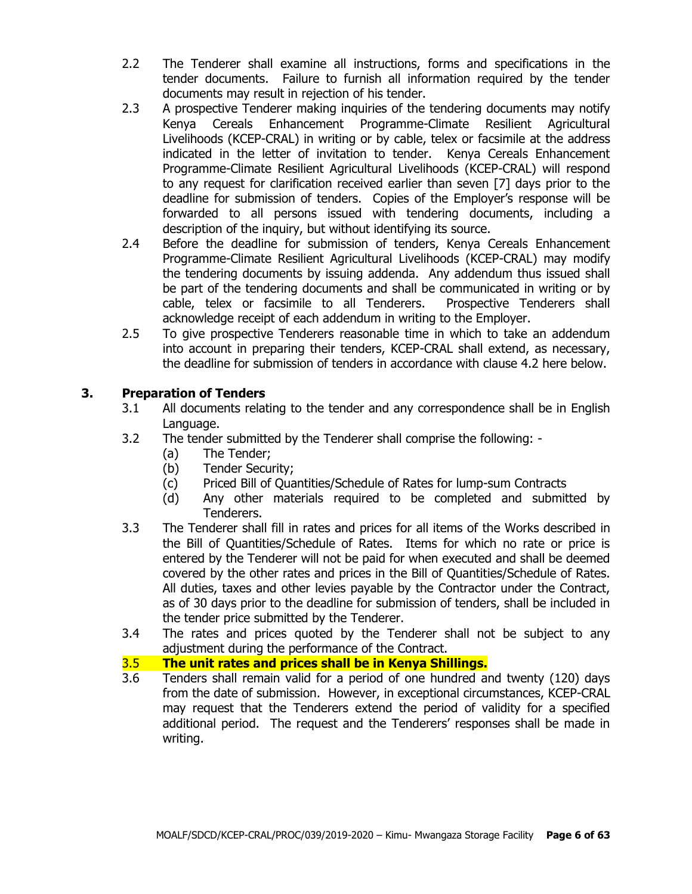2.2 The Tenderer shall examine all instructions, forms and specifications in the tender documents. Failure to furnish all information required by the tender documents may result in rejection of his tender.

2.3 A prospective Tenderer making inquiries of the tendering documents may notify Kenya Cereals Enhancement Programme-Climate Resilient Agricultural Livelihoods (KCEP-CRAL) in writing or by cable, telex or facsimile at the address indicated in the letter of invitation to tender. Kenya Cereals Enhancement Programme-Climate Resilient Agricultural Livelihoods (KCEP-CRAL) will respond to any request for clarification received earlier than seven [7] days prior to the deadline for submission of tenders. Copies of the Employer's response will be forwarded to all persons issued with tendering documents, including a description of the inquiry, but without identifying its source.

2.4 Before the deadline for submission of tenders, Kenya Cereals Enhancement Programme-Climate Resilient Agricultural Livelihoods (KCEP-CRAL) may modify the tendering documents by issuing addenda. Any addendum thus issued shall be part of the tendering documents and shall be communicated in writing or by cable, telex or facsimile to all Tenderers. Prospective Tenderers shall acknowledge receipt of each addendum in writing to the Employer.

2.5 To give prospective Tenderers reasonable time in which to take an addendum into account in preparing their tenders, KCEP-CRAL shall extend, as necessary, the deadline for submission of tenders in accordance with clause 4.2 here below.

## 3. Preparation of Tenders

3.1 All documents relating to the tender and any correspondence shall be in English Language.

3.2 The tender submitted by the Tenderer shall comprise the following: -

- (a) The Tender;
- (b) Tender Security;
- (c) Priced Bill of Quantities/Schedule of Rates for lump-sum Contracts
- (d) Any other materials required to be completed and submitted by Tenderers.

3.3 The Tenderer shall fill in rates and prices for all items of the Works described in the Bill of Quantities/Schedule of Rates. Items for which no rate or price is entered by the Tenderer will not be paid for when executed and shall be deemed covered by the other rates and prices in the Bill of Quantities/Schedule of Rates. All duties, taxes and other levies payable by the Contractor under the Contract, as of 30 days prior to the deadline for submission of tenders, shall be included in the tender price submitted by the Tenderer.

3.4 The rates and prices quoted by the Tenderer shall not be subject to any adjustment during the performance of the Contract.

3.5 **The unit rates and prices shall be in Kenya Shillings.**

3.6 Tenders shall remain valid for a period of one hundred and twenty (120) days from the date of submission. However, in exceptional circumstances, KCEP-CRAL may request that the Tenderers extend the period of validity for a specified additional period. The request and the Tenderers' responses shall be made in writing.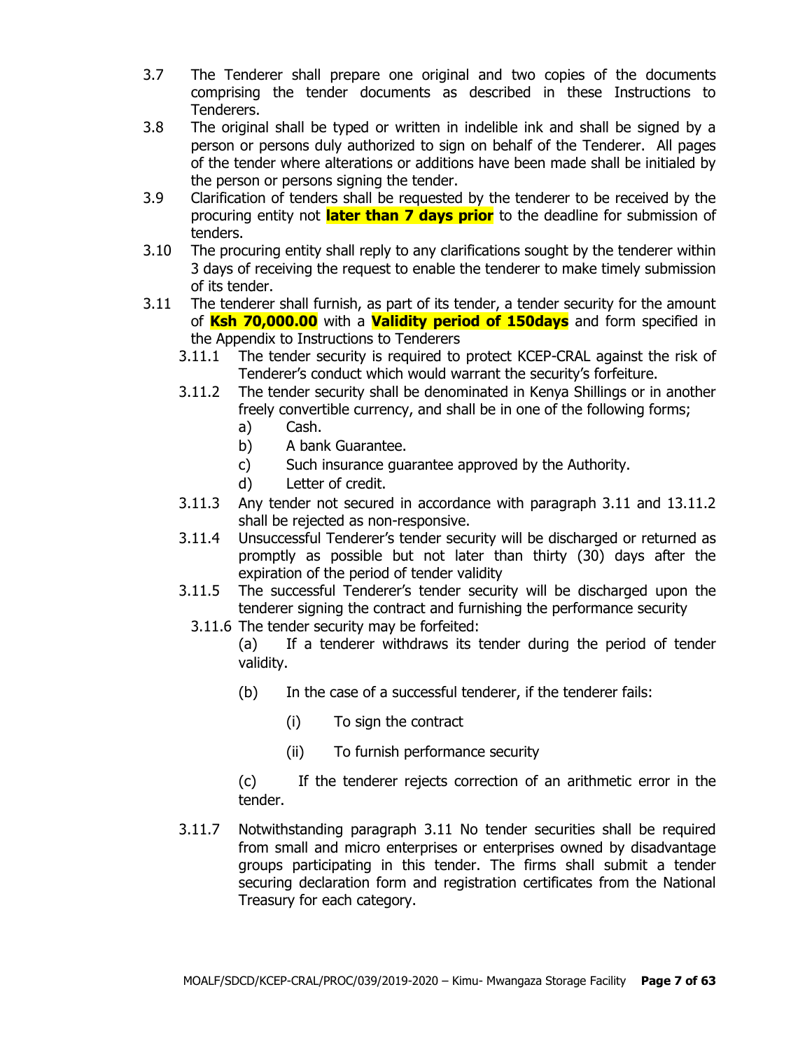3.7 The Tenderer shall prepare one original and two copies of the documents comprising the tender documents as described in these Instructions to Tenderers.

3.8 The original shall be typed or written in indelible ink and shall be signed by a person or persons duly authorized to sign on behalf of the Tenderer. All pages of the tender where alterations or additions have been made shall be initialed by the person or persons signing the tender.

3.9 Clarification of tenders shall be requested by the tenderer to be received by the procuring entity not **later than 7 days prior** to the deadline for submission of tenders.

3.10 The procuring entity shall reply to any clarifications sought by the tenderer within 3 days of receiving the request to enable the tenderer to make timely submission of its tender.

3.11 The tenderer shall furnish, as part of its tender, a tender security for the amount of **Ksh 70,000.00** with a **Validity period of 150days** and form specified in the Appendix to Instructions to Tenderers

- 3.11.1 The tender security is required to protect KCEP-CRAL against the risk of Tenderer's conduct which would warrant the security's forfeiture.
- 3.11.2 The tender security shall be denominated in Kenya Shillings or in another freely convertible currency, and shall be in one of the following forms;
  - a) Cash.
  - b) A bank Guarantee.
  - c) Such insurance guarantee approved by the Authority.
  - d) Letter of credit.
- 3.11.3 Any tender not secured in accordance with paragraph 3.11 and 13.11.2 shall be rejected as non-responsive.
- 3.11.4 Unsuccessful Tenderer's tender security will be discharged or returned as promptly as possible but not later than thirty (30) days after the expiration of the period of tender validity
- 3.11.5 The successful Tenderer's tender security will be discharged upon the tenderer signing the contract and furnishing the performance security
- 3.11.6 The tender security may be forfeited:

  (a) If a tenderer withdraws its tender during the period of tender validity.

  (b) In the case of a successful tenderer, if the tenderer fails:

  (i) To sign the contract

  (ii) To furnish performance security

  (c) If the tenderer rejects correction of an arithmetic error in the tender.

- 3.11.7 Notwithstanding paragraph 3.11 No tender securities shall be required from small and micro enterprises or enterprises owned by disadvantage groups participating in this tender. The firms shall submit a tender securing declaration form and registration certificates from the National Treasury for each category.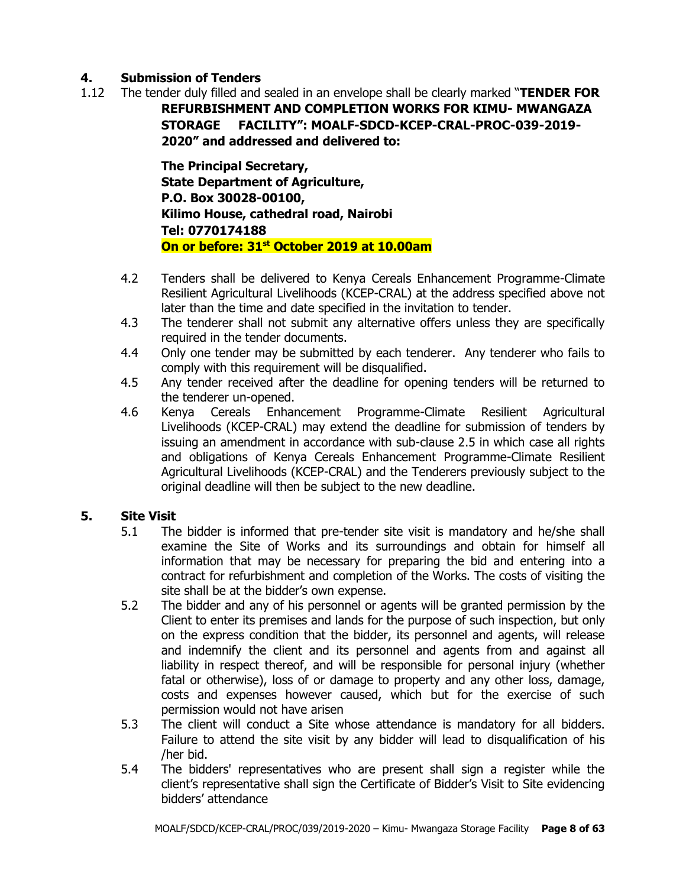## 4. Submission of Tenders

1.12 The tender duly filled and sealed in an envelope shall be clearly marked "**TENDER FOR REFURBISHMENT AND COMPLETION WORKS FOR KIMU- MWANGAZA STORAGE FACILITY": MOALF-SDCD-KCEP-CRAL-PROC-039-2019-2020" and addressed and delivered to:**

**The Principal Secretary,**
**State Department of Agriculture,**
**P.O. Box 30028-00100,**
**Kilimo House, cathedral road, Nairobi**
**Tel: 0770174188**
**On or before: 31st October 2019 at 10.00am**

4.2 Tenders shall be delivered to Kenya Cereals Enhancement Programme-Climate Resilient Agricultural Livelihoods (KCEP-CRAL) at the address specified above not later than the time and date specified in the invitation to tender.

4.3 The tenderer shall not submit any alternative offers unless they are specifically required in the tender documents.

4.4 Only one tender may be submitted by each tenderer. Any tenderer who fails to comply with this requirement will be disqualified.

4.5 Any tender received after the deadline for opening tenders will be returned to the tenderer un-opened.

4.6 Kenya Cereals Enhancement Programme-Climate Resilient Agricultural Livelihoods (KCEP-CRAL) may extend the deadline for submission of tenders by issuing an amendment in accordance with sub-clause 2.5 in which case all rights and obligations of Kenya Cereals Enhancement Programme-Climate Resilient Agricultural Livelihoods (KCEP-CRAL) and the Tenderers previously subject to the original deadline will then be subject to the new deadline.

## 5. Site Visit

5.1 The bidder is informed that pre-tender site visit is mandatory and he/she shall examine the Site of Works and its surroundings and obtain for himself all information that may be necessary for preparing the bid and entering into a contract for refurbishment and completion of the Works. The costs of visiting the site shall be at the bidder's own expense.

5.2 The bidder and any of his personnel or agents will be granted permission by the Client to enter its premises and lands for the purpose of such inspection, but only on the express condition that the bidder, its personnel and agents, will release and indemnify the client and its personnel and agents from and against all liability in respect thereof, and will be responsible for personal injury (whether fatal or otherwise), loss of or damage to property and any other loss, damage, costs and expenses however caused, which but for the exercise of such permission would not have arisen

5.3 The client will conduct a Site whose attendance is mandatory for all bidders. Failure to attend the site visit by any bidder will lead to disqualification of his /her bid.

5.4 The bidders' representatives who are present shall sign a register while the client's representative shall sign the Certificate of Bidder's Visit to Site evidencing bidders' attendance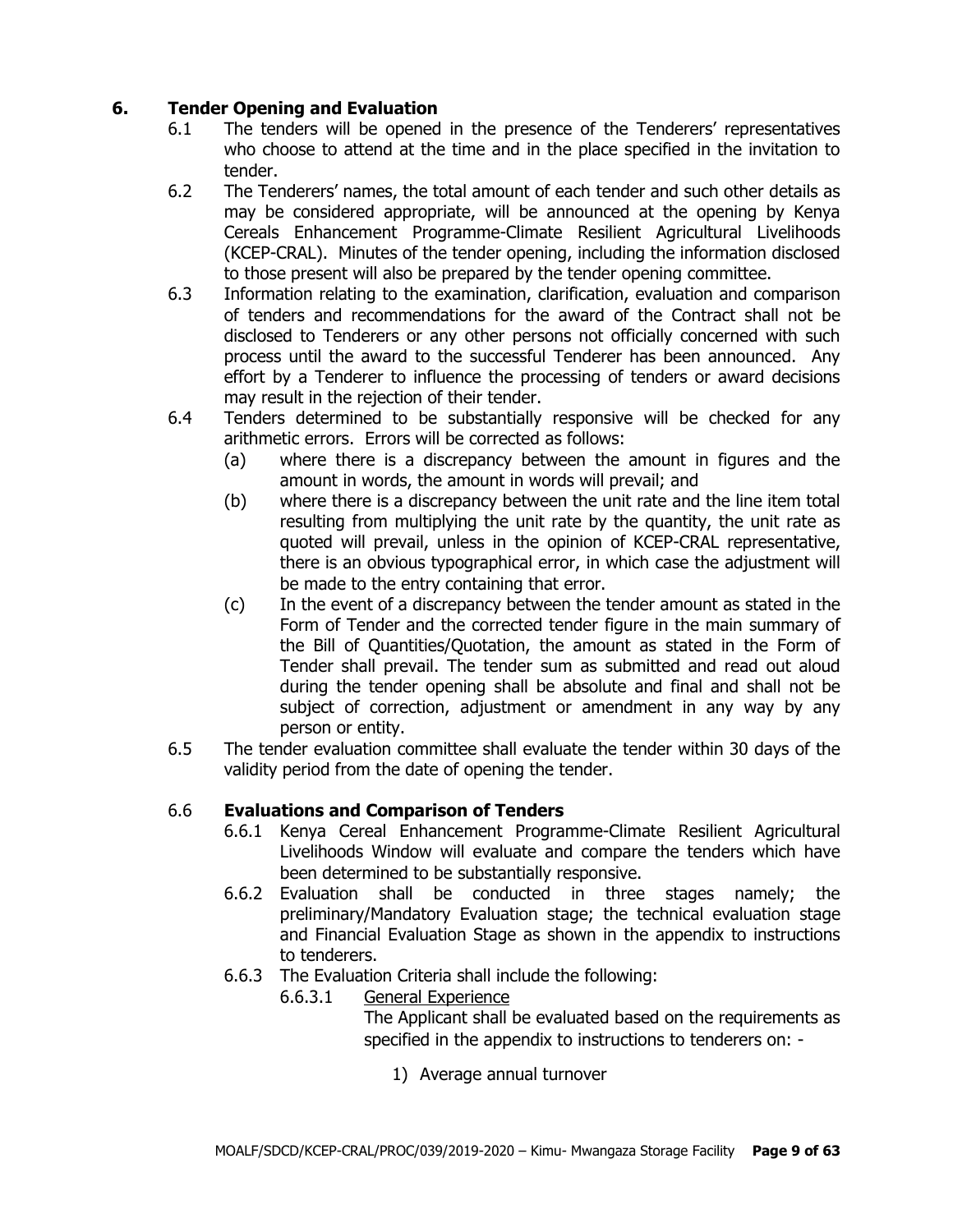## 6. Tender Opening and Evaluation

6.1 The tenders will be opened in the presence of the Tenderers' representatives who choose to attend at the time and in the place specified in the invitation to tender.

6.2 The Tenderers' names, the total amount of each tender and such other details as may be considered appropriate, will be announced at the opening by Kenya Cereals Enhancement Programme-Climate Resilient Agricultural Livelihoods (KCEP-CRAL). Minutes of the tender opening, including the information disclosed to those present will also be prepared by the tender opening committee.

6.3 Information relating to the examination, clarification, evaluation and comparison of tenders and recommendations for the award of the Contract shall not be disclosed to Tenderers or any other persons not officially concerned with such process until the award to the successful Tenderer has been announced. Any effort by a Tenderer to influence the processing of tenders or award decisions may result in the rejection of their tender.

6.4 Tenders determined to be substantially responsive will be checked for any arithmetic errors. Errors will be corrected as follows:

(a) where there is a discrepancy between the amount in figures and the amount in words, the amount in words will prevail; and

(b) where there is a discrepancy between the unit rate and the line item total resulting from multiplying the unit rate by the quantity, the unit rate as quoted will prevail, unless in the opinion of KCEP-CRAL representative, there is an obvious typographical error, in which case the adjustment will be made to the entry containing that error.

(c) In the event of a discrepancy between the tender amount as stated in the Form of Tender and the corrected tender figure in the main summary of the Bill of Quantities/Quotation, the amount as stated in the Form of Tender shall prevail. The tender sum as submitted and read out aloud during the tender opening shall be absolute and final and shall not be subject of correction, adjustment or amendment in any way by any person or entity.

6.5 The tender evaluation committee shall evaluate the tender within 30 days of the validity period from the date of opening the tender.

### 6.6 Evaluations and Comparison of Tenders

6.6.1 Kenya Cereal Enhancement Programme-Climate Resilient Agricultural Livelihoods Window will evaluate and compare the tenders which have been determined to be substantially responsive.

6.6.2 Evaluation shall be conducted in three stages namely; the preliminary/Mandatory Evaluation stage; the technical evaluation stage and Financial Evaluation Stage as shown in the appendix to instructions to tenderers.

6.6.3 The Evaluation Criteria shall include the following:

6.6.3.1 General Experience

The Applicant shall be evaluated based on the requirements as specified in the appendix to instructions to tenderers on: -

1) Average annual turnover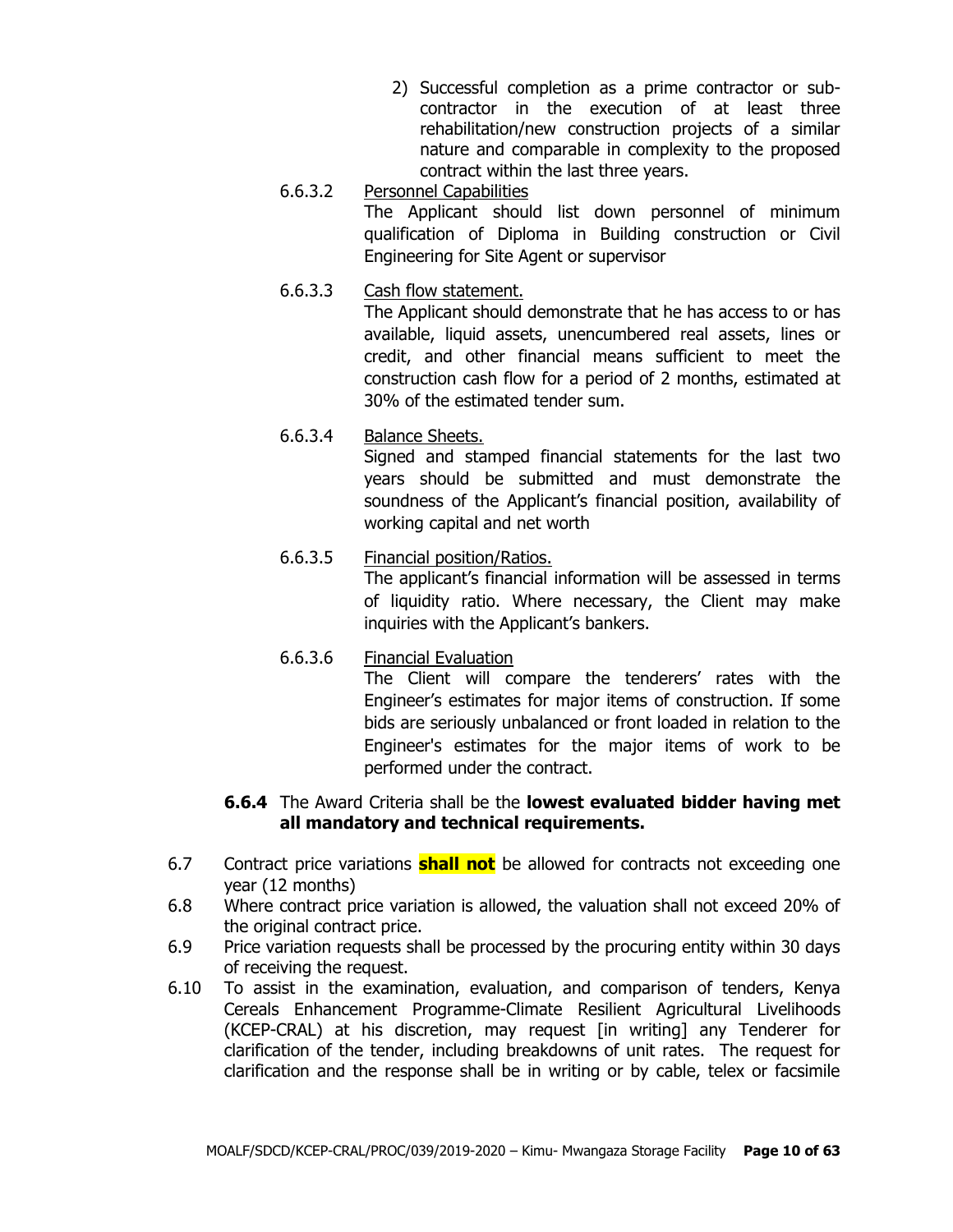2) Successful completion as a prime contractor or sub-contractor in the execution of at least three rehabilitation/new construction projects of a similar nature and comparable in complexity to the proposed contract within the last three years.

6.6.3.2 Personnel Capabilities

The Applicant should list down personnel of minimum qualification of Diploma in Building construction or Civil Engineering for Site Agent or supervisor

6.6.3.3 Cash flow statement.

The Applicant should demonstrate that he has access to or has available, liquid assets, unencumbered real assets, lines or credit, and other financial means sufficient to meet the construction cash flow for a period of 2 months, estimated at 30% of the estimated tender sum.

6.6.3.4 Balance Sheets.

Signed and stamped financial statements for the last two years should be submitted and must demonstrate the soundness of the Applicant's financial position, availability of working capital and net worth

6.6.3.5 Financial position/Ratios.

The applicant's financial information will be assessed in terms of liquidity ratio. Where necessary, the Client may make inquiries with the Applicant's bankers.

6.6.3.6 Financial Evaluation

The Client will compare the tenderers' rates with the Engineer's estimates for major items of construction. If some bids are seriously unbalanced or front loaded in relation to the Engineer's estimates for the major items of work to be performed under the contract.

**6.6.4** The Award Criteria shall be the **lowest evaluated bidder having met all mandatory and technical requirements.**

6.7 Contract price variations **shall not** be allowed for contracts not exceeding one year (12 months)

6.8 Where contract price variation is allowed, the valuation shall not exceed 20% of the original contract price.

6.9 Price variation requests shall be processed by the procuring entity within 30 days of receiving the request.

6.10 To assist in the examination, evaluation, and comparison of tenders, Kenya Cereals Enhancement Programme-Climate Resilient Agricultural Livelihoods (KCEP-CRAL) at his discretion, may request [in writing] any Tenderer for clarification of the tender, including breakdowns of unit rates. The request for clarification and the response shall be in writing or by cable, telex or facsimile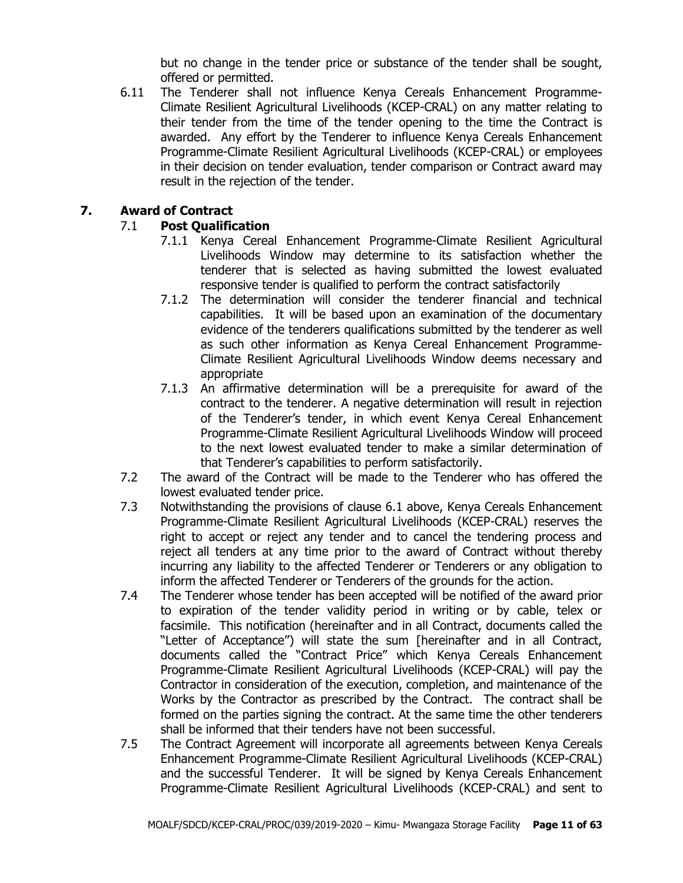but no change in the tender price or substance of the tender shall be sought, offered or permitted.

6.11 The Tenderer shall not influence Kenya Cereals Enhancement Programme-Climate Resilient Agricultural Livelihoods (KCEP-CRAL) on any matter relating to their tender from the time of the tender opening to the time the Contract is awarded. Any effort by the Tenderer to influence Kenya Cereals Enhancement Programme-Climate Resilient Agricultural Livelihoods (KCEP-CRAL) or employees in their decision on tender evaluation, tender comparison or Contract award may result in the rejection of the tender.

## 7. Award of Contract

### 7.1 Post Qualification

7.1.1 Kenya Cereal Enhancement Programme-Climate Resilient Agricultural Livelihoods Window may determine to its satisfaction whether the tenderer that is selected as having submitted the lowest evaluated responsive tender is qualified to perform the contract satisfactorily

7.1.2 The determination will consider the tenderer financial and technical capabilities. It will be based upon an examination of the documentary evidence of the tenderers qualifications submitted by the tenderer as well as such other information as Kenya Cereal Enhancement Programme-Climate Resilient Agricultural Livelihoods Window deems necessary and appropriate

7.1.3 An affirmative determination will be a prerequisite for award of the contract to the tenderer. A negative determination will result in rejection of the Tenderer's tender, in which event Kenya Cereal Enhancement Programme-Climate Resilient Agricultural Livelihoods Window will proceed to the next lowest evaluated tender to make a similar determination of that Tenderer's capabilities to perform satisfactorily.

7.2 The award of the Contract will be made to the Tenderer who has offered the lowest evaluated tender price.

7.3 Notwithstanding the provisions of clause 6.1 above, Kenya Cereals Enhancement Programme-Climate Resilient Agricultural Livelihoods (KCEP-CRAL) reserves the right to accept or reject any tender and to cancel the tendering process and reject all tenders at any time prior to the award of Contract without thereby incurring any liability to the affected Tenderer or Tenderers or any obligation to inform the affected Tenderer or Tenderers of the grounds for the action.

7.4 The Tenderer whose tender has been accepted will be notified of the award prior to expiration of the tender validity period in writing or by cable, telex or facsimile. This notification (hereinafter and in all Contract, documents called the "Letter of Acceptance") will state the sum [hereinafter and in all Contract, documents called the "Contract Price" which Kenya Cereals Enhancement Programme-Climate Resilient Agricultural Livelihoods (KCEP-CRAL) will pay the Contractor in consideration of the execution, completion, and maintenance of the Works by the Contractor as prescribed by the Contract. The contract shall be formed on the parties signing the contract. At the same time the other tenderers shall be informed that their tenders have not been successful.

7.5 The Contract Agreement will incorporate all agreements between Kenya Cereals Enhancement Programme-Climate Resilient Agricultural Livelihoods (KCEP-CRAL) and the successful Tenderer. It will be signed by Kenya Cereals Enhancement Programme-Climate Resilient Agricultural Livelihoods (KCEP-CRAL) and sent to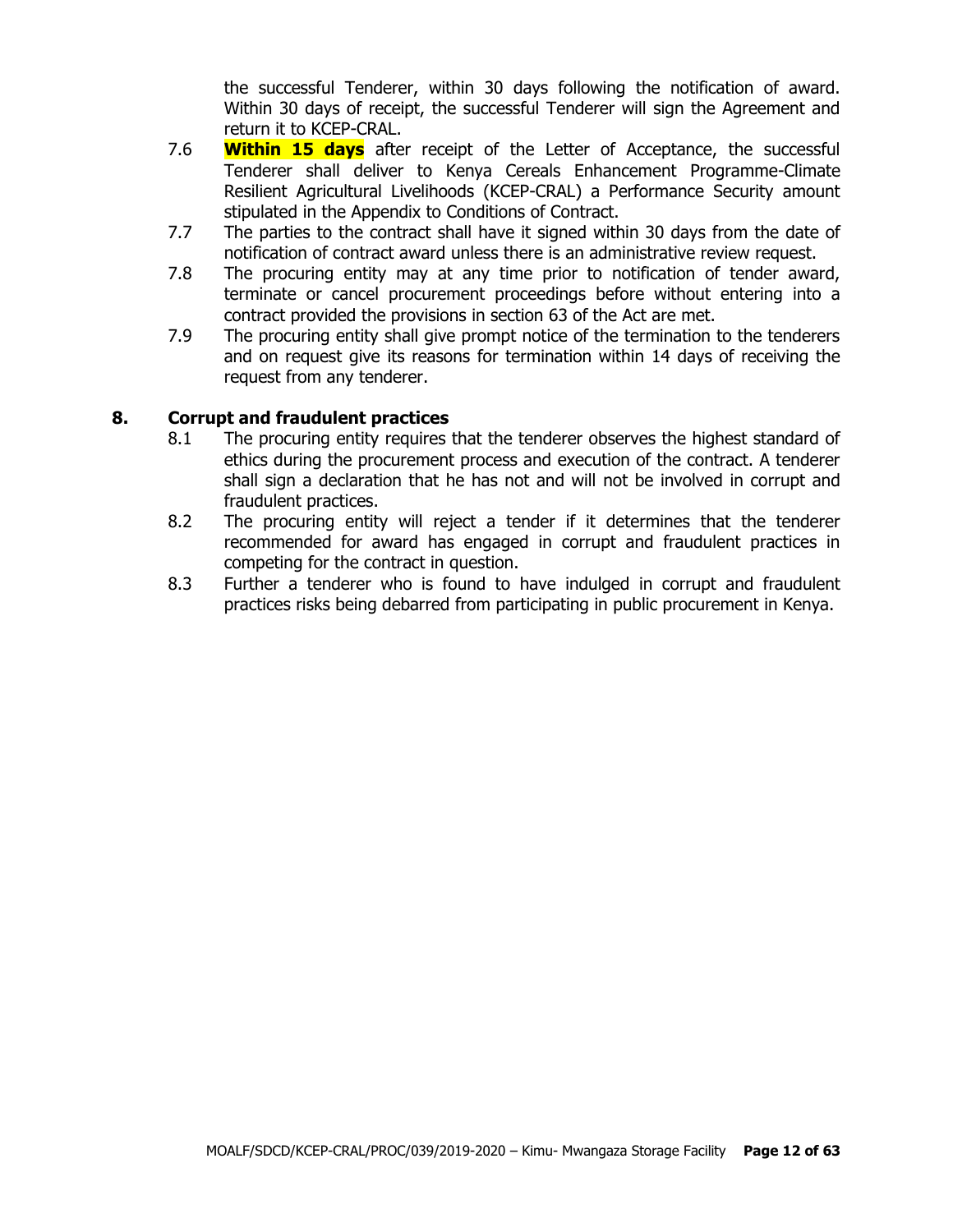the successful Tenderer, within 30 days following the notification of award. Within 30 days of receipt, the successful Tenderer will sign the Agreement and return it to KCEP-CRAL.

7.6 **Within 15 days** after receipt of the Letter of Acceptance, the successful Tenderer shall deliver to Kenya Cereals Enhancement Programme-Climate Resilient Agricultural Livelihoods (KCEP-CRAL) a Performance Security amount stipulated in the Appendix to Conditions of Contract.

7.7 The parties to the contract shall have it signed within 30 days from the date of notification of contract award unless there is an administrative review request.

7.8 The procuring entity may at any time prior to notification of tender award, terminate or cancel procurement proceedings before without entering into a contract provided the provisions in section 63 of the Act are met.

7.9 The procuring entity shall give prompt notice of the termination to the tenderers and on request give its reasons for termination within 14 days of receiving the request from any tenderer.

## 8. Corrupt and fraudulent practices

8.1 The procuring entity requires that the tenderer observes the highest standard of ethics during the procurement process and execution of the contract. A tenderer shall sign a declaration that he has not and will not be involved in corrupt and fraudulent practices.

8.2 The procuring entity will reject a tender if it determines that the tenderer recommended for award has engaged in corrupt and fraudulent practices in competing for the contract in question.

8.3 Further a tenderer who is found to have indulged in corrupt and fraudulent practices risks being debarred from participating in public procurement in Kenya.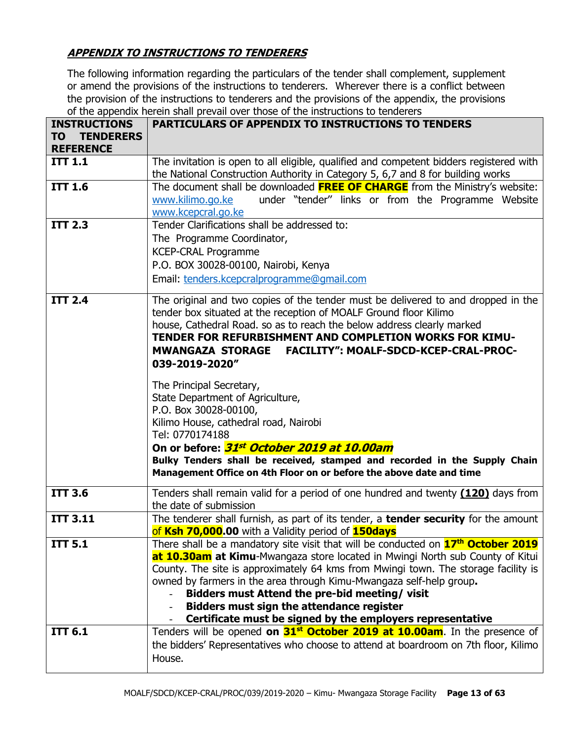## ***APPENDIX TO INSTRUCTIONS TO TENDERERS***

The following information regarding the particulars of the tender shall complement, supplement or amend the provisions of the instructions to tenderers. Wherever there is a conflict between the provision of the instructions to tenderers and the provisions of the appendix, the provisions of the appendix herein shall prevail over those of the instructions to tenderers

| INSTRUCTIONS TO TENDERERS REFERENCE | PARTICULARS OF APPENDIX TO INSTRUCTIONS TO TENDERS |
|---|---|
| **ITT 1.1** | The invitation is open to all eligible, qualified and competent bidders registered with the National Construction Authority in Category 5, 6,7 and 8 for building works |
| **ITT 1.6** | The document shall be downloaded **FREE OF CHARGE** from the Ministry's website: www.kilimo.go.ke under "tender" links or from the Programme Website www.kcepcral.go.ke |
| **ITT 2.3** | Tender Clarifications shall be addressed to:<br>The Programme Coordinator,<br>KCEP-CRAL Programme<br>P.O. BOX 30028-00100, Nairobi, Kenya<br>Email: tenders.kcepcralprogramme@gmail.com |
| **ITT 2.4** | The original and two copies of the tender must be delivered to and dropped in the tender box situated at the reception of MOALF Ground floor Kilimo house, Cathedral Road. so as to reach the below address clearly marked **TENDER FOR REFURBISHMENT AND COMPLETION WORKS FOR KIMU-MWANGAZA STORAGE FACILITY": MOALF-SDCD-KCEP-CRAL-PROC-039-2019-2020"**<br><br>The Principal Secretary,<br>State Department of Agriculture,<br>P.O. Box 30028-00100,<br>Kilimo House, cathedral road, Nairobi<br>Tel: 0770174188<br>**On or before: *31st October 2019 at 10.00am***<br>**Bulky Tenders shall be received, stamped and recorded in the Supply Chain Management Office on 4th Floor on or before the above date and time** |
| **ITT 3.6** | Tenders shall remain valid for a period of one hundred and twenty **(120)** days from the date of submission |
| **ITT 3.11** | The tenderer shall furnish, as part of its tender, a **tender security** for the amount of **Ksh 70,000.00** with a Validity period of **150days** |
| **ITT 5.1** | There shall be a mandatory site visit that will be conducted on **17th October 2019 at 10.30am at Kimu**-Mwangaza store located in Mwingi North sub County of Kitui County. The site is approximately 64 kms from Mwingi town. The storage facility is owned by farmers in the area through Kimu-Mwangaza self-help group**.**<br>- **Bidders must Attend the pre-bid meeting/ visit**<br>- **Bidders must sign the attendance register**<br>- **Certificate must be signed by the employers representative** |
| **ITT 6.1** | Tenders will be opened **on 31st October 2019 at 10.00am**. In the presence of the bidders' Representatives who choose to attend at boardroom on 7th floor, Kilimo House. |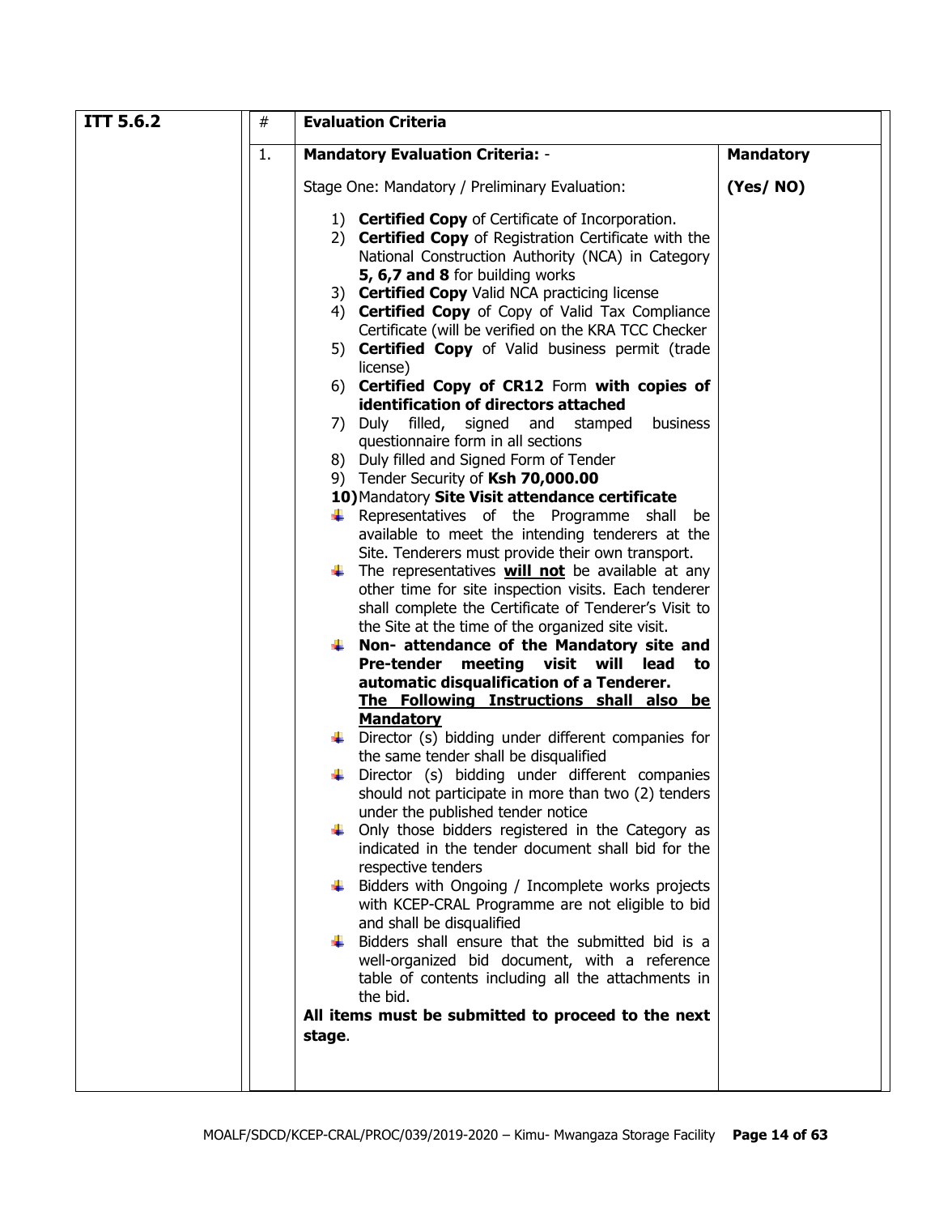| ITT 5.6.2 | # | Evaluation Criteria | |
|---|---|---|---|
| | 1. | **Mandatory Evaluation Criteria: -**<br><br>Stage One: Mandatory / Preliminary Evaluation:<br><br>1) **Certified Copy** of Certificate of Incorporation.<br>2) **Certified Copy** of Registration Certificate with the National Construction Authority (NCA) in Category **5, 6,7 and 8** for building works<br>3) **Certified Copy** Valid NCA practicing license<br>4) **Certified Copy** of Copy of Valid Tax Compliance Certificate (will be verified on the KRA TCC Checker<br>5) **Certified Copy** of Valid business permit (trade license)<br>6) **Certified Copy of CR12** Form **with copies of identification of directors attached**<br>7) Duly filled, signed and stamped business questionnaire form in all sections<br>8) Duly filled and Signed Form of Tender<br>9) Tender Security of **Ksh 70,000.00**<br>10) Mandatory **Site Visit attendance certificate**<br>- Representatives of the Programme shall be available to meet the intending tenderers at the Site. Tenderers must provide their own transport.<br>- The representatives **<u>will not</u>** be available at any other time for site inspection visits. Each tenderer shall complete the Certificate of Tenderer's Visit to the Site at the time of the organized site visit.<br>- **Non- attendance of the Mandatory site and Pre-tender meeting visit will lead to automatic disqualification of a Tenderer.**<br>**<u>The Following Instructions shall also be Mandatory</u>**<br>- Director (s) bidding under different companies for the same tender shall be disqualified<br>- Director (s) bidding under different companies should not participate in more than two (2) tenders under the published tender notice<br>- Only those bidders registered in the Category as indicated in the tender document shall bid for the respective tenders<br>- Bidders with Ongoing / Incomplete works projects with KCEP-CRAL Programme are not eligible to bid and shall be disqualified<br>- Bidders shall ensure that the submitted bid is a well-organized bid document, with a reference table of contents including all the attachments in the bid.<br><br>**All items must be submitted to proceed to the next stage**. | **Mandatory**<br><br>**(Yes/ NO)** |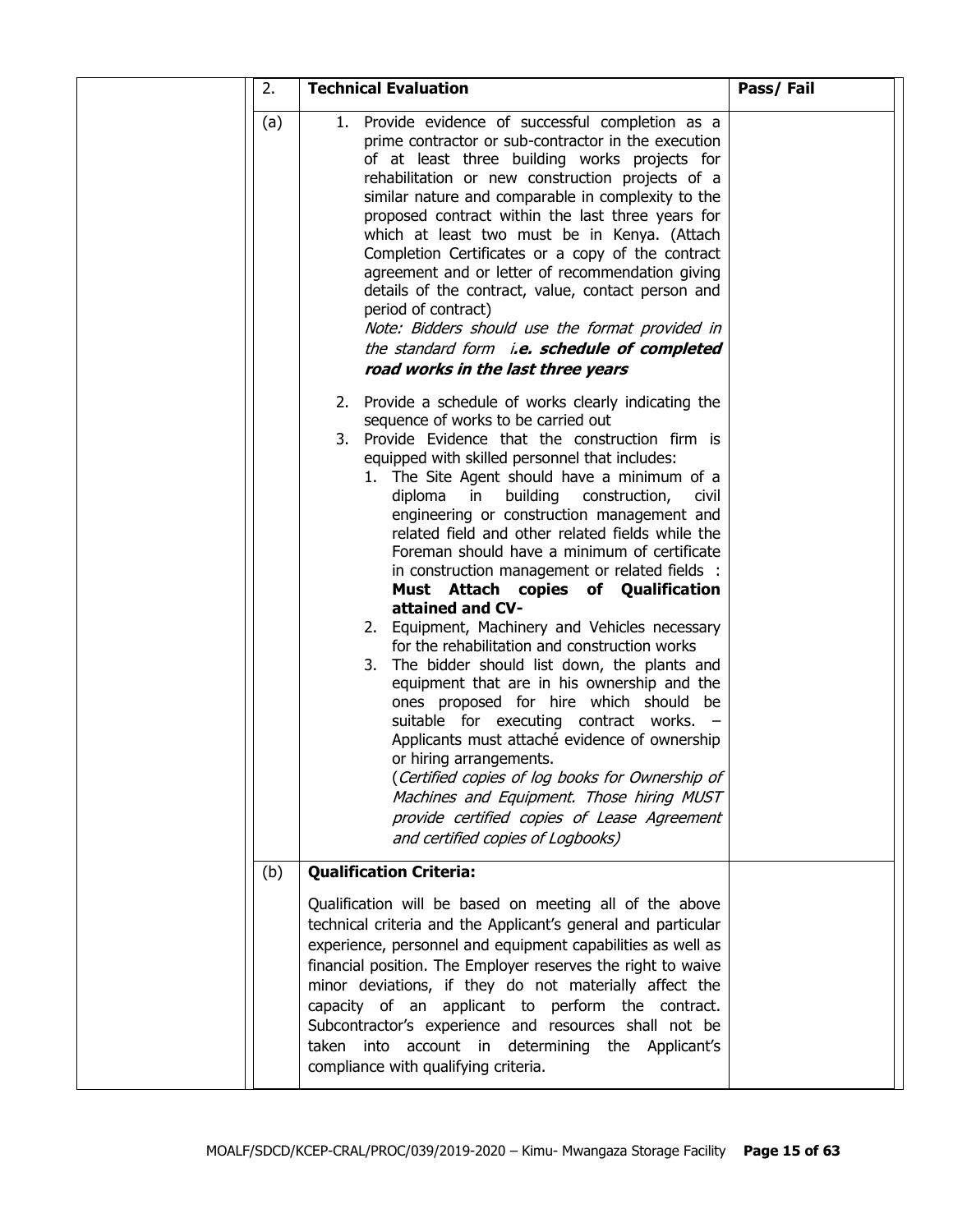| 2. | **Technical Evaluation** | **Pass/ Fail** |
| --- | --- | --- |
| (a) | 1. Provide evidence of successful completion as a prime contractor or sub-contractor in the execution of at least three building works projects for rehabilitation or new construction projects of a similar nature and comparable in complexity to the proposed contract within the last three years for which at least two must be in Kenya. (Attach Completion Certificates or a copy of the contract agreement and or letter of recommendation giving details of the contract, value, contact person and period of contract)<br>*Note: Bidders should use the format provided in the standard form **i.e. schedule of completed road works in the last three years***<br><br>2. Provide a schedule of works clearly indicating the sequence of works to be carried out<br>3. Provide Evidence that the construction firm is equipped with skilled personnel that includes:<br>&nbsp;&nbsp;1. The Site Agent should have a minimum of a diploma in building construction, civil engineering or construction management and related field and other related fields while the Foreman should have a minimum of certificate in construction management or related fields : **Must Attach copies of Qualification attained and CV-**<br>&nbsp;&nbsp;2. Equipment, Machinery and Vehicles necessary for the rehabilitation and construction works<br>&nbsp;&nbsp;3. The bidder should list down, the plants and equipment that are in his ownership and the ones proposed for hire which should be suitable for executing contract works. – Applicants must attaché evidence of ownership or hiring arrangements.<br>&nbsp;&nbsp;(*Certified copies of log books for Ownership of Machines and Equipment. Those hiring MUST provide certified copies of Lease Agreement and certified copies of Logbooks)* | |
| (b) | **Qualification Criteria:**<br><br>Qualification will be based on meeting all of the above technical criteria and the Applicant's general and particular experience, personnel and equipment capabilities as well as financial position. The Employer reserves the right to waive minor deviations, if they do not materially affect the capacity of an applicant to perform the contract. Subcontractor's experience and resources shall not be taken into account in determining the Applicant's compliance with qualifying criteria. | |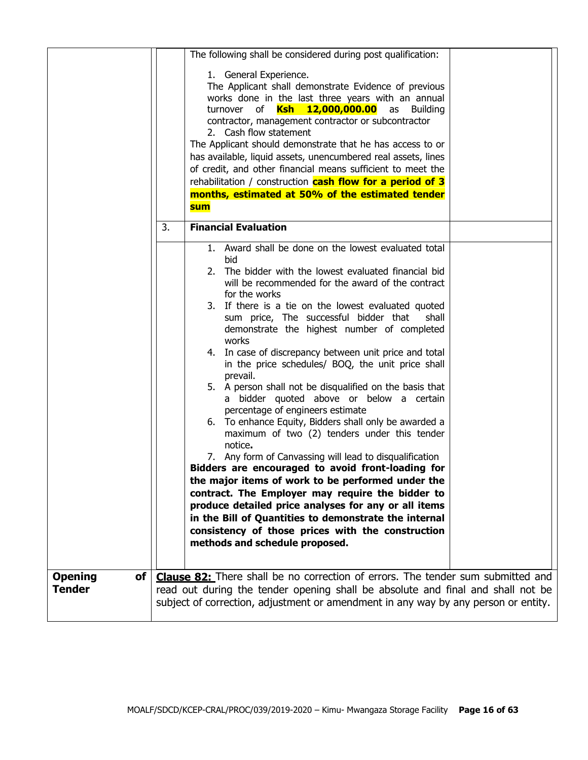| | | | |
|---|---|---|---|
| | | The following shall be considered during post qualification:<br><br>1. General Experience.<br>The Applicant shall demonstrate Evidence of previous works done in the last three years with an annual turnover of **Ksh 12,000,000.00** as Building contractor, management contractor or subcontractor<br>2. Cash flow statement<br>The Applicant should demonstrate that he has access to or has available, liquid assets, unencumbered real assets, lines of credit, and other financial means sufficient to meet the rehabilitation / construction **cash flow for a period of 3 months, estimated at 50% of the estimated tender sum** | |
| | 3. | **Financial Evaluation** | |
| | | 1. Award shall be done on the lowest evaluated total bid<br>2. The bidder with the lowest evaluated financial bid will be recommended for the award of the contract for the works<br>3. If there is a tie on the lowest evaluated quoted sum price, The successful bidder that shall demonstrate the highest number of completed works<br>4. In case of discrepancy between unit price and total in the price schedules/ BOQ, the unit price shall prevail.<br>5. A person shall not be disqualified on the basis that a bidder quoted above or below a certain percentage of engineers estimate<br>6. To enhance Equity, Bidders shall only be awarded a maximum of two (2) tenders under this tender notice**.**<br>7. Any form of Canvassing will lead to disqualification<br>**Bidders are encouraged to avoid front-loading for the major items of work to be performed under the contract. The Employer may require the bidder to produce detailed price analyses for any or all items in the Bill of Quantities to demonstrate the internal consistency of those prices with the construction methods and schedule proposed.** | |
| **Opening of Tender** | **Clause 82:** There shall be no correction of errors. The tender sum submitted and read out during the tender opening shall be absolute and final and shall not be subject of correction, adjustment or amendment in any way by any person or entity. | | |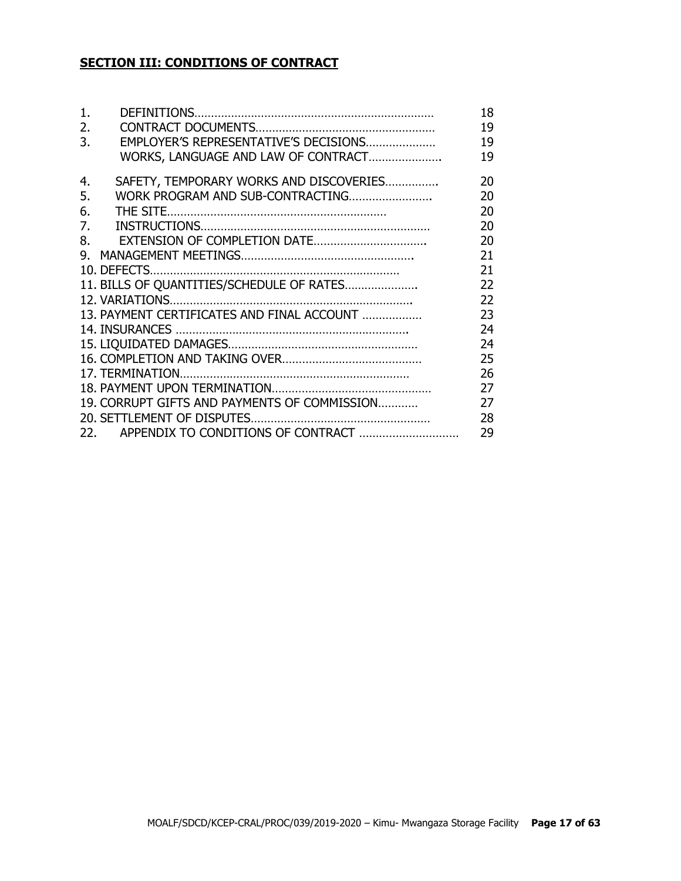## SECTION III: CONDITIONS OF CONTRACT

| | | |
|---|---|---|
| 1. | DEFINITIONS | 18 |
| 2. | CONTRACT DOCUMENTS | 19 |
| 3. | EMPLOYER'S REPRESENTATIVE'S DECISIONS | 19 |
| | WORKS, LANGUAGE AND LAW OF CONTRACT | 19 |
| 4. | SAFETY, TEMPORARY WORKS AND DISCOVERIES | 20 |
| 5. | WORK PROGRAM AND SUB-CONTRACTING | 20 |
| 6. | THE SITE | 20 |
| 7. | INSTRUCTIONS | 20 |
| 8. | EXTENSION OF COMPLETION DATE | 20 |
| 9. | MANAGEMENT MEETINGS | 21 |
| 10. | DEFECTS | 21 |
| 11. | BILLS OF QUANTITIES/SCHEDULE OF RATES | 22 |
| 12. | VARIATIONS | 22 |
| 13. | PAYMENT CERTIFICATES AND FINAL ACCOUNT | 23 |
| 14. | INSURANCES | 24 |
| 15. | LIQUIDATED DAMAGES | 24 |
| 16. | COMPLETION AND TAKING OVER | 25 |
| 17. | TERMINATION | 26 |
| 18. | PAYMENT UPON TERMINATION | 27 |
| 19. | CORRUPT GIFTS AND PAYMENTS OF COMMISSION | 27 |
| 20. | SETTLEMENT OF DISPUTES | 28 |
| 22. | APPENDIX TO CONDITIONS OF CONTRACT | 29 |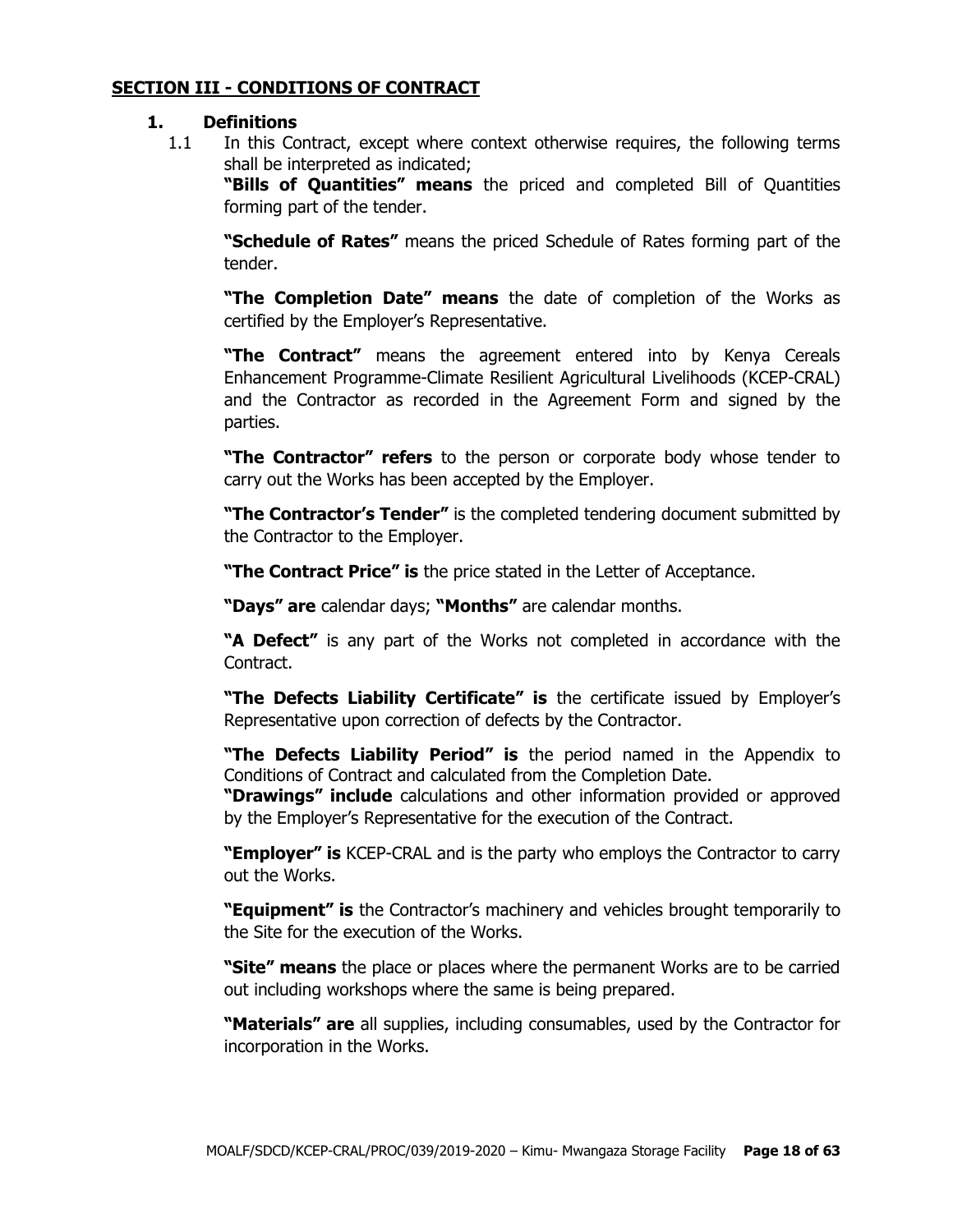## SECTION III - CONDITIONS OF CONTRACT

### 1. Definitions

1.1 In this Contract, except where context otherwise requires, the following terms shall be interpreted as indicated;

**"Bills of Quantities" means** the priced and completed Bill of Quantities forming part of the tender.

**"Schedule of Rates"** means the priced Schedule of Rates forming part of the tender.

**"The Completion Date" means** the date of completion of the Works as certified by the Employer's Representative.

**"The Contract"** means the agreement entered into by Kenya Cereals Enhancement Programme-Climate Resilient Agricultural Livelihoods (KCEP-CRAL) and the Contractor as recorded in the Agreement Form and signed by the parties.

**"The Contractor" refers** to the person or corporate body whose tender to carry out the Works has been accepted by the Employer.

**"The Contractor's Tender"** is the completed tendering document submitted by the Contractor to the Employer.

**"The Contract Price" is** the price stated in the Letter of Acceptance.

**"Days" are** calendar days; **"Months"** are calendar months.

**"A Defect"** is any part of the Works not completed in accordance with the Contract.

**"The Defects Liability Certificate" is** the certificate issued by Employer's Representative upon correction of defects by the Contractor.

**"The Defects Liability Period" is** the period named in the Appendix to Conditions of Contract and calculated from the Completion Date.

**"Drawings" include** calculations and other information provided or approved by the Employer's Representative for the execution of the Contract.

**"Employer" is** KCEP-CRAL and is the party who employs the Contractor to carry out the Works.

**"Equipment" is** the Contractor's machinery and vehicles brought temporarily to the Site for the execution of the Works.

**"Site" means** the place or places where the permanent Works are to be carried out including workshops where the same is being prepared.

**"Materials" are** all supplies, including consumables, used by the Contractor for incorporation in the Works.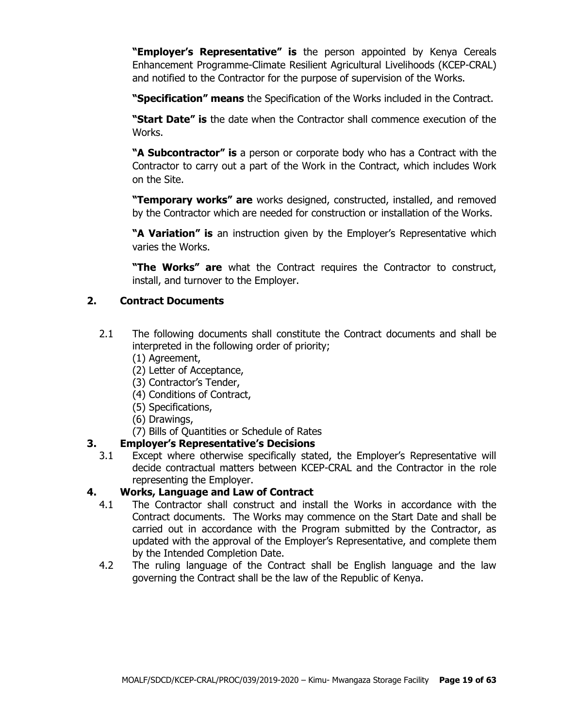**"Employer's Representative" is** the person appointed by Kenya Cereals Enhancement Programme-Climate Resilient Agricultural Livelihoods (KCEP-CRAL) and notified to the Contractor for the purpose of supervision of the Works.

**"Specification" means** the Specification of the Works included in the Contract.

**"Start Date" is** the date when the Contractor shall commence execution of the Works.

**"A Subcontractor" is** a person or corporate body who has a Contract with the Contractor to carry out a part of the Work in the Contract, which includes Work on the Site.

**"Temporary works" are** works designed, constructed, installed, and removed by the Contractor which are needed for construction or installation of the Works.

**"A Variation" is** an instruction given by the Employer's Representative which varies the Works.

**"The Works" are** what the Contract requires the Contractor to construct, install, and turnover to the Employer.

## 2. Contract Documents

2.1 The following documents shall constitute the Contract documents and shall be interpreted in the following order of priority;

(1) Agreement,
(2) Letter of Acceptance,
(3) Contractor's Tender,
(4) Conditions of Contract,
(5) Specifications,
(6) Drawings,
(7) Bills of Quantities or Schedule of Rates

## 3. Employer's Representative's Decisions

3.1 Except where otherwise specifically stated, the Employer's Representative will decide contractual matters between KCEP-CRAL and the Contractor in the role representing the Employer.

## 4. Works, Language and Law of Contract

4.1 The Contractor shall construct and install the Works in accordance with the Contract documents. The Works may commence on the Start Date and shall be carried out in accordance with the Program submitted by the Contractor, as updated with the approval of the Employer's Representative, and complete them by the Intended Completion Date.

4.2 The ruling language of the Contract shall be English language and the law governing the Contract shall be the law of the Republic of Kenya.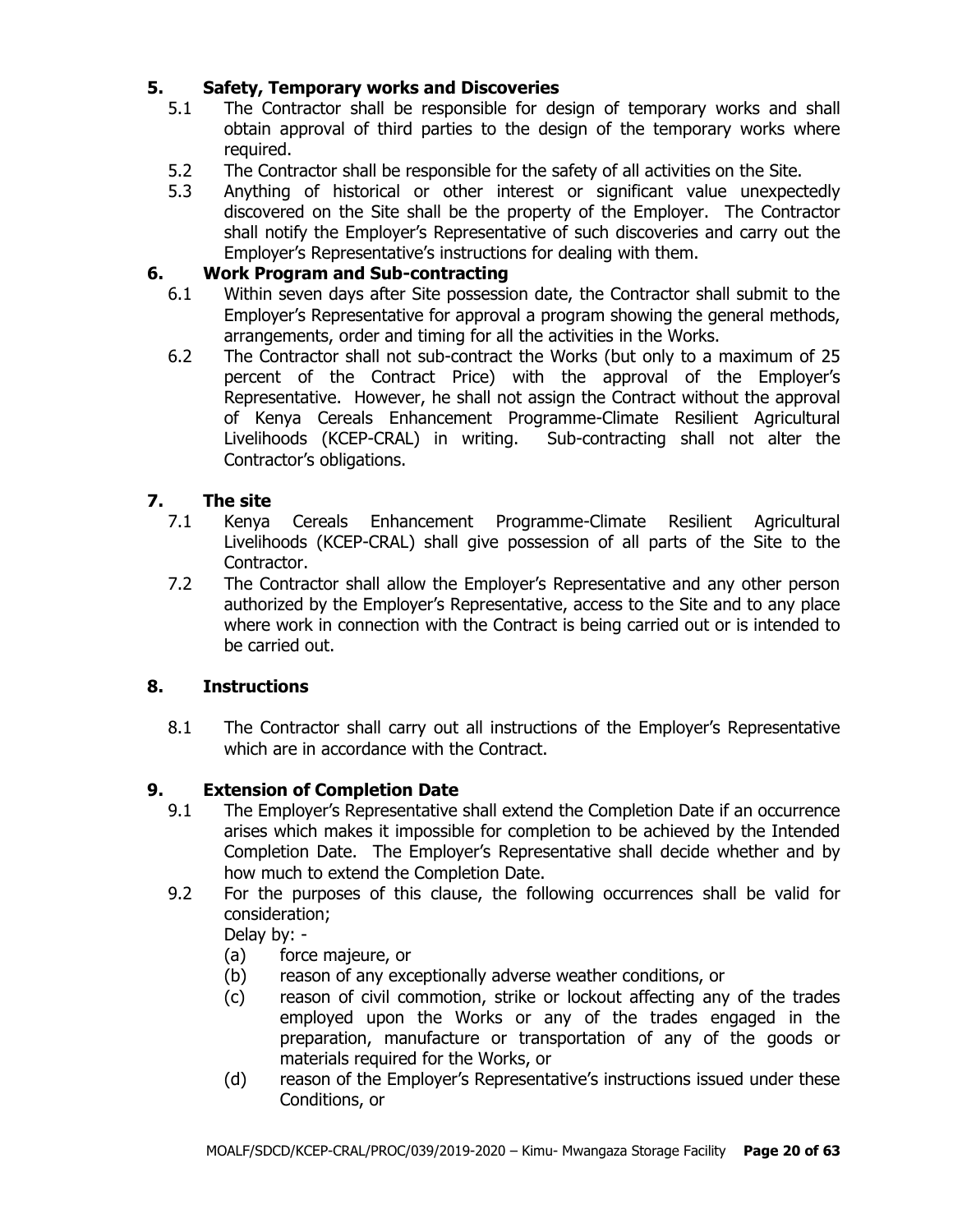## 5. Safety, Temporary works and Discoveries

5.1 The Contractor shall be responsible for design of temporary works and shall obtain approval of third parties to the design of the temporary works where required.

5.2 The Contractor shall be responsible for the safety of all activities on the Site.

5.3 Anything of historical or other interest or significant value unexpectedly discovered on the Site shall be the property of the Employer. The Contractor shall notify the Employer's Representative of such discoveries and carry out the Employer's Representative's instructions for dealing with them.

## 6. Work Program and Sub-contracting

6.1 Within seven days after Site possession date, the Contractor shall submit to the Employer's Representative for approval a program showing the general methods, arrangements, order and timing for all the activities in the Works.

6.2 The Contractor shall not sub-contract the Works (but only to a maximum of 25 percent of the Contract Price) with the approval of the Employer's Representative. However, he shall not assign the Contract without the approval of Kenya Cereals Enhancement Programme-Climate Resilient Agricultural Livelihoods (KCEP-CRAL) in writing. Sub-contracting shall not alter the Contractor's obligations.

## 7. The site

7.1 Kenya Cereals Enhancement Programme-Climate Resilient Agricultural Livelihoods (KCEP-CRAL) shall give possession of all parts of the Site to the Contractor.

7.2 The Contractor shall allow the Employer's Representative and any other person authorized by the Employer's Representative, access to the Site and to any place where work in connection with the Contract is being carried out or is intended to be carried out.

## 8. Instructions

8.1 The Contractor shall carry out all instructions of the Employer's Representative which are in accordance with the Contract.

## 9. Extension of Completion Date

9.1 The Employer's Representative shall extend the Completion Date if an occurrence arises which makes it impossible for completion to be achieved by the Intended Completion Date. The Employer's Representative shall decide whether and by how much to extend the Completion Date.

9.2 For the purposes of this clause, the following occurrences shall be valid for consideration;

Delay by: -

(a) force majeure, or

(b) reason of any exceptionally adverse weather conditions, or

(c) reason of civil commotion, strike or lockout affecting any of the trades employed upon the Works or any of the trades engaged in the preparation, manufacture or transportation of any of the goods or materials required for the Works, or

(d) reason of the Employer's Representative's instructions issued under these Conditions, or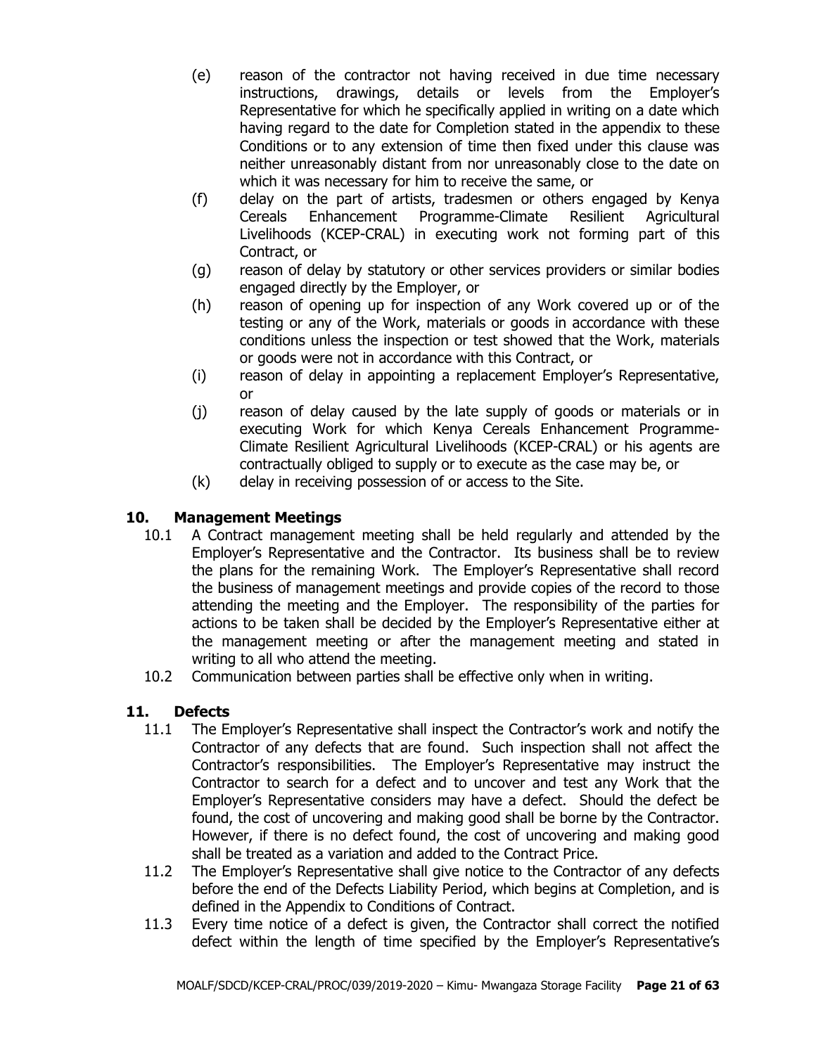(e) reason of the contractor not having received in due time necessary instructions, drawings, details or levels from the Employer's Representative for which he specifically applied in writing on a date which having regard to the date for Completion stated in the appendix to these Conditions or to any extension of time then fixed under this clause was neither unreasonably distant from nor unreasonably close to the date on which it was necessary for him to receive the same, or

(f) delay on the part of artists, tradesmen or others engaged by Kenya Cereals Enhancement Programme-Climate Resilient Agricultural Livelihoods (KCEP-CRAL) in executing work not forming part of this Contract, or

(g) reason of delay by statutory or other services providers or similar bodies engaged directly by the Employer, or

(h) reason of opening up for inspection of any Work covered up or of the testing or any of the Work, materials or goods in accordance with these conditions unless the inspection or test showed that the Work, materials or goods were not in accordance with this Contract, or

(i) reason of delay in appointing a replacement Employer's Representative, or

(j) reason of delay caused by the late supply of goods or materials or in executing Work for which Kenya Cereals Enhancement Programme-Climate Resilient Agricultural Livelihoods (KCEP-CRAL) or his agents are contractually obliged to supply or to execute as the case may be, or

(k) delay in receiving possession of or access to the Site.

## 10. Management Meetings

10.1 A Contract management meeting shall be held regularly and attended by the Employer's Representative and the Contractor. Its business shall be to review the plans for the remaining Work. The Employer's Representative shall record the business of management meetings and provide copies of the record to those attending the meeting and the Employer. The responsibility of the parties for actions to be taken shall be decided by the Employer's Representative either at the management meeting or after the management meeting and stated in writing to all who attend the meeting.

10.2 Communication between parties shall be effective only when in writing.

## 11. Defects

11.1 The Employer's Representative shall inspect the Contractor's work and notify the Contractor of any defects that are found. Such inspection shall not affect the Contractor's responsibilities. The Employer's Representative may instruct the Contractor to search for a defect and to uncover and test any Work that the Employer's Representative considers may have a defect. Should the defect be found, the cost of uncovering and making good shall be borne by the Contractor. However, if there is no defect found, the cost of uncovering and making good shall be treated as a variation and added to the Contract Price.

11.2 The Employer's Representative shall give notice to the Contractor of any defects before the end of the Defects Liability Period, which begins at Completion, and is defined in the Appendix to Conditions of Contract.

11.3 Every time notice of a defect is given, the Contractor shall correct the notified defect within the length of time specified by the Employer's Representative's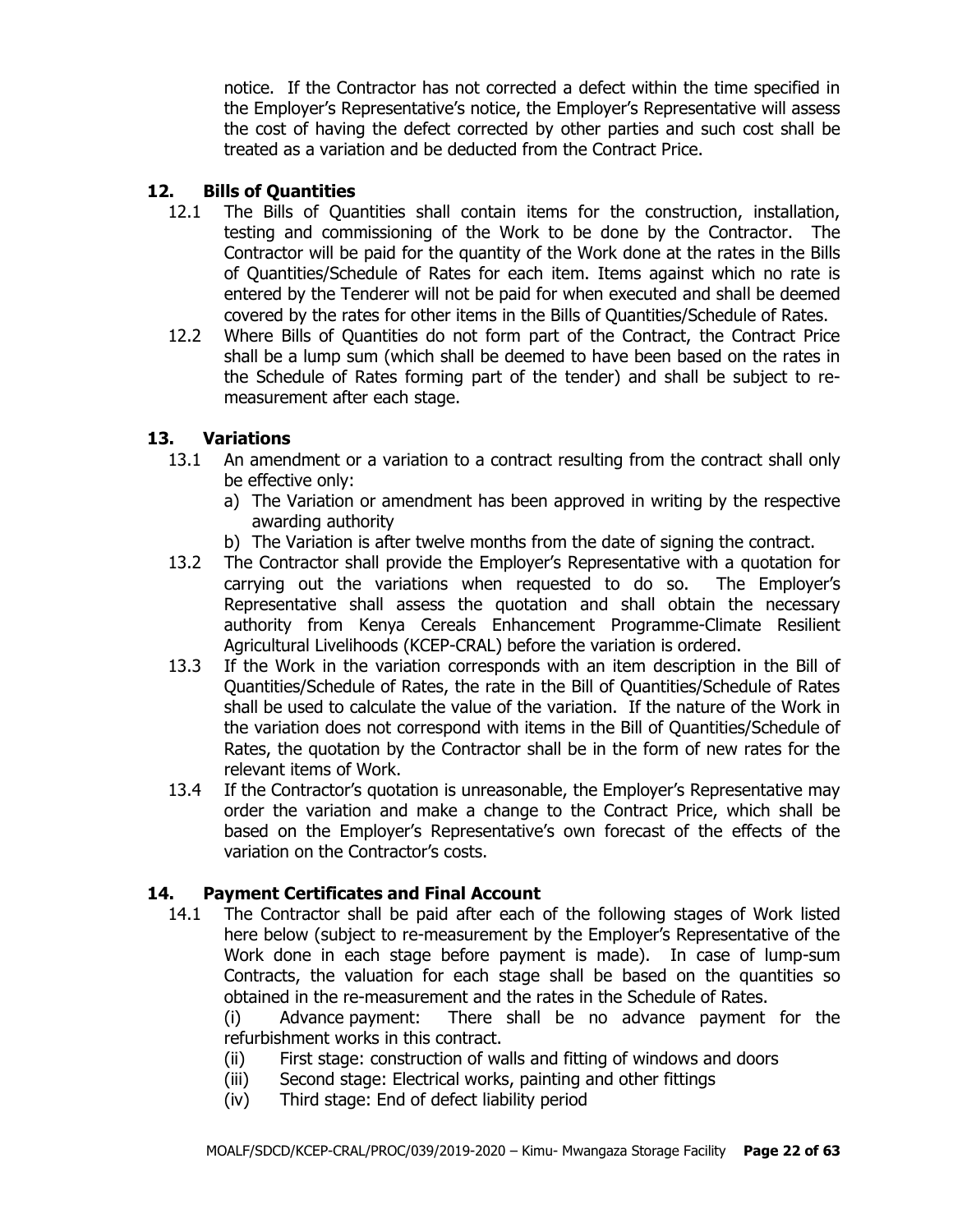notice. If the Contractor has not corrected a defect within the time specified in the Employer's Representative's notice, the Employer's Representative will assess the cost of having the defect corrected by other parties and such cost shall be treated as a variation and be deducted from the Contract Price.

## 12. Bills of Quantities

12.1 The Bills of Quantities shall contain items for the construction, installation, testing and commissioning of the Work to be done by the Contractor. The Contractor will be paid for the quantity of the Work done at the rates in the Bills of Quantities/Schedule of Rates for each item. Items against which no rate is entered by the Tenderer will not be paid for when executed and shall be deemed covered by the rates for other items in the Bills of Quantities/Schedule of Rates.

12.2 Where Bills of Quantities do not form part of the Contract, the Contract Price shall be a lump sum (which shall be deemed to have been based on the rates in the Schedule of Rates forming part of the tender) and shall be subject to re-measurement after each stage.

## 13. Variations

13.1 An amendment or a variation to a contract resulting from the contract shall only be effective only:

a) The Variation or amendment has been approved in writing by the respective awarding authority
b) The Variation is after twelve months from the date of signing the contract.

13.2 The Contractor shall provide the Employer's Representative with a quotation for carrying out the variations when requested to do so. The Employer's Representative shall assess the quotation and shall obtain the necessary authority from Kenya Cereals Enhancement Programme-Climate Resilient Agricultural Livelihoods (KCEP-CRAL) before the variation is ordered.

13.3 If the Work in the variation corresponds with an item description in the Bill of Quantities/Schedule of Rates, the rate in the Bill of Quantities/Schedule of Rates shall be used to calculate the value of the variation. If the nature of the Work in the variation does not correspond with items in the Bill of Quantities/Schedule of Rates, the quotation by the Contractor shall be in the form of new rates for the relevant items of Work.

13.4 If the Contractor's quotation is unreasonable, the Employer's Representative may order the variation and make a change to the Contract Price, which shall be based on the Employer's Representative's own forecast of the effects of the variation on the Contractor's costs.

## 14. Payment Certificates and Final Account

14.1 The Contractor shall be paid after each of the following stages of Work listed here below (subject to re-measurement by the Employer's Representative of the Work done in each stage before payment is made). In case of lump-sum Contracts, the valuation for each stage shall be based on the quantities so obtained in the re-measurement and the rates in the Schedule of Rates.

(i) Advance payment: There shall be no advance payment for the refurbishment works in this contract.
(ii) First stage: construction of walls and fitting of windows and doors
(iii) Second stage: Electrical works, painting and other fittings
(iv) Third stage: End of defect liability period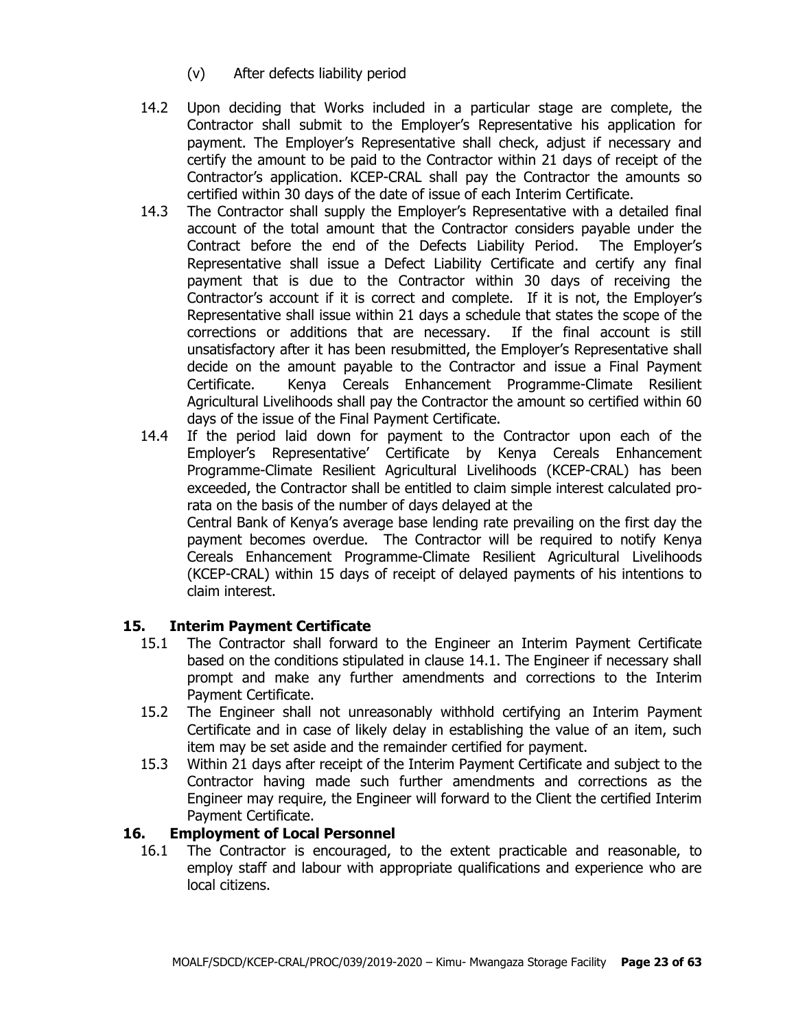(v) After defects liability period

14.2 Upon deciding that Works included in a particular stage are complete, the Contractor shall submit to the Employer's Representative his application for payment. The Employer's Representative shall check, adjust if necessary and certify the amount to be paid to the Contractor within 21 days of receipt of the Contractor's application. KCEP-CRAL shall pay the Contractor the amounts so certified within 30 days of the date of issue of each Interim Certificate.

14.3 The Contractor shall supply the Employer's Representative with a detailed final account of the total amount that the Contractor considers payable under the Contract before the end of the Defects Liability Period. The Employer's Representative shall issue a Defect Liability Certificate and certify any final payment that is due to the Contractor within 30 days of receiving the Contractor's account if it is correct and complete. If it is not, the Employer's Representative shall issue within 21 days a schedule that states the scope of the corrections or additions that are necessary. If the final account is still unsatisfactory after it has been resubmitted, the Employer's Representative shall decide on the amount payable to the Contractor and issue a Final Payment Certificate. Kenya Cereals Enhancement Programme-Climate Resilient Agricultural Livelihoods shall pay the Contractor the amount so certified within 60 days of the issue of the Final Payment Certificate.

14.4 If the period laid down for payment to the Contractor upon each of the Employer's Representative' Certificate by Kenya Cereals Enhancement Programme-Climate Resilient Agricultural Livelihoods (KCEP-CRAL) has been exceeded, the Contractor shall be entitled to claim simple interest calculated pro-rata on the basis of the number of days delayed at the
Central Bank of Kenya's average base lending rate prevailing on the first day the payment becomes overdue. The Contractor will be required to notify Kenya Cereals Enhancement Programme-Climate Resilient Agricultural Livelihoods (KCEP-CRAL) within 15 days of receipt of delayed payments of his intentions to claim interest.

## 15. Interim Payment Certificate

15.1 The Contractor shall forward to the Engineer an Interim Payment Certificate based on the conditions stipulated in clause 14.1. The Engineer if necessary shall prompt and make any further amendments and corrections to the Interim Payment Certificate.

15.2 The Engineer shall not unreasonably withhold certifying an Interim Payment Certificate and in case of likely delay in establishing the value of an item, such item may be set aside and the remainder certified for payment.

15.3 Within 21 days after receipt of the Interim Payment Certificate and subject to the Contractor having made such further amendments and corrections as the Engineer may require, the Engineer will forward to the Client the certified Interim Payment Certificate.

## 16. Employment of Local Personnel

16.1 The Contractor is encouraged, to the extent practicable and reasonable, to employ staff and labour with appropriate qualifications and experience who are local citizens.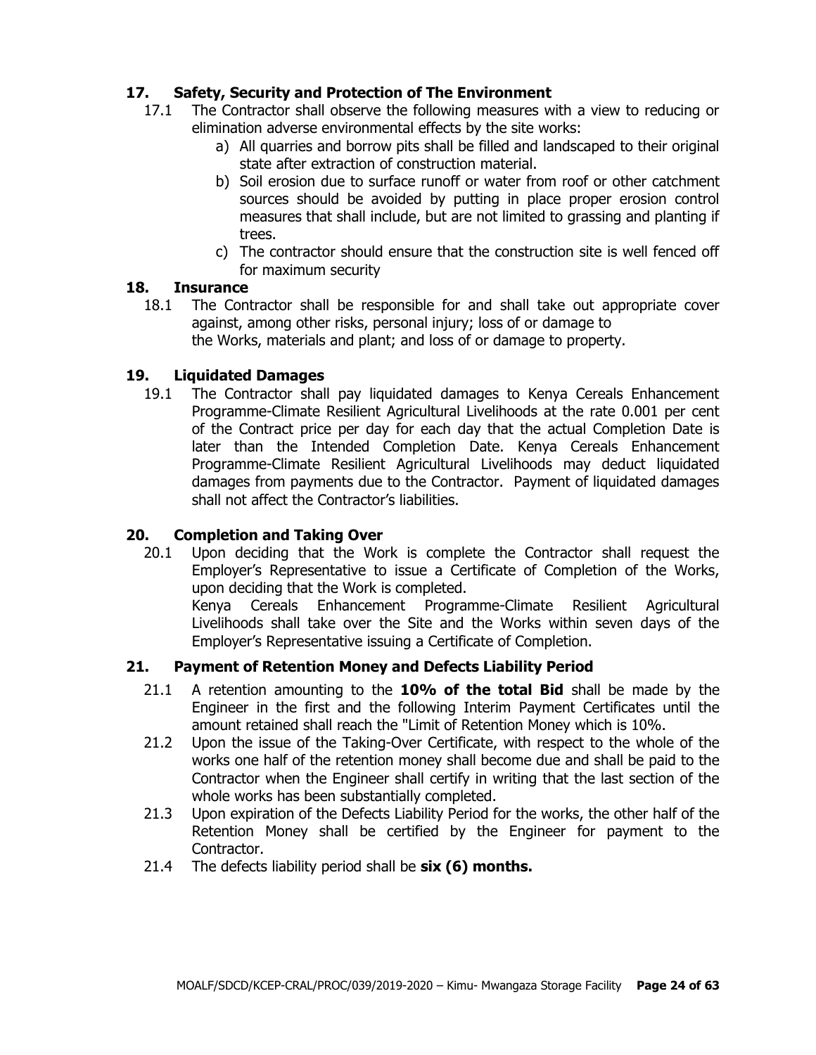## 17. Safety, Security and Protection of The Environment

17.1 The Contractor shall observe the following measures with a view to reducing or elimination adverse environmental effects by the site works:

a) All quarries and borrow pits shall be filled and landscaped to their original state after extraction of construction material.

b) Soil erosion due to surface runoff or water from roof or other catchment sources should be avoided by putting in place proper erosion control measures that shall include, but are not limited to grassing and planting if trees.

c) The contractor should ensure that the construction site is well fenced off for maximum security

## 18. Insurance

18.1 The Contractor shall be responsible for and shall take out appropriate cover against, among other risks, personal injury; loss of or damage to the Works, materials and plant; and loss of or damage to property.

## 19. Liquidated Damages

19.1 The Contractor shall pay liquidated damages to Kenya Cereals Enhancement Programme-Climate Resilient Agricultural Livelihoods at the rate 0.001 per cent of the Contract price per day for each day that the actual Completion Date is later than the Intended Completion Date. Kenya Cereals Enhancement Programme-Climate Resilient Agricultural Livelihoods may deduct liquidated damages from payments due to the Contractor. Payment of liquidated damages shall not affect the Contractor's liabilities.

## 20. Completion and Taking Over

20.1 Upon deciding that the Work is complete the Contractor shall request the Employer's Representative to issue a Certificate of Completion of the Works, upon deciding that the Work is completed.
Kenya Cereals Enhancement Programme-Climate Resilient Agricultural Livelihoods shall take over the Site and the Works within seven days of the Employer's Representative issuing a Certificate of Completion.

## 21. Payment of Retention Money and Defects Liability Period

21.1 A retention amounting to the **10% of the total Bid** shall be made by the Engineer in the first and the following Interim Payment Certificates until the amount retained shall reach the "Limit of Retention Money which is 10%.

21.2 Upon the issue of the Taking-Over Certificate, with respect to the whole of the works one half of the retention money shall become due and shall be paid to the Contractor when the Engineer shall certify in writing that the last section of the whole works has been substantially completed.

21.3 Upon expiration of the Defects Liability Period for the works, the other half of the Retention Money shall be certified by the Engineer for payment to the Contractor.

21.4 The defects liability period shall be **six (6) months.**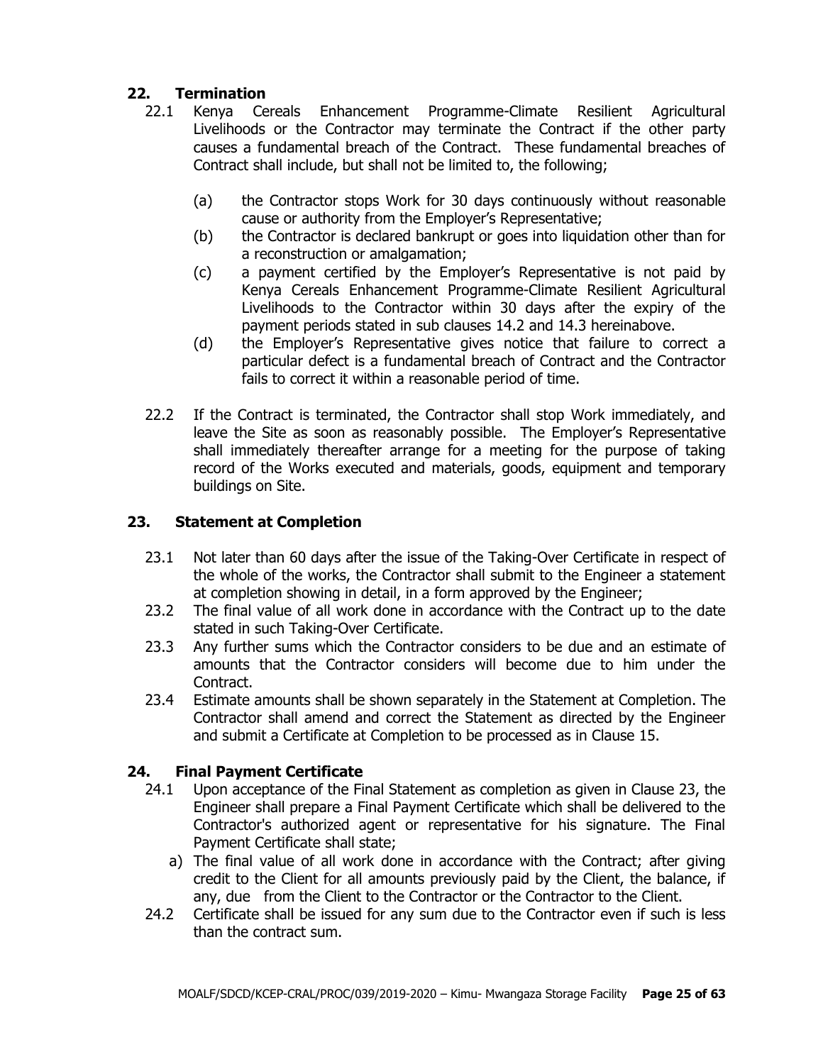## 22. Termination

22.1 Kenya Cereals Enhancement Programme-Climate Resilient Agricultural Livelihoods or the Contractor may terminate the Contract if the other party causes a fundamental breach of the Contract. These fundamental breaches of Contract shall include, but shall not be limited to, the following;

- (a) the Contractor stops Work for 30 days continuously without reasonable cause or authority from the Employer's Representative;
- (b) the Contractor is declared bankrupt or goes into liquidation other than for a reconstruction or amalgamation;
- (c) a payment certified by the Employer's Representative is not paid by Kenya Cereals Enhancement Programme-Climate Resilient Agricultural Livelihoods to the Contractor within 30 days after the expiry of the payment periods stated in sub clauses 14.2 and 14.3 hereinabove.
- (d) the Employer's Representative gives notice that failure to correct a particular defect is a fundamental breach of Contract and the Contractor fails to correct it within a reasonable period of time.

22.2 If the Contract is terminated, the Contractor shall stop Work immediately, and leave the Site as soon as reasonably possible. The Employer's Representative shall immediately thereafter arrange for a meeting for the purpose of taking record of the Works executed and materials, goods, equipment and temporary buildings on Site.

## 23. Statement at Completion

23.1 Not later than 60 days after the issue of the Taking-Over Certificate in respect of the whole of the works, the Contractor shall submit to the Engineer a statement at completion showing in detail, in a form approved by the Engineer;

23.2 The final value of all work done in accordance with the Contract up to the date stated in such Taking-Over Certificate.

23.3 Any further sums which the Contractor considers to be due and an estimate of amounts that the Contractor considers will become due to him under the Contract.

23.4 Estimate amounts shall be shown separately in the Statement at Completion. The Contractor shall amend and correct the Statement as directed by the Engineer and submit a Certificate at Completion to be processed as in Clause 15.

## 24. Final Payment Certificate

24.1 Upon acceptance of the Final Statement as completion as given in Clause 23, the Engineer shall prepare a Final Payment Certificate which shall be delivered to the Contractor's authorized agent or representative for his signature. The Final Payment Certificate shall state;

a) The final value of all work done in accordance with the Contract; after giving credit to the Client for all amounts previously paid by the Client, the balance, if any, due from the Client to the Contractor or the Contractor to the Client.

24.2 Certificate shall be issued for any sum due to the Contractor even if such is less than the contract sum.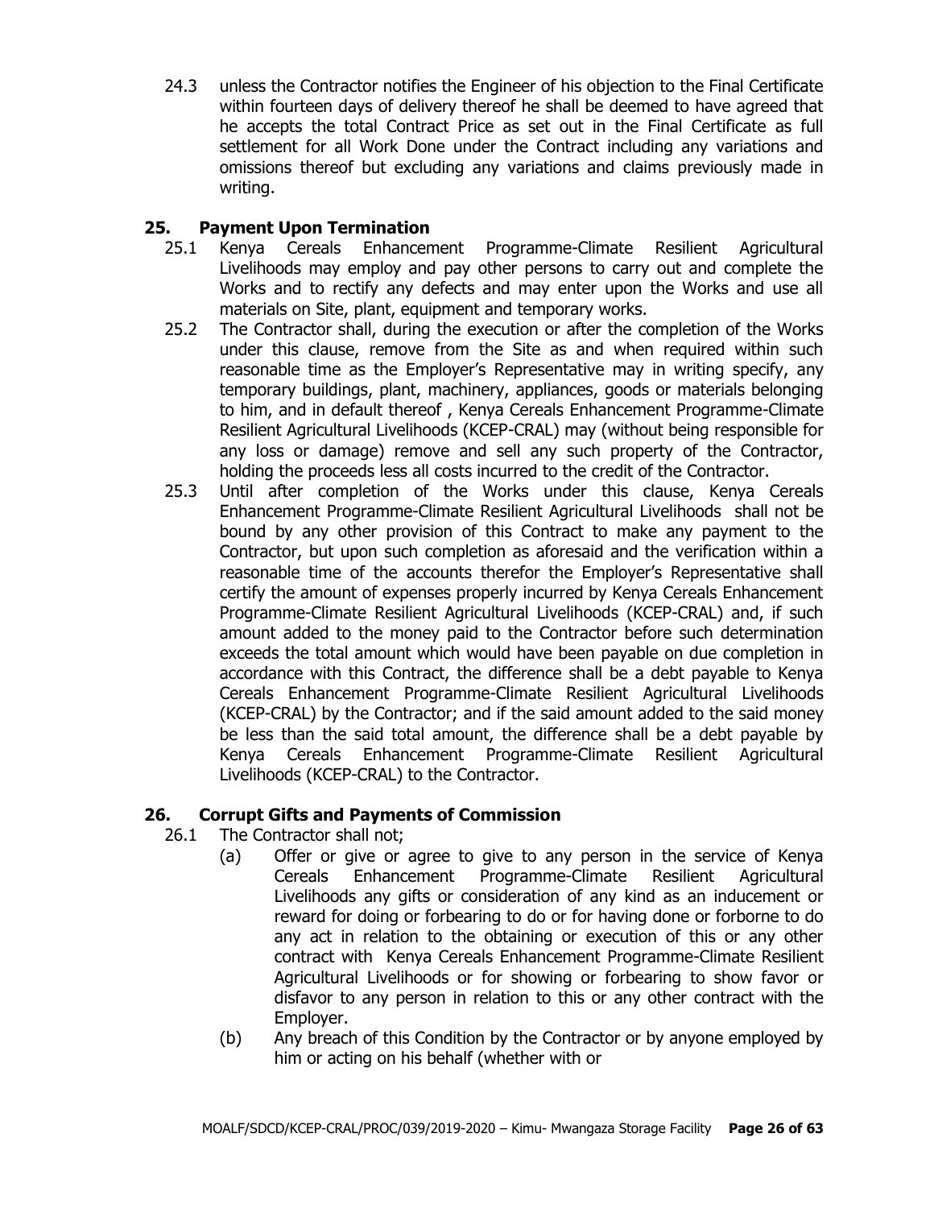24.3 unless the Contractor notifies the Engineer of his objection to the Final Certificate within fourteen days of delivery thereof he shall be deemed to have agreed that he accepts the total Contract Price as set out in the Final Certificate as full settlement for all Work Done under the Contract including any variations and omissions thereof but excluding any variations and claims previously made in writing.

## 25. Payment Upon Termination

25.1 Kenya Cereals Enhancement Programme-Climate Resilient Agricultural Livelihoods may employ and pay other persons to carry out and complete the Works and to rectify any defects and may enter upon the Works and use all materials on Site, plant, equipment and temporary works.

25.2 The Contractor shall, during the execution or after the completion of the Works under this clause, remove from the Site as and when required within such reasonable time as the Employer's Representative may in writing specify, any temporary buildings, plant, machinery, appliances, goods or materials belonging to him, and in default thereof , Kenya Cereals Enhancement Programme-Climate Resilient Agricultural Livelihoods (KCEP-CRAL) may (without being responsible for any loss or damage) remove and sell any such property of the Contractor, holding the proceeds less all costs incurred to the credit of the Contractor.

25.3 Until after completion of the Works under this clause, Kenya Cereals Enhancement Programme-Climate Resilient Agricultural Livelihoods shall not be bound by any other provision of this Contract to make any payment to the Contractor, but upon such completion as aforesaid and the verification within a reasonable time of the accounts therefor the Employer's Representative shall certify the amount of expenses properly incurred by Kenya Cereals Enhancement Programme-Climate Resilient Agricultural Livelihoods (KCEP-CRAL) and, if such amount added to the money paid to the Contractor before such determination exceeds the total amount which would have been payable on due completion in accordance with this Contract, the difference shall be a debt payable to Kenya Cereals Enhancement Programme-Climate Resilient Agricultural Livelihoods (KCEP-CRAL) by the Contractor; and if the said amount added to the said money be less than the said total amount, the difference shall be a debt payable by Kenya Cereals Enhancement Programme-Climate Resilient Agricultural Livelihoods (KCEP-CRAL) to the Contractor.

## 26. Corrupt Gifts and Payments of Commission

26.1 The Contractor shall not;

(a) Offer or give or agree to give to any person in the service of Kenya Cereals Enhancement Programme-Climate Resilient Agricultural Livelihoods any gifts or consideration of any kind as an inducement or reward for doing or forbearing to do or for having done or forborne to do any act in relation to the obtaining or execution of this or any other contract with Kenya Cereals Enhancement Programme-Climate Resilient Agricultural Livelihoods or for showing or forbearing to show favor or disfavor to any person in relation to this or any other contract with the Employer.

(b) Any breach of this Condition by the Contractor or by anyone employed by him or acting on his behalf (whether with or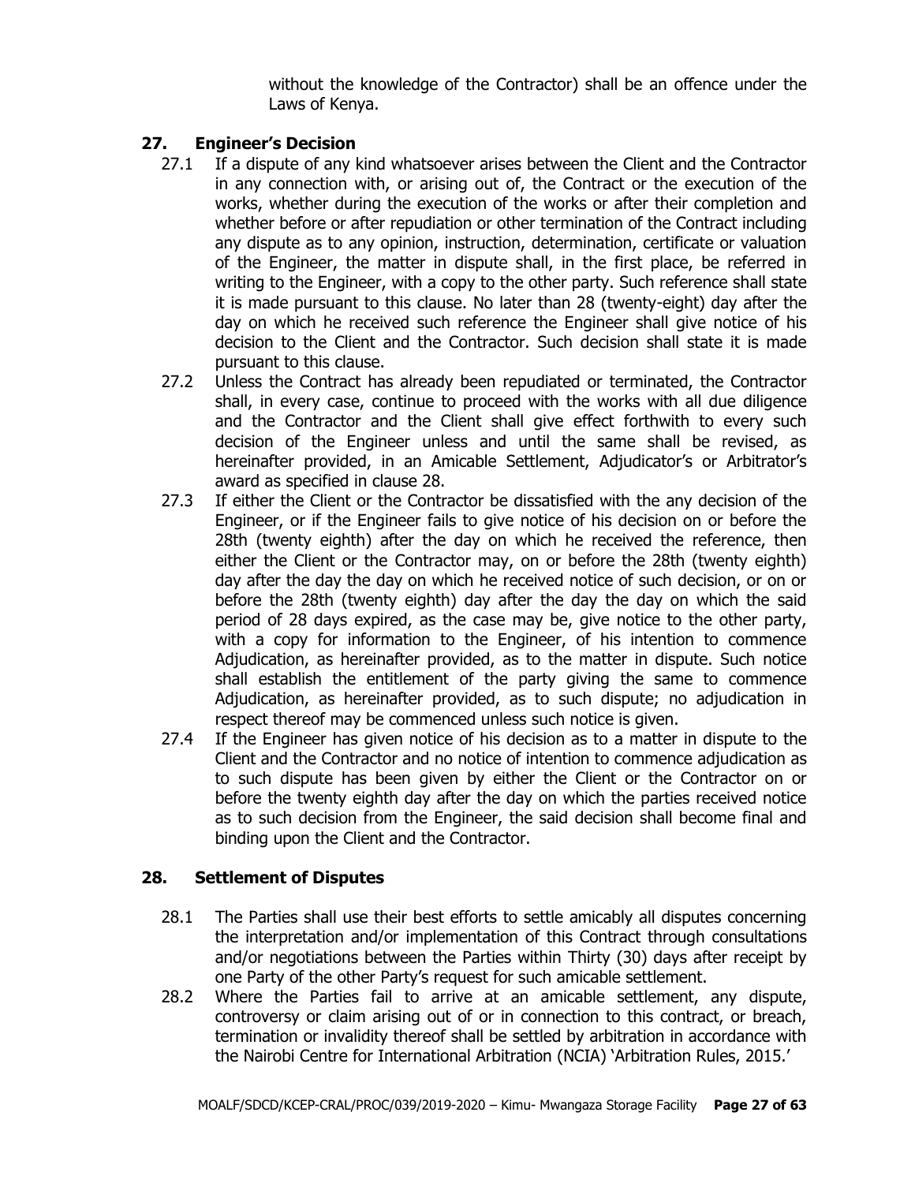without the knowledge of the Contractor) shall be an offence under the Laws of Kenya.

## 27. Engineer's Decision

27.1 If a dispute of any kind whatsoever arises between the Client and the Contractor in any connection with, or arising out of, the Contract or the execution of the works, whether during the execution of the works or after their completion and whether before or after repudiation or other termination of the Contract including any dispute as to any opinion, instruction, determination, certificate or valuation of the Engineer, the matter in dispute shall, in the first place, be referred in writing to the Engineer, with a copy to the other party. Such reference shall state it is made pursuant to this clause. No later than 28 (twenty-eight) day after the day on which he received such reference the Engineer shall give notice of his decision to the Client and the Contractor. Such decision shall state it is made pursuant to this clause.

27.2 Unless the Contract has already been repudiated or terminated, the Contractor shall, in every case, continue to proceed with the works with all due diligence and the Contractor and the Client shall give effect forthwith to every such decision of the Engineer unless and until the same shall be revised, as hereinafter provided, in an Amicable Settlement, Adjudicator's or Arbitrator's award as specified in clause 28.

27.3 If either the Client or the Contractor be dissatisfied with the any decision of the Engineer, or if the Engineer fails to give notice of his decision on or before the 28th (twenty eighth) after the day on which he received the reference, then either the Client or the Contractor may, on or before the 28th (twenty eighth) day after the day the day on which he received notice of such decision, or on or before the 28th (twenty eighth) day after the day the day on which the said period of 28 days expired, as the case may be, give notice to the other party, with a copy for information to the Engineer, of his intention to commence Adjudication, as hereinafter provided, as to the matter in dispute. Such notice shall establish the entitlement of the party giving the same to commence Adjudication, as hereinafter provided, as to such dispute; no adjudication in respect thereof may be commenced unless such notice is given.

27.4 If the Engineer has given notice of his decision as to a matter in dispute to the Client and the Contractor and no notice of intention to commence adjudication as to such dispute has been given by either the Client or the Contractor on or before the twenty eighth day after the day on which the parties received notice as to such decision from the Engineer, the said decision shall become final and binding upon the Client and the Contractor.

## 28. Settlement of Disputes

28.1 The Parties shall use their best efforts to settle amicably all disputes concerning the interpretation and/or implementation of this Contract through consultations and/or negotiations between the Parties within Thirty (30) days after receipt by one Party of the other Party's request for such amicable settlement.

28.2 Where the Parties fail to arrive at an amicable settlement, any dispute, controversy or claim arising out of or in connection to this contract, or breach, termination or invalidity thereof shall be settled by arbitration in accordance with the Nairobi Centre for International Arbitration (NCIA) 'Arbitration Rules, 2015.'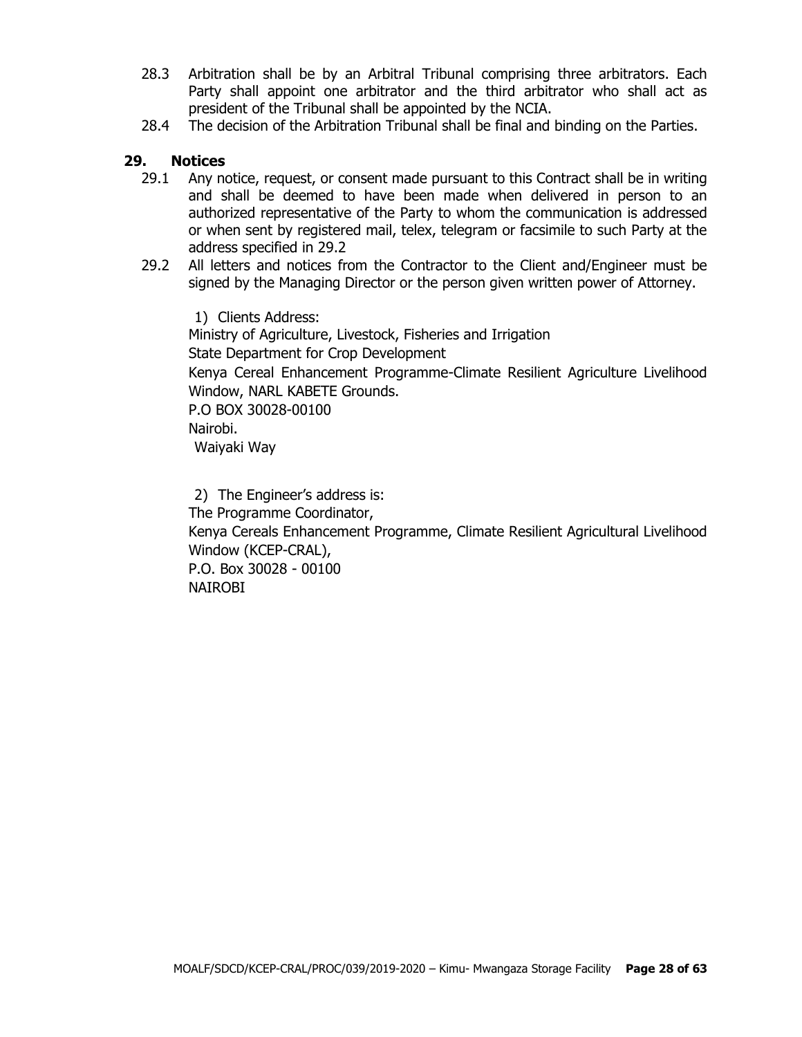28.3 Arbitration shall be by an Arbitral Tribunal comprising three arbitrators. Each Party shall appoint one arbitrator and the third arbitrator who shall act as president of the Tribunal shall be appointed by the NCIA.

28.4 The decision of the Arbitration Tribunal shall be final and binding on the Parties.

## 29. Notices

29.1 Any notice, request, or consent made pursuant to this Contract shall be in writing and shall be deemed to have been made when delivered in person to an authorized representative of the Party to whom the communication is addressed or when sent by registered mail, telex, telegram or facsimile to such Party at the address specified in 29.2

29.2 All letters and notices from the Contractor to the Client and/Engineer must be signed by the Managing Director or the person given written power of Attorney.

1) Clients Address:
Ministry of Agriculture, Livestock, Fisheries and Irrigation
State Department for Crop Development
Kenya Cereal Enhancement Programme-Climate Resilient Agriculture Livelihood Window, NARL KABETE Grounds.
P.O BOX 30028-00100
Nairobi.
Waiyaki Way

2) The Engineer's address is:
The Programme Coordinator,
Kenya Cereals Enhancement Programme, Climate Resilient Agricultural Livelihood Window (KCEP-CRAL),
P.O. Box 30028 - 00100
NAIROBI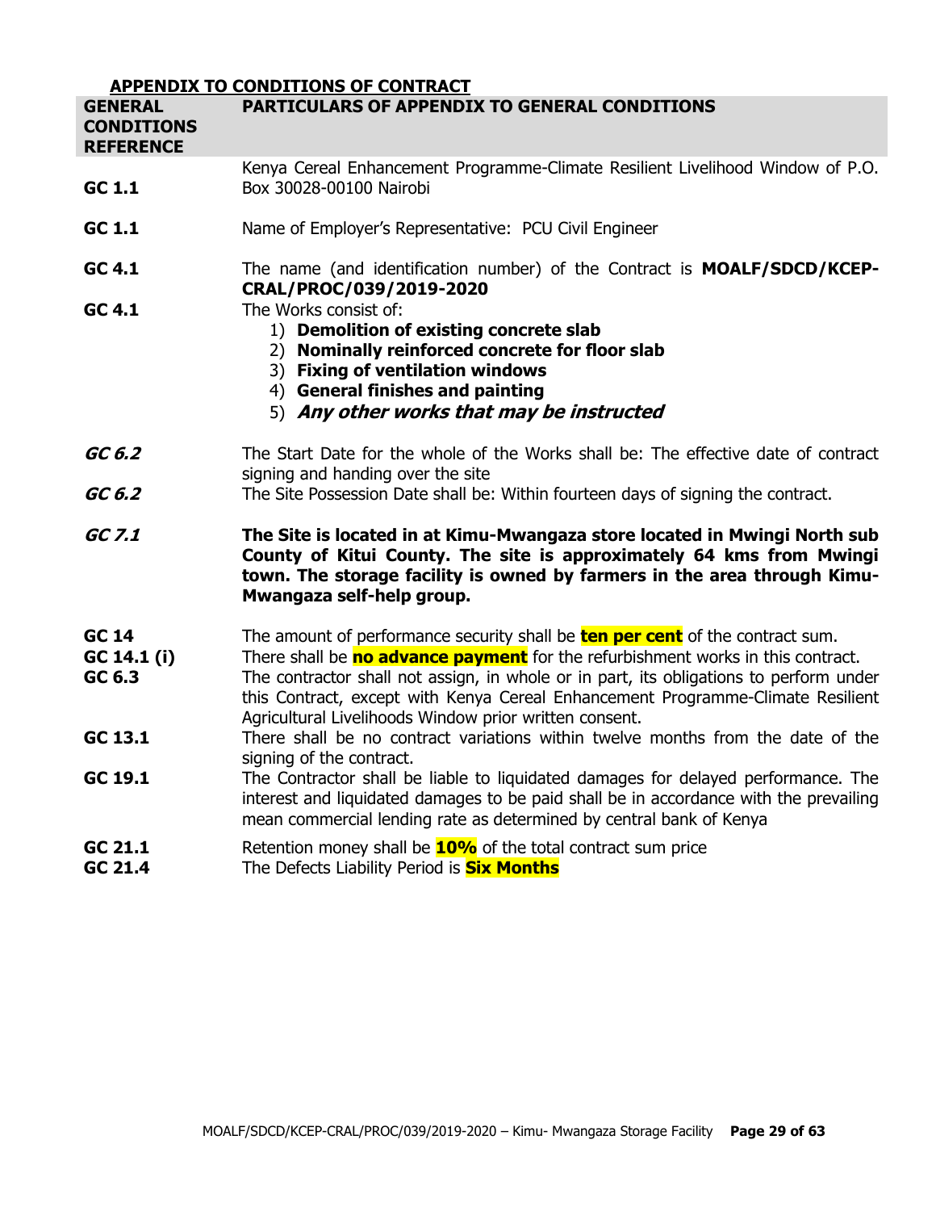## APPENDIX TO CONDITIONS OF CONTRACT

| GENERAL CONDITIONS REFERENCE | PARTICULARS OF APPENDIX TO GENERAL CONDITIONS |
|---|---|
| **GC 1.1** | Kenya Cereal Enhancement Programme-Climate Resilient Livelihood Window of P.O. Box 30028-00100 Nairobi |
| **GC 1.1** | Name of Employer's Representative: PCU Civil Engineer |
| **GC 4.1** | The name (and identification number) of the Contract is **MOALF/SDCD/KCEP-CRAL/PROC/039/2019-2020** |
| **GC 4.1** | The Works consist of:<br>1) **Demolition of existing concrete slab**<br>2) **Nominally reinforced concrete for floor slab**<br>3) **Fixing of ventilation windows**<br>4) **General finishes and painting**<br>5) ***Any other works that may be instructed*** |
| ***GC 6.2*** | The Start Date for the whole of the Works shall be: The effective date of contract signing and handing over the site |
| ***GC 6.2*** | The Site Possession Date shall be: Within fourteen days of signing the contract. |
| ***GC 7.1*** | **The Site is located in at Kimu-Mwangaza store located in Mwingi North sub County of Kitui County. The site is approximately 64 kms from Mwingi town. The storage facility is owned by farmers in the area through Kimu-Mwangaza self-help group.** |
| **GC 14** | The amount of performance security shall be **ten per cent** of the contract sum. |
| **GC 14.1 (i)** | There shall be **no advance payment** for the refurbishment works in this contract. |
| **GC 6.3** | The contractor shall not assign, in whole or in part, its obligations to perform under this Contract, except with Kenya Cereal Enhancement Programme-Climate Resilient Agricultural Livelihoods Window prior written consent. |
| **GC 13.1** | There shall be no contract variations within twelve months from the date of the signing of the contract. |
| **GC 19.1** | The Contractor shall be liable to liquidated damages for delayed performance. The interest and liquidated damages to be paid shall be in accordance with the prevailing mean commercial lending rate as determined by central bank of Kenya |
| **GC 21.1** | Retention money shall be **10%** of the total contract sum price |
| **GC 21.4** | The Defects Liability Period is **Six Months** |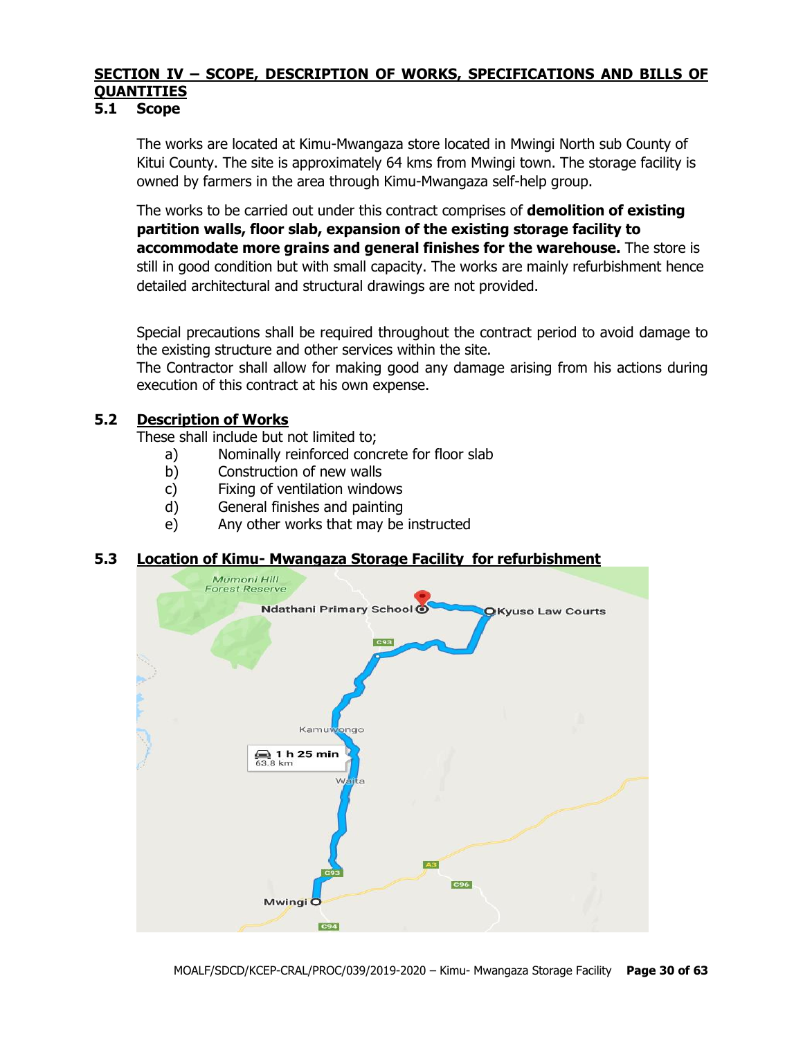## SECTION IV – SCOPE, DESCRIPTION OF WORKS, SPECIFICATIONS AND BILLS OF QUANTITIES

### 5.1 Scope

The works are located at Kimu-Mwangaza store located in Mwingi North sub County of Kitui County. The site is approximately 64 kms from Mwingi town. The storage facility is owned by farmers in the area through Kimu-Mwangaza self-help group.

The works to be carried out under this contract comprises of **demolition of existing partition walls, floor slab, expansion of the existing storage facility to accommodate more grains and general finishes for the warehouse.** The store is still in good condition but with small capacity. The works are mainly refurbishment hence detailed architectural and structural drawings are not provided.

Special precautions shall be required throughout the contract period to avoid damage to the existing structure and other services within the site.
The Contractor shall allow for making good any damage arising from his actions during execution of this contract at his own expense.

### 5.2 Description of Works

These shall include but not limited to;

a) Nominally reinforced concrete for floor slab
b) Construction of new walls
c) Fixing of ventilation windows
d) General finishes and painting
e) Any other works that may be instructed

### 5.3 Location of Kimu- Mwangaza Storage Facility for refurbishment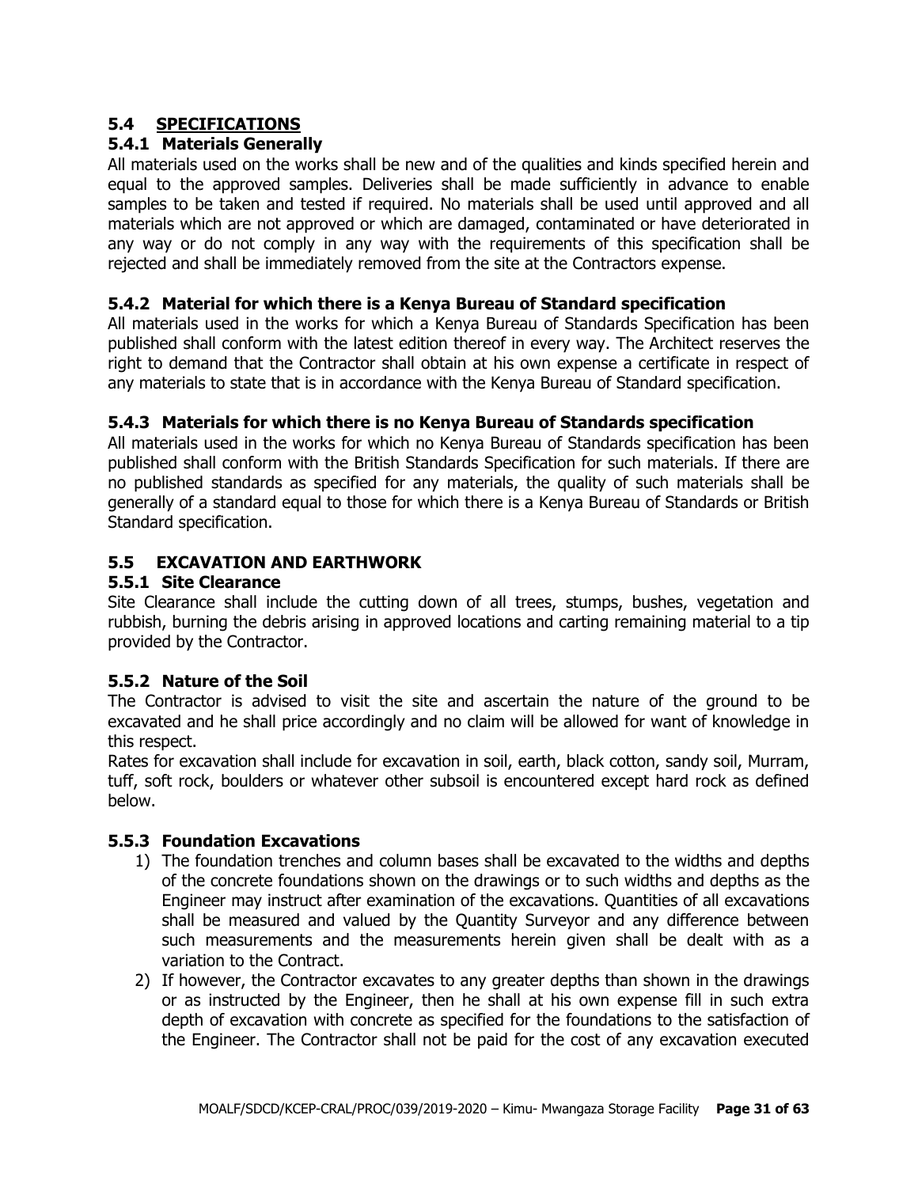## 5.4 SPECIFICATIONS

### 5.4.1 Materials Generally

All materials used on the works shall be new and of the qualities and kinds specified herein and equal to the approved samples. Deliveries shall be made sufficiently in advance to enable samples to be taken and tested if required. No materials shall be used until approved and all materials which are not approved or which are damaged, contaminated or have deteriorated in any way or do not comply in any way with the requirements of this specification shall be rejected and shall be immediately removed from the site at the Contractors expense.

### 5.4.2 Material for which there is a Kenya Bureau of Standard specification

All materials used in the works for which a Kenya Bureau of Standards Specification has been published shall conform with the latest edition thereof in every way. The Architect reserves the right to demand that the Contractor shall obtain at his own expense a certificate in respect of any materials to state that is in accordance with the Kenya Bureau of Standard specification.

### 5.4.3 Materials for which there is no Kenya Bureau of Standards specification

All materials used in the works for which no Kenya Bureau of Standards specification has been published shall conform with the British Standards Specification for such materials. If there are no published standards as specified for any materials, the quality of such materials shall be generally of a standard equal to those for which there is a Kenya Bureau of Standards or British Standard specification.

## 5.5 EXCAVATION AND EARTHWORK

### 5.5.1 Site Clearance

Site Clearance shall include the cutting down of all trees, stumps, bushes, vegetation and rubbish, burning the debris arising in approved locations and carting remaining material to a tip provided by the Contractor.

### 5.5.2 Nature of the Soil

The Contractor is advised to visit the site and ascertain the nature of the ground to be excavated and he shall price accordingly and no claim will be allowed for want of knowledge in this respect.

Rates for excavation shall include for excavation in soil, earth, black cotton, sandy soil, Murram, tuff, soft rock, boulders or whatever other subsoil is encountered except hard rock as defined below.

### 5.5.3 Foundation Excavations

1) The foundation trenches and column bases shall be excavated to the widths and depths of the concrete foundations shown on the drawings or to such widths and depths as the Engineer may instruct after examination of the excavations. Quantities of all excavations shall be measured and valued by the Quantity Surveyor and any difference between such measurements and the measurements herein given shall be dealt with as a variation to the Contract.
2) If however, the Contractor excavates to any greater depths than shown in the drawings or as instructed by the Engineer, then he shall at his own expense fill in such extra depth of excavation with concrete as specified for the foundations to the satisfaction of the Engineer. The Contractor shall not be paid for the cost of any excavation executed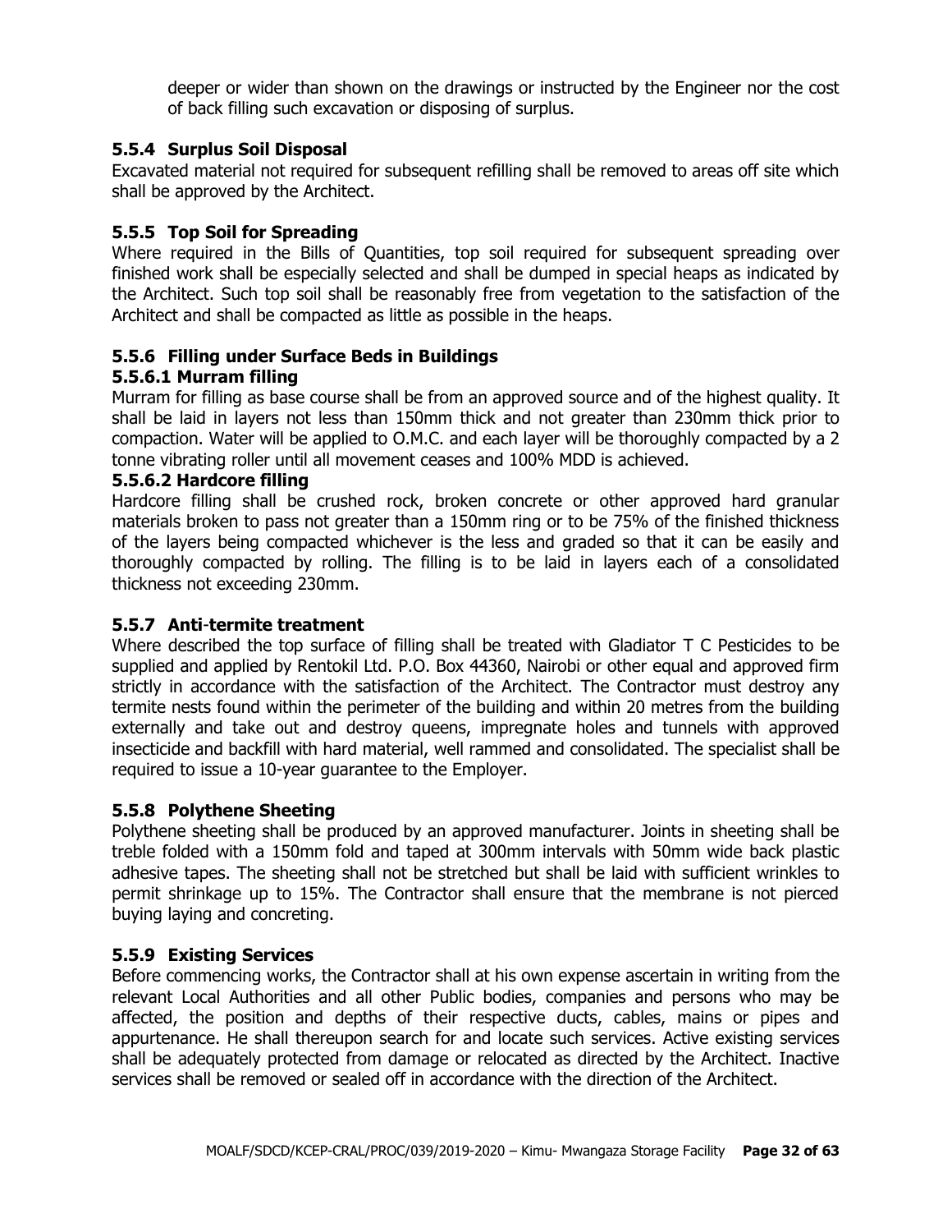deeper or wider than shown on the drawings or instructed by the Engineer nor the cost of back filling such excavation or disposing of surplus.

### 5.5.4 Surplus Soil Disposal

Excavated material not required for subsequent refilling shall be removed to areas off site which shall be approved by the Architect.

### 5.5.5 Top Soil for Spreading

Where required in the Bills of Quantities, top soil required for subsequent spreading over finished work shall be especially selected and shall be dumped in special heaps as indicated by the Architect. Such top soil shall be reasonably free from vegetation to the satisfaction of the Architect and shall be compacted as little as possible in the heaps.

### 5.5.6 Filling under Surface Beds in Buildings

#### 5.5.6.1 Murram filling

Murram for filling as base course shall be from an approved source and of the highest quality. It shall be laid in layers not less than 150mm thick and not greater than 230mm thick prior to compaction. Water will be applied to O.M.C. and each layer will be thoroughly compacted by a 2 tonne vibrating roller until all movement ceases and 100% MDD is achieved.

#### 5.5.6.2 Hardcore filling

Hardcore filling shall be crushed rock, broken concrete or other approved hard granular materials broken to pass not greater than a 150mm ring or to be 75% of the finished thickness of the layers being compacted whichever is the less and graded so that it can be easily and thoroughly compacted by rolling. The filling is to be laid in layers each of a consolidated thickness not exceeding 230mm.

### 5.5.7 Anti-termite treatment

Where described the top surface of filling shall be treated with Gladiator T C Pesticides to be supplied and applied by Rentokil Ltd. P.O. Box 44360, Nairobi or other equal and approved firm strictly in accordance with the satisfaction of the Architect. The Contractor must destroy any termite nests found within the perimeter of the building and within 20 metres from the building externally and take out and destroy queens, impregnate holes and tunnels with approved insecticide and backfill with hard material, well rammed and consolidated. The specialist shall be required to issue a 10-year guarantee to the Employer.

### 5.5.8 Polythene Sheeting

Polythene sheeting shall be produced by an approved manufacturer. Joints in sheeting shall be treble folded with a 150mm fold and taped at 300mm intervals with 50mm wide back plastic adhesive tapes. The sheeting shall not be stretched but shall be laid with sufficient wrinkles to permit shrinkage up to 15%. The Contractor shall ensure that the membrane is not pierced buying laying and concreting.

### 5.5.9 Existing Services

Before commencing works, the Contractor shall at his own expense ascertain in writing from the relevant Local Authorities and all other Public bodies, companies and persons who may be affected, the position and depths of their respective ducts, cables, mains or pipes and appurtenance. He shall thereupon search for and locate such services. Active existing services shall be adequately protected from damage or relocated as directed by the Architect. Inactive services shall be removed or sealed off in accordance with the direction of the Architect.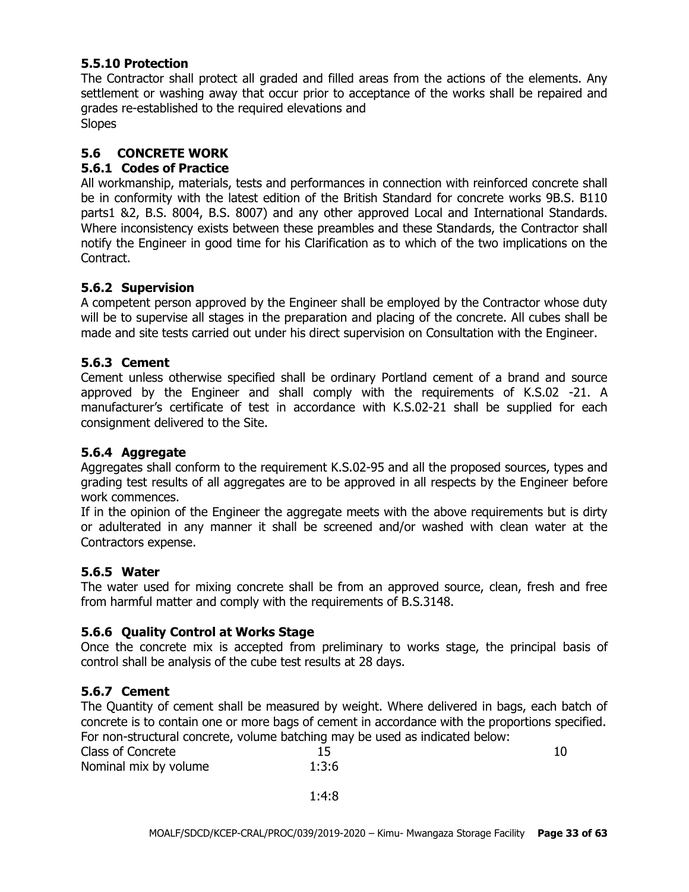### 5.5.10 Protection

The Contractor shall protect all graded and filled areas from the actions of the elements. Any settlement or washing away that occur prior to acceptance of the works shall be repaired and grades re-established to the required elevations and
Slopes

## 5.6 CONCRETE WORK

### 5.6.1 Codes of Practice

All workmanship, materials, tests and performances in connection with reinforced concrete shall be in conformity with the latest edition of the British Standard for concrete works 9B.S. B110 parts1 &2, B.S. 8004, B.S. 8007) and any other approved Local and International Standards. Where inconsistency exists between these preambles and these Standards, the Contractor shall notify the Engineer in good time for his Clarification as to which of the two implications on the Contract.

### 5.6.2 Supervision

A competent person approved by the Engineer shall be employed by the Contractor whose duty will be to supervise all stages in the preparation and placing of the concrete. All cubes shall be made and site tests carried out under his direct supervision on Consultation with the Engineer.

### 5.6.3 Cement

Cement unless otherwise specified shall be ordinary Portland cement of a brand and source approved by the Engineer and shall comply with the requirements of K.S.02 -21. A manufacturer's certificate of test in accordance with K.S.02-21 shall be supplied for each consignment delivered to the Site.

### 5.6.4 Aggregate

Aggregates shall conform to the requirement K.S.02-95 and all the proposed sources, types and grading test results of all aggregates are to be approved in all respects by the Engineer before work commences.

If in the opinion of the Engineer the aggregate meets with the above requirements but is dirty or adulterated in any manner it shall be screened and/or washed with clean water at the Contractors expense.

### 5.6.5 Water

The water used for mixing concrete shall be from an approved source, clean, fresh and free from harmful matter and comply with the requirements of B.S.3148.

### 5.6.6 Quality Control at Works Stage

Once the concrete mix is accepted from preliminary to works stage, the principal basis of control shall be analysis of the cube test results at 28 days.

### 5.6.7 Cement

The Quantity of cement shall be measured by weight. Where delivered in bags, each batch of concrete is to contain one or more bags of cement in accordance with the proportions specified. For non-structural concrete, volume batching may be used as indicated below:

| Class of Concrete | 15 | 10 |
|---|---|---|
| Nominal mix by volume | 1:3:6 | 1:4:8 |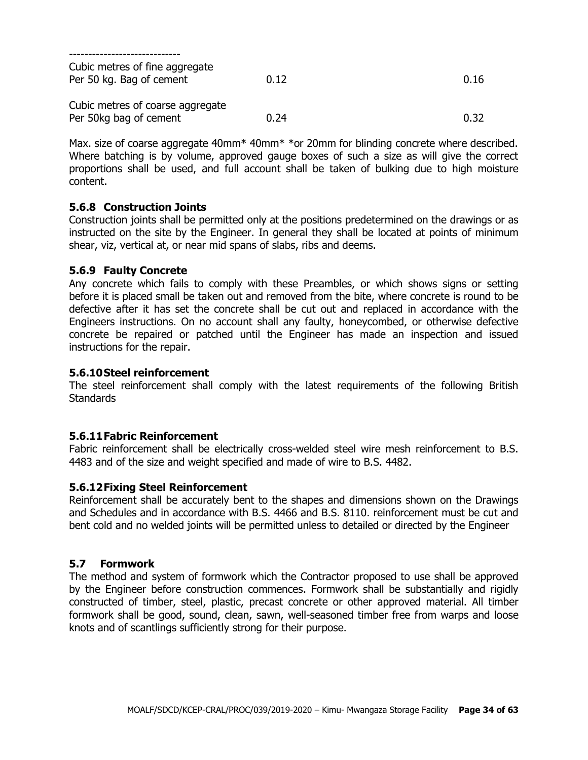-----------------------------

| | | |
|---|---|---|
| Cubic metres of fine aggregate Per 50 kg. Bag of cement | 0.12 | 0.16 |
| Cubic metres of coarse aggregate Per 50kg bag of cement | 0.24 | 0.32 |

Max. size of coarse aggregate 40mm* 40mm* *or 20mm for blinding concrete where described. Where batching is by volume, approved gauge boxes of such a size as will give the correct proportions shall be used, and full account shall be taken of bulking due to high moisture content.

### 5.6.8 Construction Joints

Construction joints shall be permitted only at the positions predetermined on the drawings or as instructed on the site by the Engineer. In general they shall be located at points of minimum shear, viz, vertical at, or near mid spans of slabs, ribs and deems.

### 5.6.9 Faulty Concrete

Any concrete which fails to comply with these Preambles, or which shows signs or setting before it is placed small be taken out and removed from the bite, where concrete is round to be defective after it has set the concrete shall be cut out and replaced in accordance with the Engineers instructions. On no account shall any faulty, honeycombed, or otherwise defective concrete be repaired or patched until the Engineer has made an inspection and issued instructions for the repair.

### 5.6.10 Steel reinforcement

The steel reinforcement shall comply with the latest requirements of the following British Standards

### 5.6.11 Fabric Reinforcement

Fabric reinforcement shall be electrically cross-welded steel wire mesh reinforcement to B.S. 4483 and of the size and weight specified and made of wire to B.S. 4482.

### 5.6.12 Fixing Steel Reinforcement

Reinforcement shall be accurately bent to the shapes and dimensions shown on the Drawings and Schedules and in accordance with B.S. 4466 and B.S. 8110. reinforcement must be cut and bent cold and no welded joints will be permitted unless to detailed or directed by the Engineer

## 5.7 Formwork

The method and system of formwork which the Contractor proposed to use shall be approved by the Engineer before construction commences. Formwork shall be substantially and rigidly constructed of timber, steel, plastic, precast concrete or other approved material. All timber formwork shall be good, sound, clean, sawn, well-seasoned timber free from warps and loose knots and of scantlings sufficiently strong for their purpose.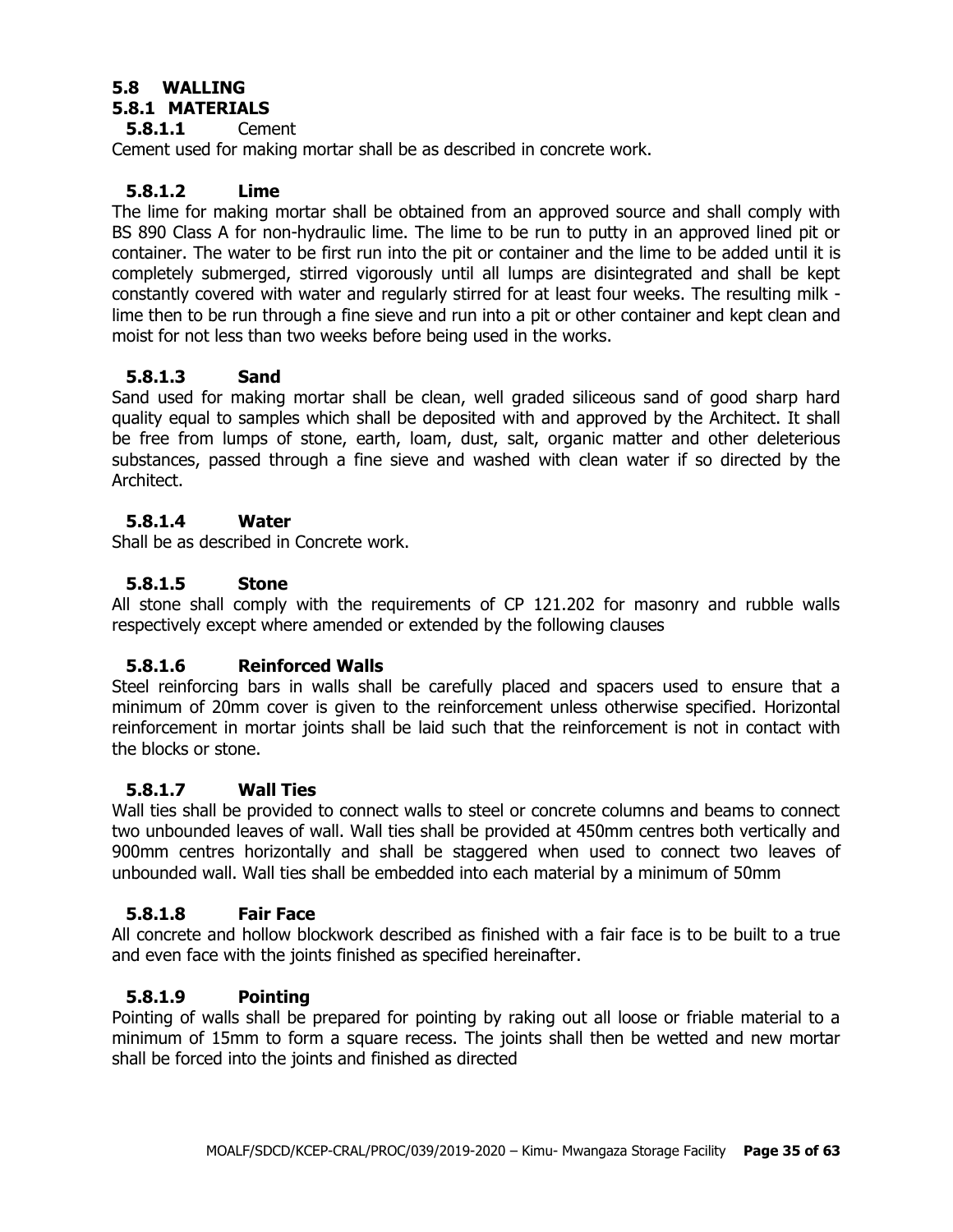## 5.8 WALLING

### 5.8.1 MATERIALS

#### 5.8.1.1 Cement

Cement used for making mortar shall be as described in concrete work.

#### 5.8.1.2 Lime

The lime for making mortar shall be obtained from an approved source and shall comply with BS 890 Class A for non-hydraulic lime. The lime to be run to putty in an approved lined pit or container. The water to be first run into the pit or container and the lime to be added until it is completely submerged, stirred vigorously until all lumps are disintegrated and shall be kept constantly covered with water and regularly stirred for at least four weeks. The resulting milk - lime then to be run through a fine sieve and run into a pit or other container and kept clean and moist for not less than two weeks before being used in the works.

#### 5.8.1.3 Sand

Sand used for making mortar shall be clean, well graded siliceous sand of good sharp hard quality equal to samples which shall be deposited with and approved by the Architect. It shall be free from lumps of stone, earth, loam, dust, salt, organic matter and other deleterious substances, passed through a fine sieve and washed with clean water if so directed by the Architect.

#### 5.8.1.4 Water

Shall be as described in Concrete work.

#### 5.8.1.5 Stone

All stone shall comply with the requirements of CP 121.202 for masonry and rubble walls respectively except where amended or extended by the following clauses

#### 5.8.1.6 Reinforced Walls

Steel reinforcing bars in walls shall be carefully placed and spacers used to ensure that a minimum of 20mm cover is given to the reinforcement unless otherwise specified. Horizontal reinforcement in mortar joints shall be laid such that the reinforcement is not in contact with the blocks or stone.

#### 5.8.1.7 Wall Ties

Wall ties shall be provided to connect walls to steel or concrete columns and beams to connect two unbounded leaves of wall. Wall ties shall be provided at 450mm centres both vertically and 900mm centres horizontally and shall be staggered when used to connect two leaves of unbounded wall. Wall ties shall be embedded into each material by a minimum of 50mm

#### 5.8.1.8 Fair Face

All concrete and hollow blockwork described as finished with a fair face is to be built to a true and even face with the joints finished as specified hereinafter.

#### 5.8.1.9 Pointing

Pointing of walls shall be prepared for pointing by raking out all loose or friable material to a minimum of 15mm to form a square recess. The joints shall then be wetted and new mortar shall be forced into the joints and finished as directed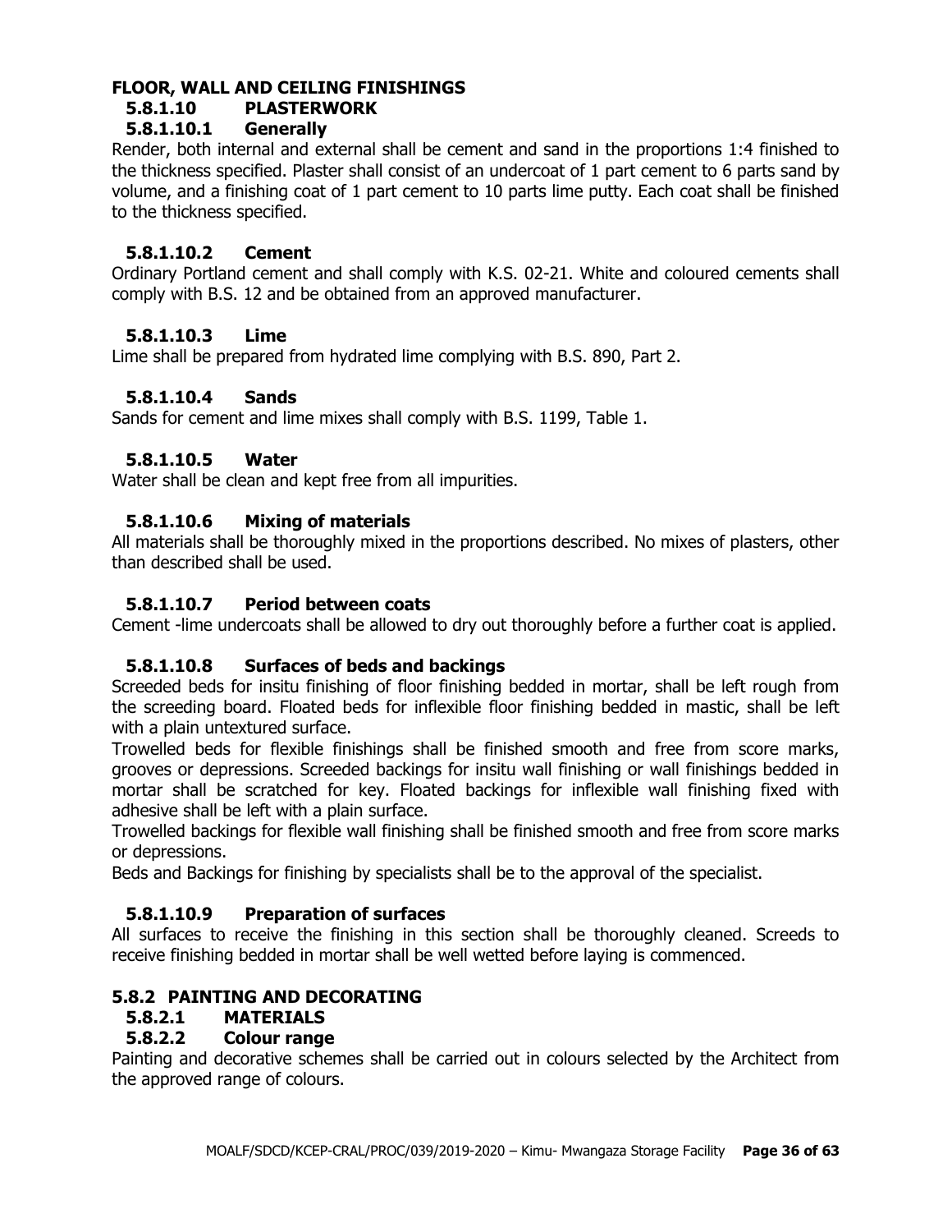## FLOOR, WALL AND CEILING FINISHINGS

### 5.8.1.10 PLASTERWORK

#### 5.8.1.10.1 Generally

Render, both internal and external shall be cement and sand in the proportions 1:4 finished to the thickness specified. Plaster shall consist of an undercoat of 1 part cement to 6 parts sand by volume, and a finishing coat of 1 part cement to 10 parts lime putty. Each coat shall be finished to the thickness specified.

#### 5.8.1.10.2 Cement

Ordinary Portland cement and shall comply with K.S. 02-21. White and coloured cements shall comply with B.S. 12 and be obtained from an approved manufacturer.

#### 5.8.1.10.3 Lime

Lime shall be prepared from hydrated lime complying with B.S. 890, Part 2.

#### 5.8.1.10.4 Sands

Sands for cement and lime mixes shall comply with B.S. 1199, Table 1.

#### 5.8.1.10.5 Water

Water shall be clean and kept free from all impurities.

#### 5.8.1.10.6 Mixing of materials

All materials shall be thoroughly mixed in the proportions described. No mixes of plasters, other than described shall be used.

#### 5.8.1.10.7 Period between coats

Cement -lime undercoats shall be allowed to dry out thoroughly before a further coat is applied.

#### 5.8.1.10.8 Surfaces of beds and backings

Screeded beds for insitu finishing of floor finishing bedded in mortar, shall be left rough from the screeding board. Floated beds for inflexible floor finishing bedded in mastic, shall be left with a plain untextured surface.

Trowelled beds for flexible finishings shall be finished smooth and free from score marks, grooves or depressions. Screeded backings for insitu wall finishing or wall finishings bedded in mortar shall be scratched for key. Floated backings for inflexible wall finishing fixed with adhesive shall be left with a plain surface.

Trowelled backings for flexible wall finishing shall be finished smooth and free from score marks or depressions.

Beds and Backings for finishing by specialists shall be to the approval of the specialist.

#### 5.8.1.10.9 Preparation of surfaces

All surfaces to receive the finishing in this section shall be thoroughly cleaned. Screeds to receive finishing bedded in mortar shall be well wetted before laying is commenced.

## 5.8.2 PAINTING AND DECORATING

### 5.8.2.1 MATERIALS

### 5.8.2.2 Colour range

Painting and decorative schemes shall be carried out in colours selected by the Architect from the approved range of colours.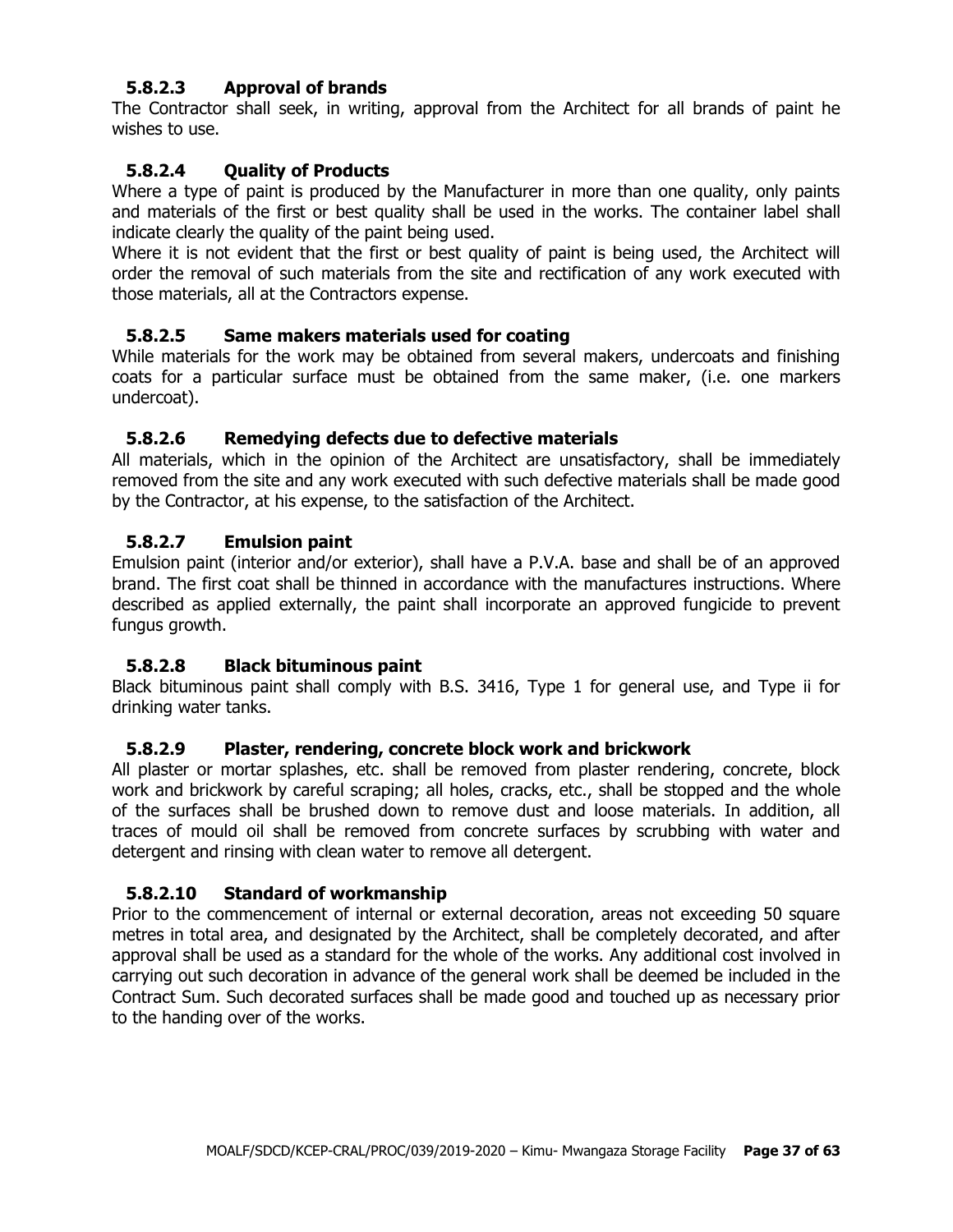#### 5.8.2.3 Approval of brands

The Contractor shall seek, in writing, approval from the Architect for all brands of paint he wishes to use.

#### 5.8.2.4 Quality of Products

Where a type of paint is produced by the Manufacturer in more than one quality, only paints and materials of the first or best quality shall be used in the works. The container label shall indicate clearly the quality of the paint being used.

Where it is not evident that the first or best quality of paint is being used, the Architect will order the removal of such materials from the site and rectification of any work executed with those materials, all at the Contractors expense.

#### 5.8.2.5 Same makers materials used for coating

While materials for the work may be obtained from several makers, undercoats and finishing coats for a particular surface must be obtained from the same maker, (i.e. one markers undercoat).

#### 5.8.2.6 Remedying defects due to defective materials

All materials, which in the opinion of the Architect are unsatisfactory, shall be immediately removed from the site and any work executed with such defective materials shall be made good by the Contractor, at his expense, to the satisfaction of the Architect.

#### 5.8.2.7 Emulsion paint

Emulsion paint (interior and/or exterior), shall have a P.V.A. base and shall be of an approved brand. The first coat shall be thinned in accordance with the manufactures instructions. Where described as applied externally, the paint shall incorporate an approved fungicide to prevent fungus growth.

#### 5.8.2.8 Black bituminous paint

Black bituminous paint shall comply with B.S. 3416, Type 1 for general use, and Type ii for drinking water tanks.

#### 5.8.2.9 Plaster, rendering, concrete block work and brickwork

All plaster or mortar splashes, etc. shall be removed from plaster rendering, concrete, block work and brickwork by careful scraping; all holes, cracks, etc., shall be stopped and the whole of the surfaces shall be brushed down to remove dust and loose materials. In addition, all traces of mould oil shall be removed from concrete surfaces by scrubbing with water and detergent and rinsing with clean water to remove all detergent.

#### 5.8.2.10 Standard of workmanship

Prior to the commencement of internal or external decoration, areas not exceeding 50 square metres in total area, and designated by the Architect, shall be completely decorated, and after approval shall be used as a standard for the whole of the works. Any additional cost involved in carrying out such decoration in advance of the general work shall be deemed be included in the Contract Sum. Such decorated surfaces shall be made good and touched up as necessary prior to the handing over of the works.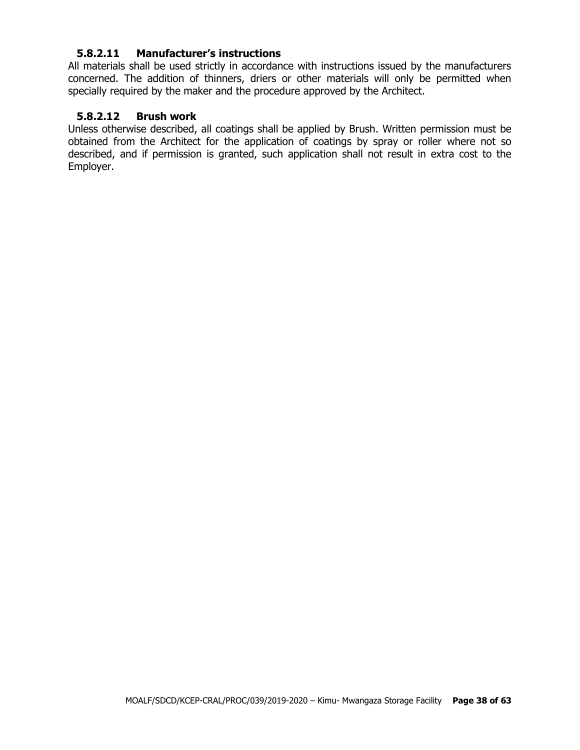#### 5.8.2.11 Manufacturer's instructions

All materials shall be used strictly in accordance with instructions issued by the manufacturers concerned. The addition of thinners, driers or other materials will only be permitted when specially required by the maker and the procedure approved by the Architect.

#### 5.8.2.12 Brush work

Unless otherwise described, all coatings shall be applied by Brush. Written permission must be obtained from the Architect for the application of coatings by spray or roller where not so described, and if permission is granted, such application shall not result in extra cost to the Employer.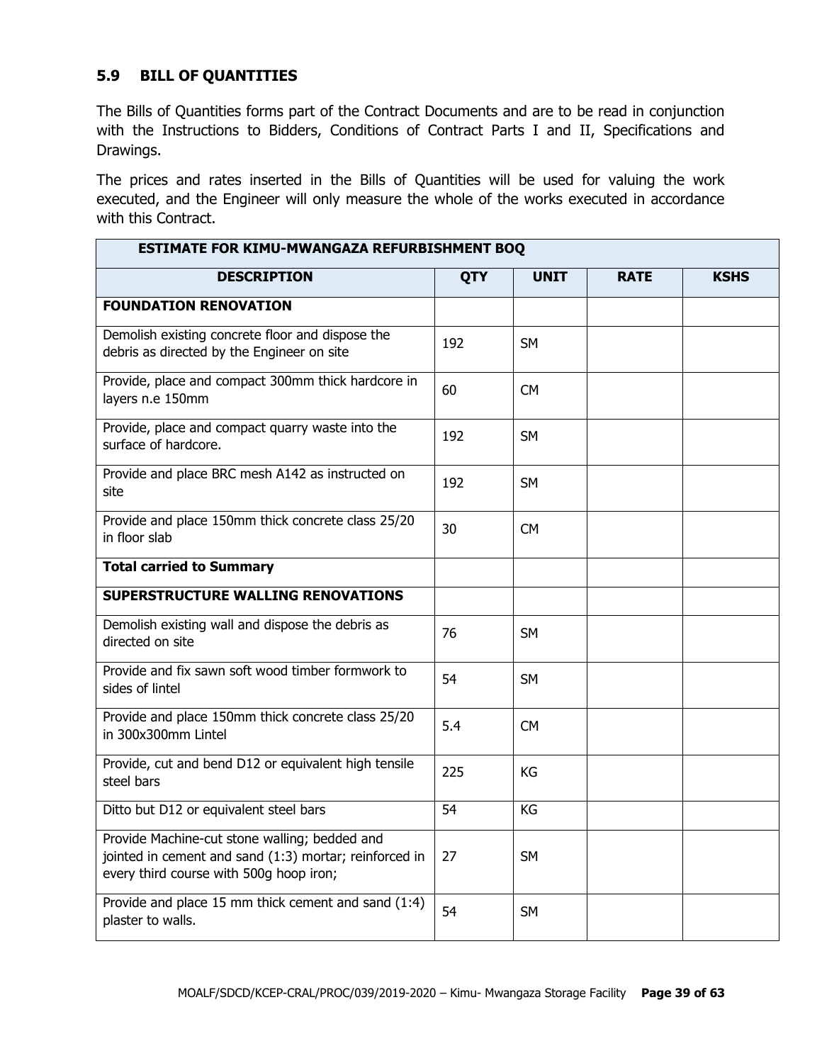### 5.9 BILL OF QUANTITIES

The Bills of Quantities forms part of the Contract Documents and are to be read in conjunction with the Instructions to Bidders, Conditions of Contract Parts I and II, Specifications and Drawings.

The prices and rates inserted in the Bills of Quantities will be used for valuing the work executed, and the Engineer will only measure the whole of the works executed in accordance with this Contract.

| ESTIMATE FOR KIMU-MWANGAZA REFURBISHMENT BOQ | | | | |
|---|---|---|---|---|
| **DESCRIPTION** | **QTY** | **UNIT** | **RATE** | **KSHS** |
| **FOUNDATION RENOVATION** | | | | |
| Demolish existing concrete floor and dispose the debris as directed by the Engineer on site | 192 | SM | | |
| Provide, place and compact 300mm thick hardcore in layers n.e 150mm | 60 | CM | | |
| Provide, place and compact quarry waste into the surface of hardcore. | 192 | SM | | |
| Provide and place BRC mesh A142 as instructed on site | 192 | SM | | |
| Provide and place 150mm thick concrete class 25/20 in floor slab | 30 | CM | | |
| **Total carried to Summary** | | | | |
| **SUPERSTRUCTURE WALLING RENOVATIONS** | | | | |
| Demolish existing wall and dispose the debris as directed on site | 76 | SM | | |
| Provide and fix sawn soft wood timber formwork to sides of lintel | 54 | SM | | |
| Provide and place 150mm thick concrete class 25/20 in 300x300mm Lintel | 5.4 | CM | | |
| Provide, cut and bend D12 or equivalent high tensile steel bars | 225 | KG | | |
| Ditto but D12 or equivalent steel bars | 54 | KG | | |
| Provide Machine-cut stone walling; bedded and jointed in cement and sand (1:3) mortar; reinforced in every third course with 500g hoop iron; | 27 | SM | | |
| Provide and place 15 mm thick cement and sand (1:4) plaster to walls. | 54 | SM | | |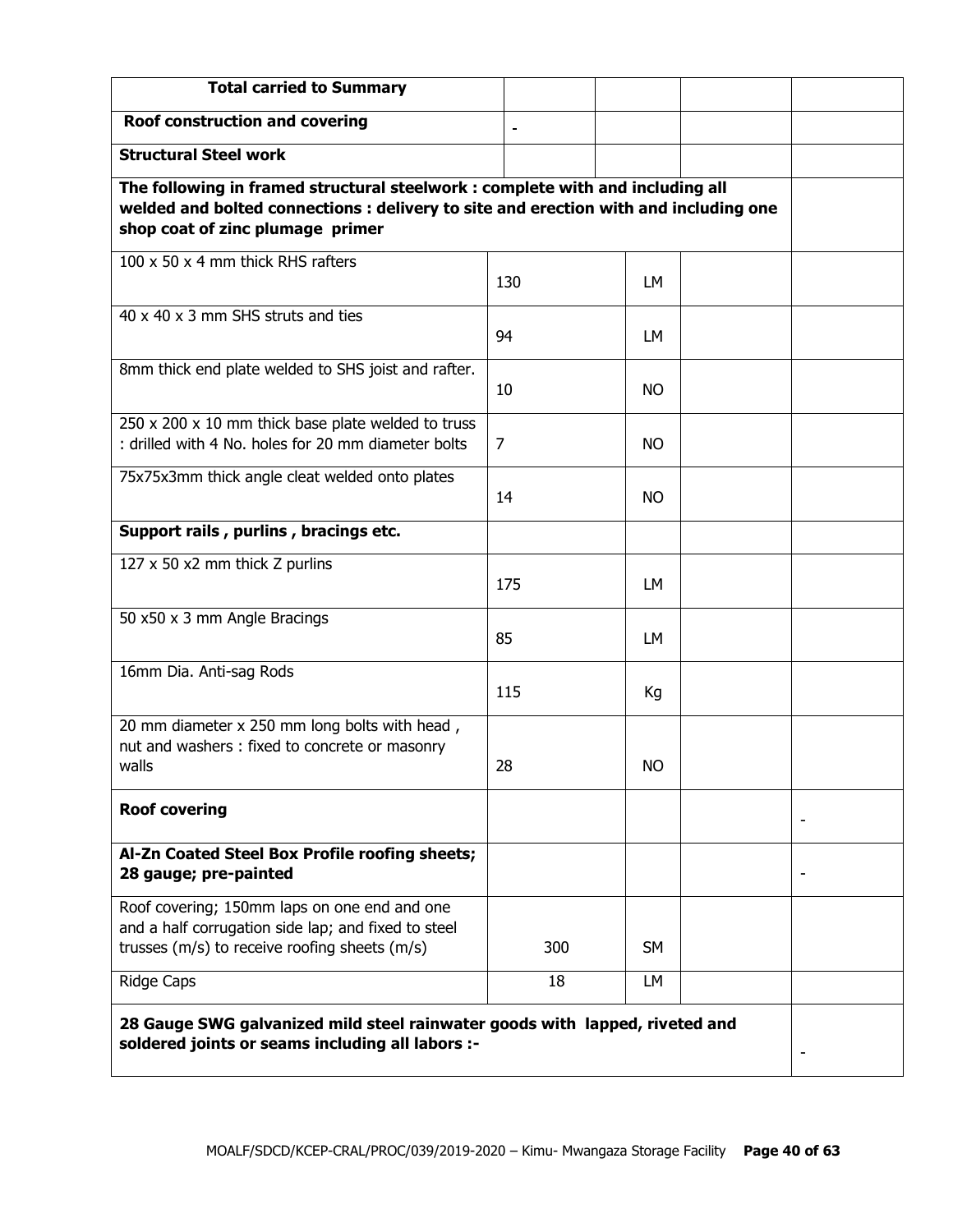| | | | | |
|---|---|---|---|---|
| **Total carried to Summary** | | | | |
| **Roof construction and covering** | - | | | |
| **Structural Steel work** | | | | |
| **The following in framed structural steelwork : complete with and including all welded and bolted connections : delivery to site and erection with and including one shop coat of zinc plumage primer** | | | | |
| 100 x 50 x 4 mm thick RHS rafters | 130 | LM | | |
| 40 x 40 x 3 mm SHS struts and ties | 94 | LM | | |
| 8mm thick end plate welded to SHS joist and rafter. | 10 | NO | | |
| 250 x 200 x 10 mm thick base plate welded to truss : drilled with 4 No. holes for 20 mm diameter bolts | 7 | NO | | |
| 75x75x3mm thick angle cleat welded onto plates | 14 | NO | | |
| **Support rails , purlins , bracings etc.** | | | | |
| 127 x 50 x2 mm thick Z purlins | 175 | LM | | |
| 50 x50 x 3 mm Angle Bracings | 85 | LM | | |
| 16mm Dia. Anti-sag Rods | 115 | Kg | | |
| 20 mm diameter x 250 mm long bolts with head , nut and washers : fixed to concrete or masonry walls | 28 | NO | | |
| **Roof covering** | | | | - |
| **Al-Zn Coated Steel Box Profile roofing sheets; 28 gauge; pre-painted** | | | | - |
| Roof covering; 150mm laps on one end and one and a half corrugation side lap; and fixed to steel trusses (m/s) to receive roofing sheets (m/s) | 300 | SM | | |
| Ridge Caps | 18 | LM | | |
| **28 Gauge SWG galvanized mild steel rainwater goods with lapped, riveted and soldered joints or seams including all labors :-** | | | | - |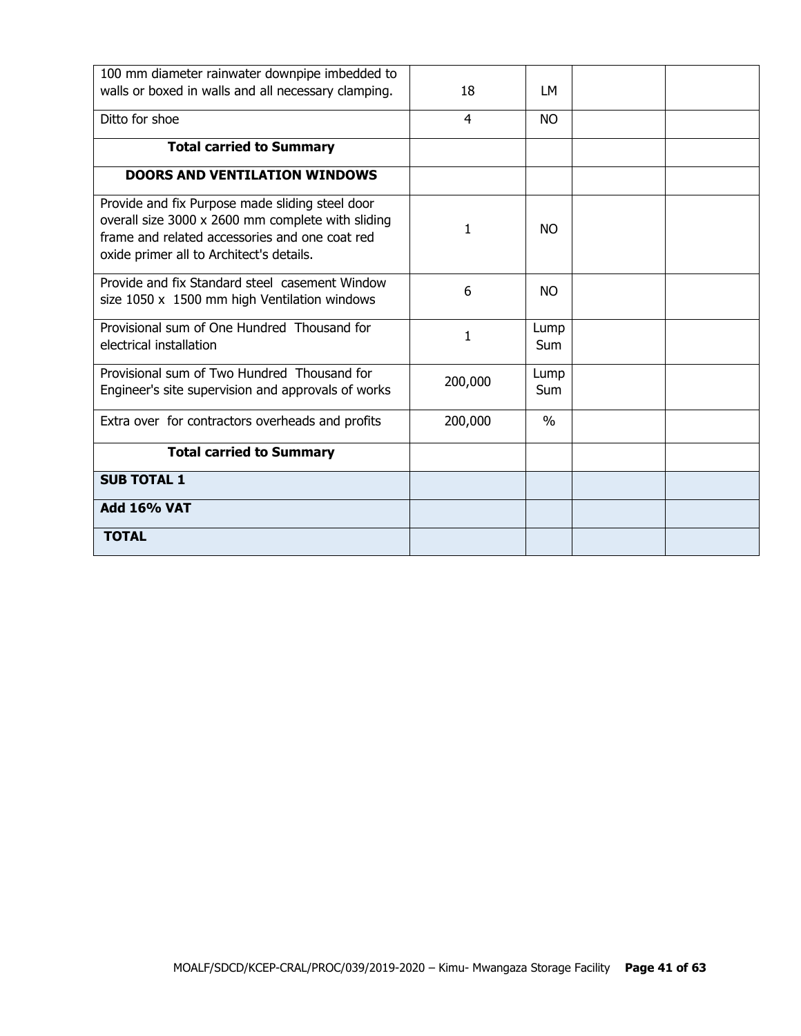| | | | | |
|---|---|---|---|---|
| 100 mm diameter rainwater downpipe imbedded to walls or boxed in walls and all necessary clamping. | 18 | LM | | |
| Ditto for shoe | 4 | NO | | |
| **Total carried to Summary** | | | | |
| **DOORS AND VENTILATION WINDOWS** | | | | |
| Provide and fix Purpose made sliding steel door overall size 3000 x 2600 mm complete with sliding frame and related accessories and one coat red oxide primer all to Architect's details. | 1 | NO | | |
| Provide and fix Standard steel casement Window size 1050 x 1500 mm high Ventilation windows | 6 | NO | | |
| Provisional sum of One Hundred Thousand for electrical installation | 1 | Lump Sum | | |
| Provisional sum of Two Hundred Thousand for Engineer's site supervision and approvals of works | 200,000 | Lump Sum | | |
| Extra over for contractors overheads and profits | 200,000 | % | | |
| **Total carried to Summary** | | | | |
| **SUB TOTAL 1** | | | | |
| **Add 16% VAT** | | | | |
| **TOTAL** | | | | |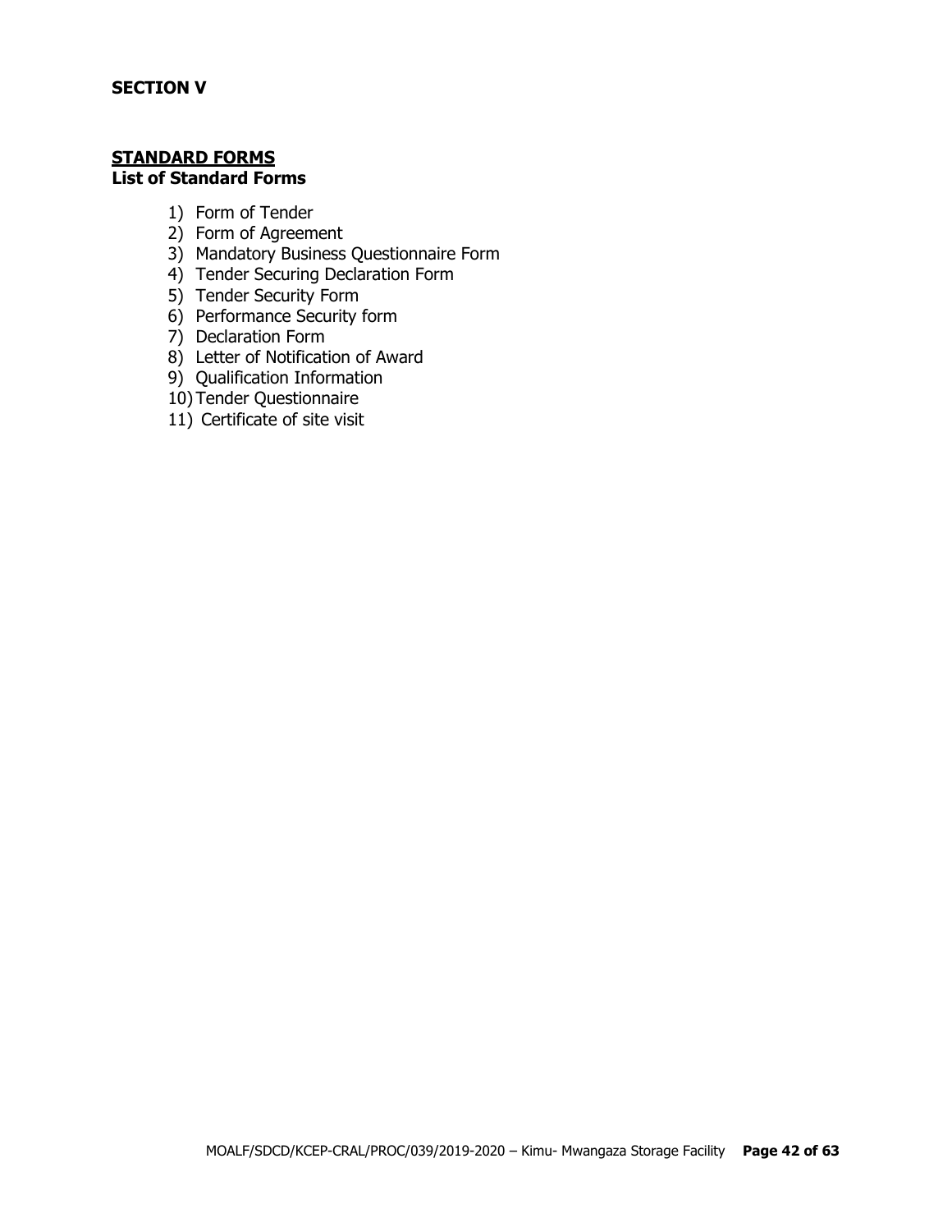**SECTION V**

## STANDARD FORMS

**List of Standard Forms**

1) Form of Tender
2) Form of Agreement
3) Mandatory Business Questionnaire Form
4) Tender Securing Declaration Form
5) Tender Security Form
6) Performance Security form
7) Declaration Form
8) Letter of Notification of Award
9) Qualification Information
10) Tender Questionnaire
11) Certificate of site visit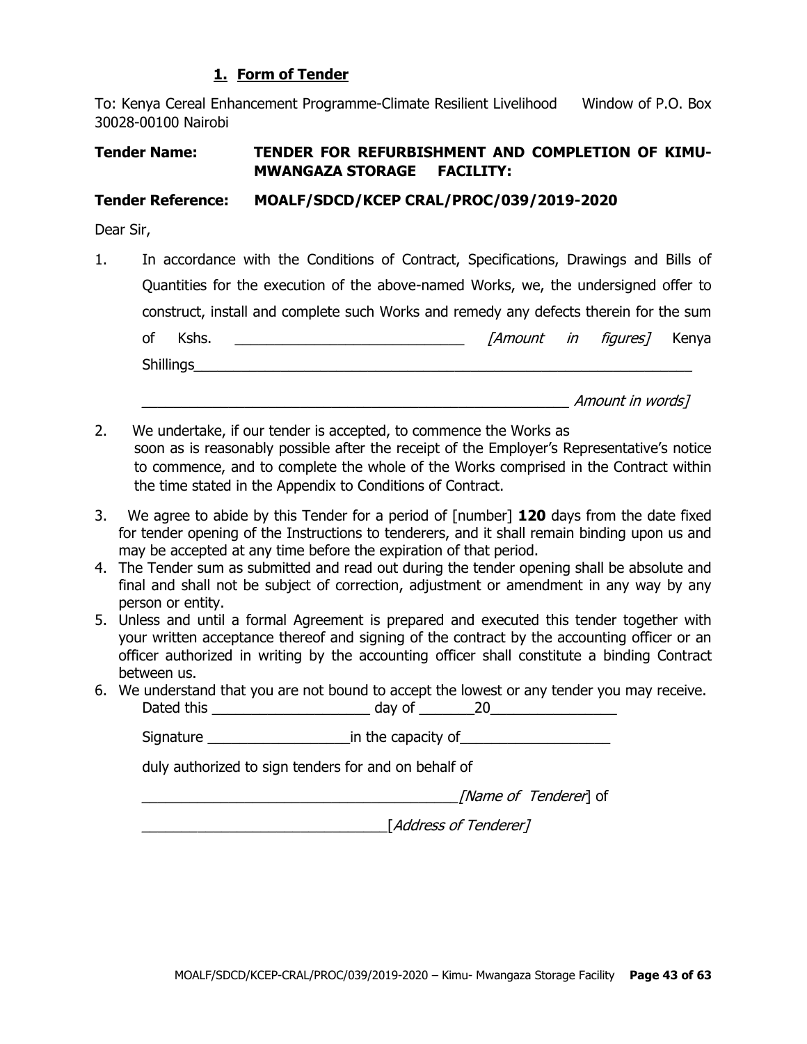## 1. Form of Tender

To: Kenya Cereal Enhancement Programme-Climate Resilient Livelihood Window of P.O. Box 30028-00100 Nairobi

**Tender Name: TENDER FOR REFURBISHMENT AND COMPLETION OF KIMU-MWANGAZA STORAGE FACILITY:**

**Tender Reference: MOALF/SDCD/KCEP CRAL/PROC/039/2019-2020**

Dear Sir,

1. In accordance with the Conditions of Contract, Specifications, Drawings and Bills of Quantities for the execution of the above-named Works, we, the undersigned offer to construct, install and complete such Works and remedy any defects therein for the sum of Kshs. ______________________________ *[Amount in figures]* Kenya Shillings_________________________________________________________________

   _______________________________________________________ *Amount in words]*

2. We undertake, if our tender is accepted, to commence the Works as soon as is reasonably possible after the receipt of the Employer's Representative's notice to commence, and to complete the whole of the Works comprised in the Contract within the time stated in the Appendix to Conditions of Contract.
3. We agree to abide by this Tender for a period of [number] **120** days from the date fixed for tender opening of the Instructions to tenderers, and it shall remain binding upon us and may be accepted at any time before the expiration of that period.
4. The Tender sum as submitted and read out during the tender opening shall be absolute and final and shall not be subject of correction, adjustment or amendment in any way by any person or entity.
5. Unless and until a formal Agreement is prepared and executed this tender together with your written acceptance thereof and signing of the contract by the accounting officer or an officer authorized in writing by the accounting officer shall constitute a binding Contract between us.
6. We understand that you are not bound to accept the lowest or any tender you may receive.

   Dated this ____________________ day of _______20________________

   Signature __________________in the capacity of___________________

   duly authorized to sign tenders for and on behalf of

   ________________________________________*[Name of Tenderer*] of

   ______________________________[*Address of Tenderer]*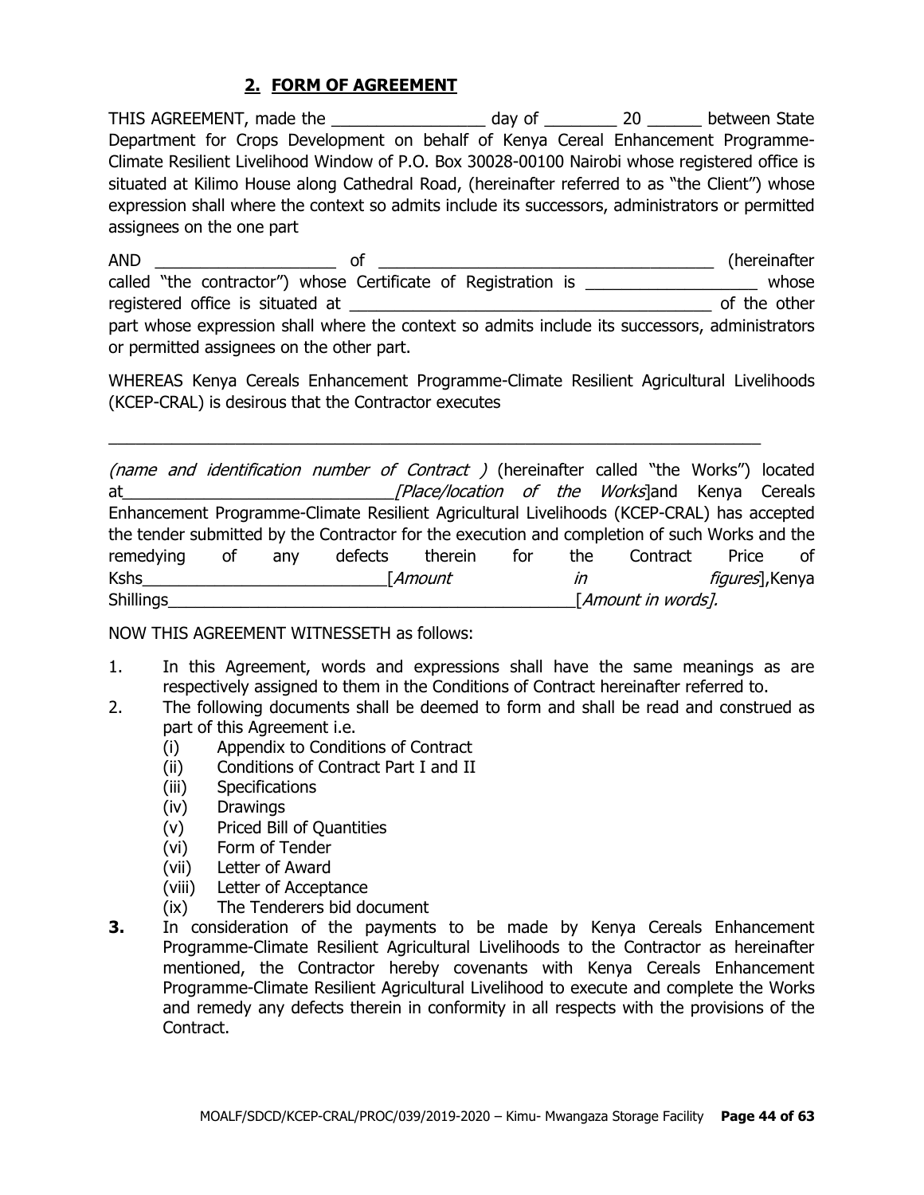## 2. FORM OF AGREEMENT

THIS AGREEMENT, made the _________________ day of ________ 20 ______ between State Department for Crops Development on behalf of Kenya Cereal Enhancement Programme-Climate Resilient Livelihood Window of P.O. Box 30028-00100 Nairobi whose registered office is situated at Kilimo House along Cathedral Road, (hereinafter referred to as "the Client") whose expression shall where the context so admits include its successors, administrators or permitted assignees on the one part

AND ____________________ of ______________________________________ (hereinafter called "the contractor") whose Certificate of Registration is ___________________ whose registered office is situated at ________________________________________ of the other part whose expression shall where the context so admits include its successors, administrators or permitted assignees on the other part.

WHEREAS Kenya Cereals Enhancement Programme-Climate Resilient Agricultural Livelihoods (KCEP-CRAL) is desirous that the Contractor executes

_________________________________________________________________________

*(name and identification number of Contract )* (hereinafter called "the Works") located at______________________________*[Place/location of the Works*]and Kenya Cereals Enhancement Programme-Climate Resilient Agricultural Livelihoods (KCEP-CRAL) has accepted the tender submitted by the Contractor for the execution and completion of such Works and the remedying of any defects therein for the Contract Price of Kshs___________________________[*Amount in figures*],Kenya Shillings_____________________________________________[*Amount in words].*

NOW THIS AGREEMENT WITNESSETH as follows:

1. In this Agreement, words and expressions shall have the same meanings as are respectively assigned to them in the Conditions of Contract hereinafter referred to.
2. The following documents shall be deemed to form and shall be read and construed as part of this Agreement i.e.
   - (i) Appendix to Conditions of Contract
   - (ii) Conditions of Contract Part I and II
   - (iii) Specifications
   - (iv) Drawings
   - (v) Priced Bill of Quantities
   - (vi) Form of Tender
   - (vii) Letter of Award
   - (viii) Letter of Acceptance
   - (ix) The Tenderers bid document
3. In consideration of the payments to be made by Kenya Cereals Enhancement Programme-Climate Resilient Agricultural Livelihoods to the Contractor as hereinafter mentioned, the Contractor hereby covenants with Kenya Cereals Enhancement Programme-Climate Resilient Agricultural Livelihood to execute and complete the Works and remedy any defects therein in conformity in all respects with the provisions of the Contract.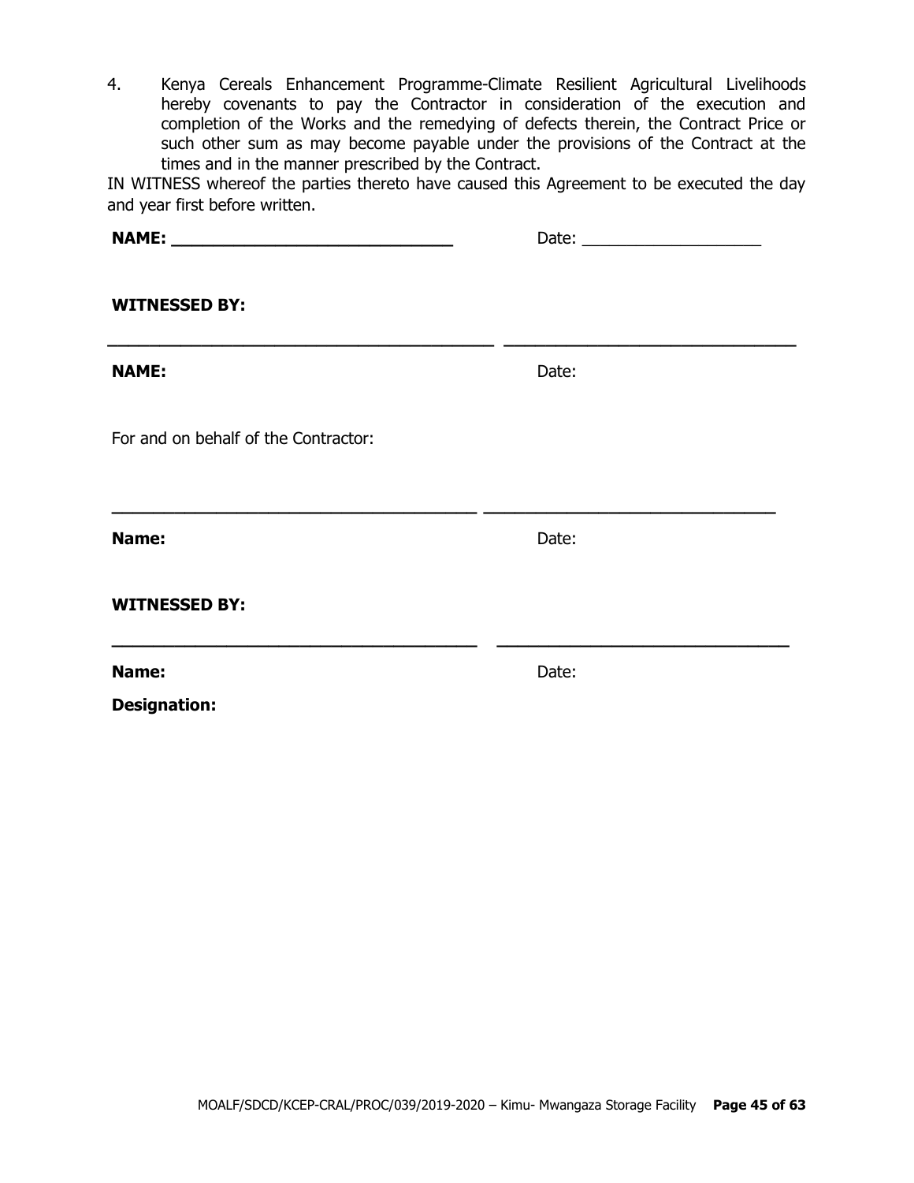4. Kenya Cereals Enhancement Programme-Climate Resilient Agricultural Livelihoods hereby covenants to pay the Contractor in consideration of the execution and completion of the Works and the remedying of defects therein, the Contract Price or such other sum as may become payable under the provisions of the Contract at the times and in the manner prescribed by the Contract.

IN WITNESS whereof the parties thereto have caused this Agreement to be executed the day and year first before written.

**NAME: ____________________________** Date: ____________________

**WITNESSED BY:**

________________________________________ ______________________________

**NAME:** Date:

For and on behalf of the Contractor:

________________________________________ ______________________________

**Name:** Date:

**WITNESSED BY:**

________________________________________ ______________________________

**Name:** Date:

**Designation:**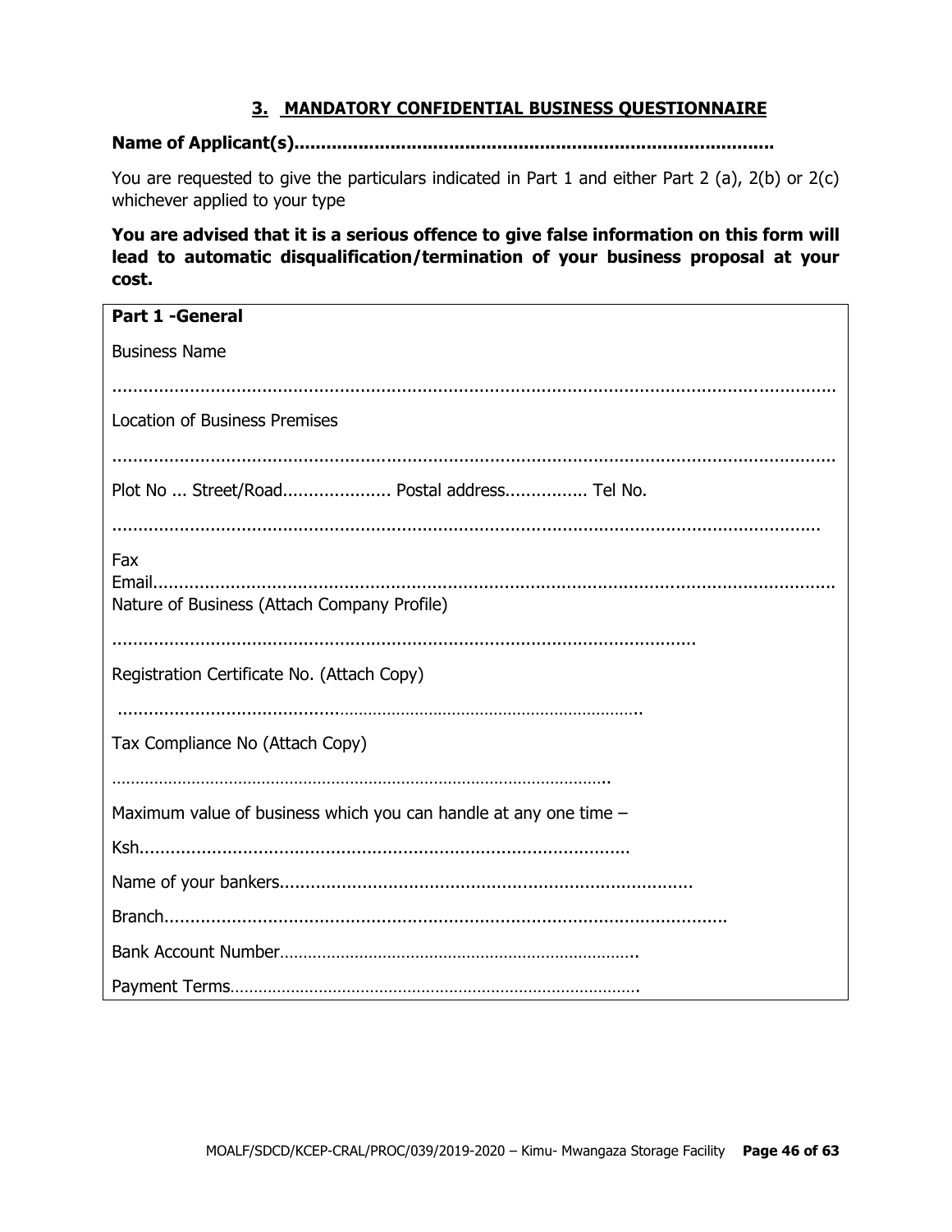## 3. MANDATORY CONFIDENTIAL BUSINESS QUESTIONNAIRE

**Name of Applicant(s)........................................................................................**

You are requested to give the particulars indicated in Part 1 and either Part 2 (a), 2(b) or 2(c) whichever applied to your type

**You are advised that it is a serious offence to give false information on this form will lead to automatic disqualification/termination of your business proposal at your cost.**

| **Part 1 -General** |
|---|
| Business Name<br><br>........................................................................................................................................ |
| Location of Business Premises<br><br>........................................................................................................................................ |
| Plot No ... Street/Road..................... Postal address................ Tel No.<br><br>........................................................................................................................................ |
| Fax<br>Email........................................................................................................................................ |
| Nature of Business (Attach Company Profile)<br><br>................................................................................................................ |
| Registration Certificate No. (Attach Copy)<br><br>.......................................................................................................... |
| Tax Compliance No (Attach Copy)<br><br>.......................................................................................................... |
| Maximum value of business which you can handle at any one time –<br><br>Ksh............................................................................................. |
| Name of your bankers............................................................................... |
| Branch............................................................................................................ |
| Bank Account Number.......................................................................... |
| Payment Terms.................................................................................. |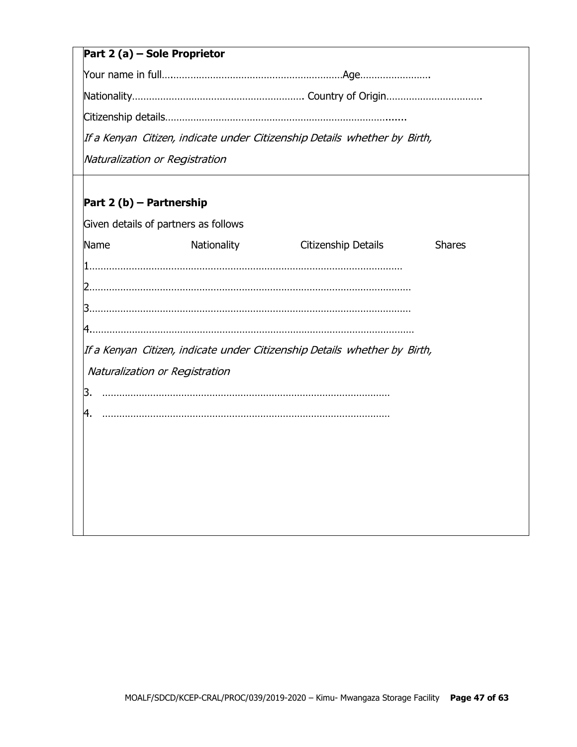**Part 2 (a) – Sole Proprietor**

Your name in full…..........................................................Age…………………….

Nationality……………………………………………………. Country of Origin…………………………….

Citizenship details……………………………………………………………………….......

*If a Kenyan Citizen, indicate under Citizenship Details whether by Birth, Naturalization or Registration*

**Part 2 (b) – Partnership**

Given details of partners as follows

| Name | Nationality | Citizenship Details | Shares |
|---|---|---|---|
| 1…………………………………………………………………………………………………… | | | |
| 2…………………………………………………………………………………………………… | | | |
| 3…………………………………………………………………………………………………… | | | |
| 4…………………………………………………………………………………………………… | | | |

*If a Kenyan Citizen, indicate under Citizenship Details whether by Birth, Naturalization or Registration*

3. …………………………………………………………………………………………

4. …………………………………………………………………………………………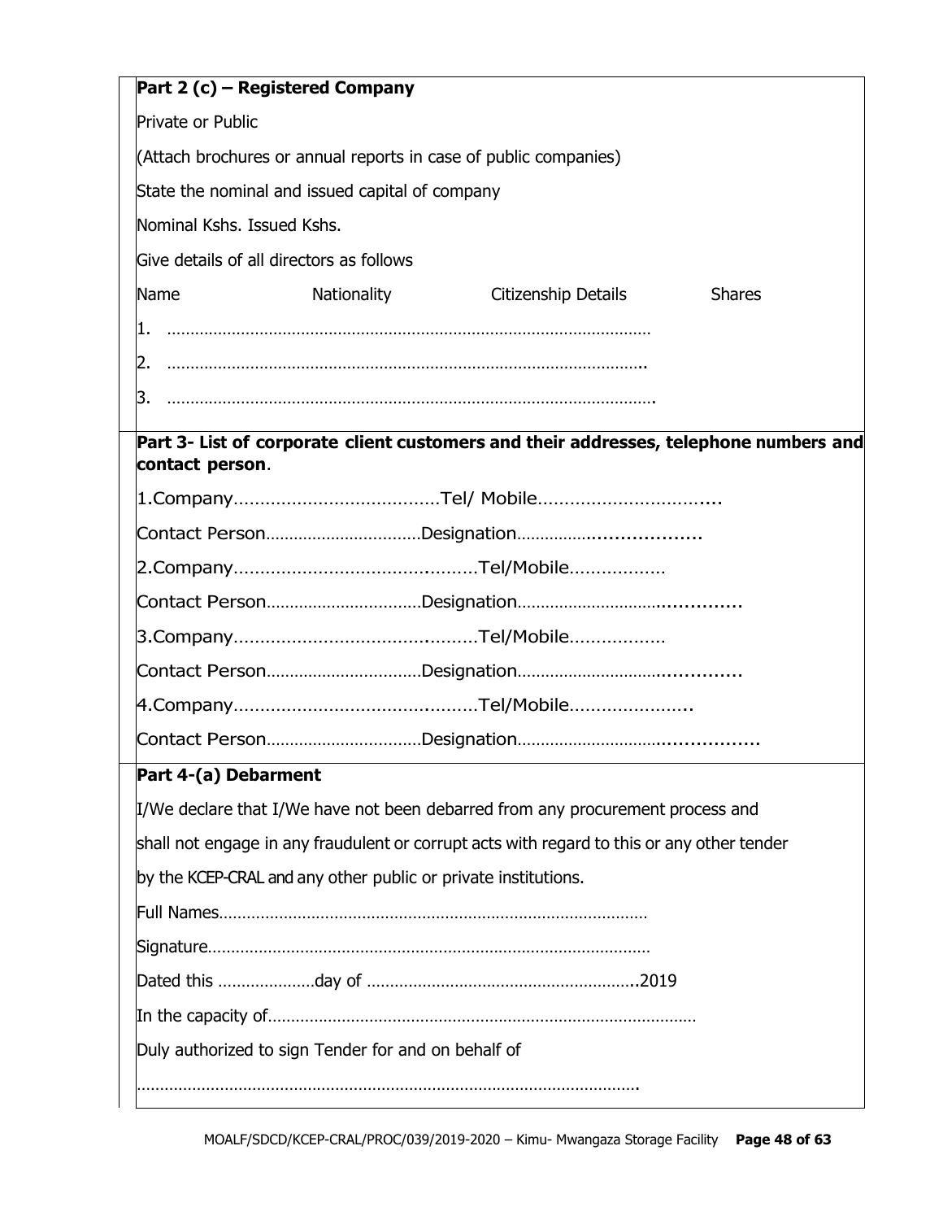**Part 2 (c) – Registered Company**

Private or Public

(Attach brochures or annual reports in case of public companies)

State the nominal and issued capital of company

Nominal Kshs. Issued Kshs.

Give details of all directors as follows

| Name | Nationality | Citizenship Details | Shares |
|---|---|---|---|
| 1. ……………………………………………………………………………………… | | | |
| 2. ……………………………………………………………………………………. | | | |
| 3. ……………………………………………………………………………………. | | | |

**Part 3- List of corporate client customers and their addresses, telephone numbers and contact person**.

1.Company…………………………………Tel/ Mobile…………………………....

Contact Person……………………………Designation……………..................

2.Company……………………………..………Tel/Mobile………………

Contact Person……………………………Designation………………………..............

3.Company……………………………..………Tel/Mobile………………

Contact Person……………………………Designation………………………..............

4.Company……………………………..………Tel/Mobile…………………..

Contact Person……………………………Designation…………………………...............

**Part 4-(a) Debarment**

I/We declare that I/We have not been debarred from any procurement process and shall not engage in any fraudulent or corrupt acts with regard to this or any other tender by the KCEP-CRAL and any other public or private institutions.

Full Names…………………………………………………………………………………

Signature……………………………………………………………………………………

Dated this …………………day of …………………………………………………..2019

In the capacity of…………………………………………………………………………………

Duly authorized to sign Tender for and on behalf of

……………………………………………………………………………………………….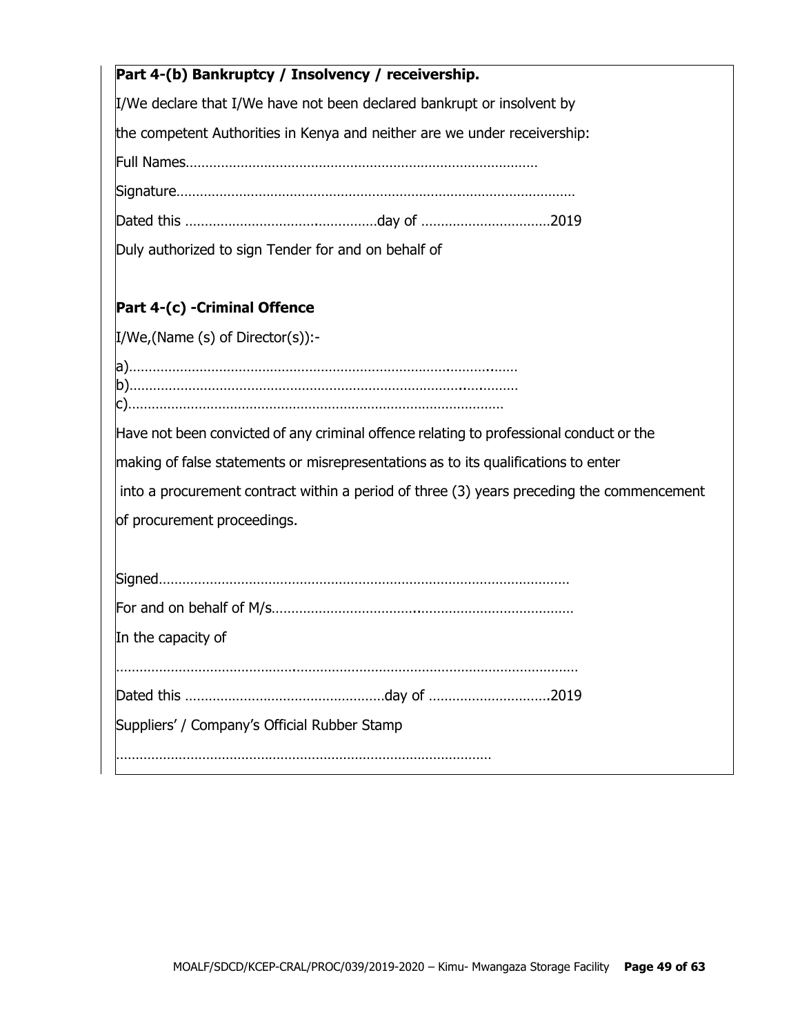**Part 4-(b) Bankruptcy / Insolvency / receivership.**

I/We declare that I/We have not been declared bankrupt or insolvent by

the competent Authorities in Kenya and neither are we under receivership:

Full Names………………………………………………………………………………

Signature…………………………………………………………………………………………

Dated this …………………………………………day of ……………………………2019

Duly authorized to sign Tender for and on behalf of

**Part 4-(c) -Criminal Offence**

I/We,(Name (s) of Director(s)):-

a)………………………………………………………………………………………
b)………………………………………………………………………………………
c)……………………………………………………………………………………

Have not been convicted of any criminal offence relating to professional conduct or the making of false statements or misrepresentations as to its qualifications to enter into a procurement contract within a period of three (3) years preceding the commencement of procurement proceedings.

Signed……………………………………………………………………………………………

For and on behalf of M/s…………………………………………………………………………

In the capacity of

…………………………………………………………………………………………………………

Dated this ……………………………………………day of …………………………..2019

Suppliers' / Company's Official Rubber Stamp

……………………………………………………………………………………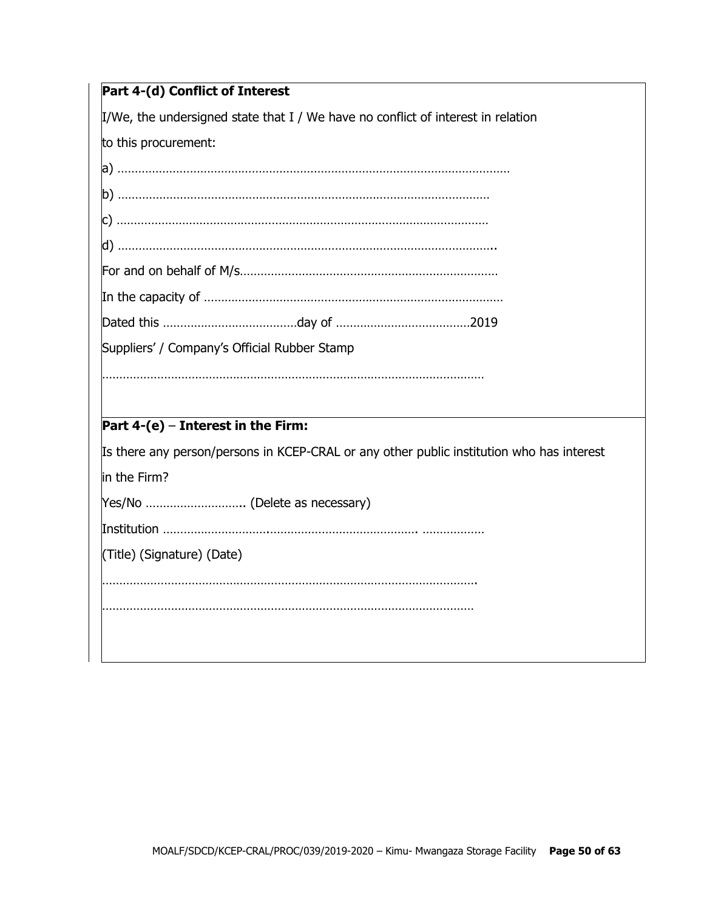**Part 4-(d) Conflict of Interest**

I/We, the undersigned state that I / We have no conflict of interest in relation to this procurement:

a) …………………………………………………………………………………………………

b) ………………………………………………………………………………………………

c) ………………………………………………………………………………………………

d) ……………………………………………………………………………………………..

For and on behalf of M/s………………………………………………………………

In the capacity of …………………………………………………………………………

Dated this …………………………………day of …………………………………2019

Suppliers' / Company's Official Rubber Stamp

…………………………………………………………………………………………………

**Part 4-(e)** – **Interest in the Firm:**

Is there any person/persons in KCEP-CRAL or any other public institution who has interest in the Firm?

Yes/No ……………………….. (Delete as necessary)

Institution ………………………………………………………………. ………………

(Title) (Signature) (Date)

……………………………………………………………………………………………….

………………………………………………………………………………………………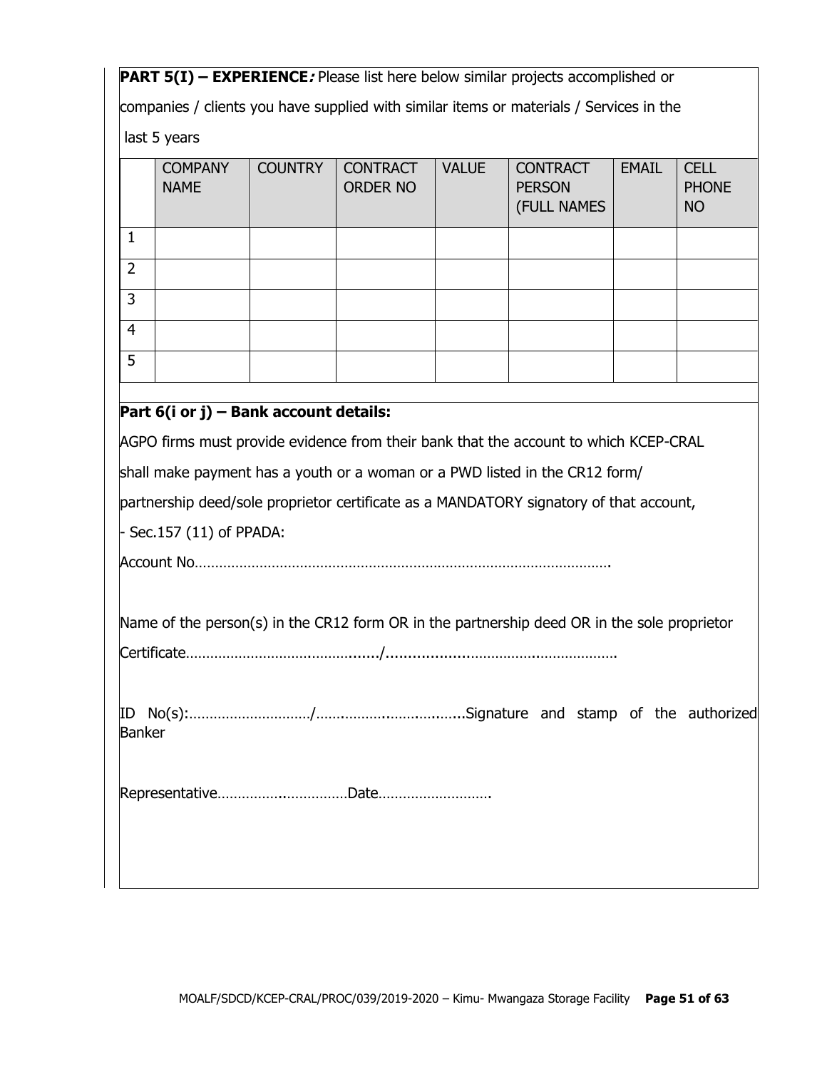**PART 5(I) – EXPERIENCE*:*** Please list here below similar projects accomplished or companies / clients you have supplied with similar items or materials / Services in the last 5 years

| | COMPANY NAME | COUNTRY | CONTRACT ORDER NO | VALUE | CONTRACT PERSON (FULL NAMES | EMAIL | CELL PHONE NO |
|---|---|---|---|---|---|---|---|
| 1 | | | | | | | |
| 2 | | | | | | | |
| 3 | | | | | | | |
| 4 | | | | | | | |
| 5 | | | | | | | |

**Part 6(i or j) – Bank account details:**

AGPO firms must provide evidence from their bank that the account to which KCEP-CRAL shall make payment has a youth or a woman or a PWD listed in the CR12 form/ partnership deed/sole proprietor certificate as a MANDATORY signatory of that account, - Sec.157 (11) of PPADA:

Account No…………………………………………………………………………………………

Name of the person(s) in the CR12 form OR in the partnership deed OR in the sole proprietor Certificate……………………………………......./......................………………..…………………

ID No(s):…………………………/…….……………..……………........Signature and stamp of the authorized Banker

Representative…………….…………….Date……………………….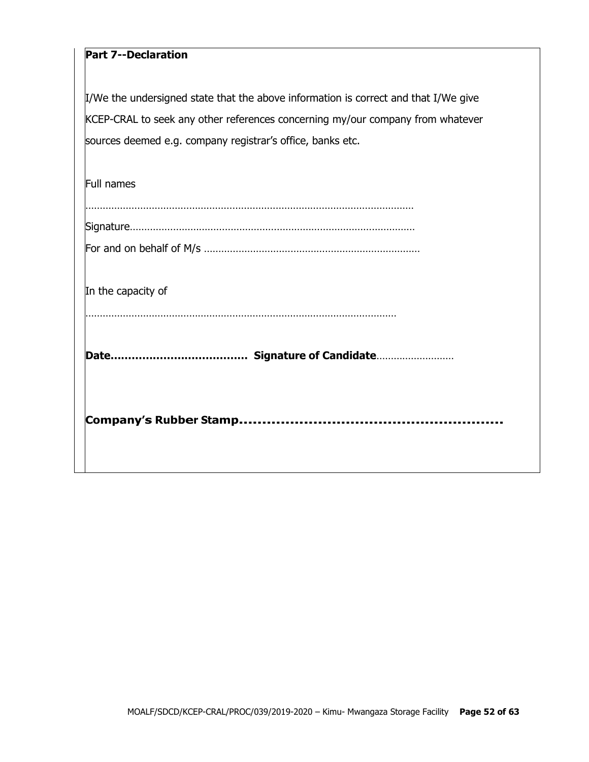**Part 7--Declaration**

I/We the undersigned state that the above information is correct and that I/We give KCEP-CRAL to seek any other references concerning my/our company from whatever sources deemed e.g. company registrar's office, banks etc.

Full names

…………………………………………………………………………………………………

Signature………………………………………………………………………………………

For and on behalf of M/s ………………………………………………………………

In the capacity of

………………………………………………………………………………………………

**Date……………………………… Signature of Candidate**………………………

**Company's Rubber Stamp…………………………………………………**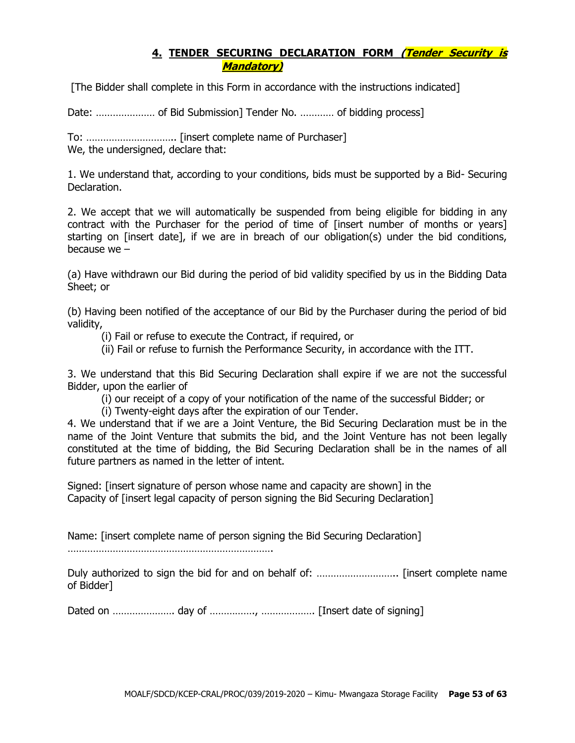## 4. TENDER SECURING DECLARATION FORM *(Tender Security is Mandatory)*

[The Bidder shall complete in this Form in accordance with the instructions indicated]

Date: ………………… of Bid Submission] Tender No. ………… of bidding process]

To: ………………………….. [insert complete name of Purchaser]
We, the undersigned, declare that:

1. We understand that, according to your conditions, bids must be supported by a Bid- Securing Declaration.

2. We accept that we will automatically be suspended from being eligible for bidding in any contract with the Purchaser for the period of time of [insert number of months or years] starting on [insert date], if we are in breach of our obligation(s) under the bid conditions, because we –

(a) Have withdrawn our Bid during the period of bid validity specified by us in the Bidding Data Sheet; or

(b) Having been notified of the acceptance of our Bid by the Purchaser during the period of bid validity,

(i) Fail or refuse to execute the Contract, if required, or
(ii) Fail or refuse to furnish the Performance Security, in accordance with the ITT.

3. We understand that this Bid Securing Declaration shall expire if we are not the successful Bidder, upon the earlier of

(i) our receipt of a copy of your notification of the name of the successful Bidder; or
(i) Twenty-eight days after the expiration of our Tender.

4. We understand that if we are a Joint Venture, the Bid Securing Declaration must be in the name of the Joint Venture that submits the bid, and the Joint Venture has not been legally constituted at the time of bidding, the Bid Securing Declaration shall be in the names of all future partners as named in the letter of intent.

Signed: [insert signature of person whose name and capacity are shown] in the Capacity of [insert legal capacity of person signing the Bid Securing Declaration]

Name: [insert complete name of person signing the Bid Securing Declaration]
……………………………………………………………….

Duly authorized to sign the bid for and on behalf of: ……………………….. [insert complete name of Bidder]

Dated on …………………. day of ……………., ………………. [Insert date of signing]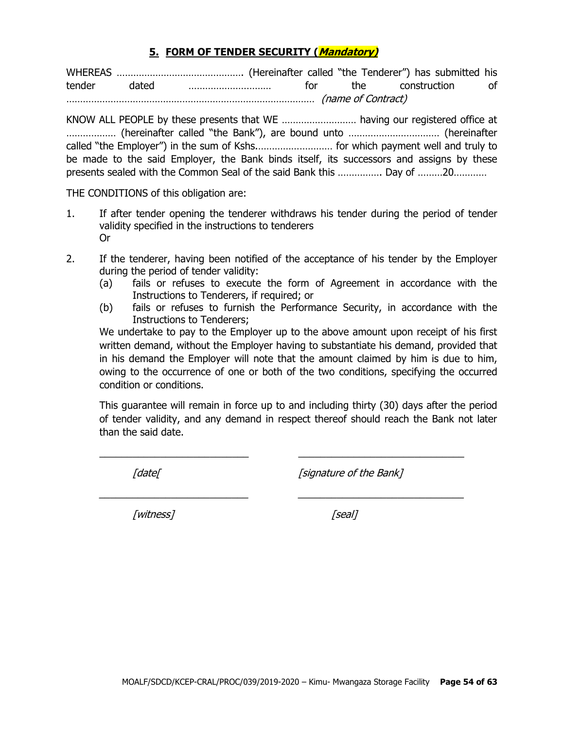## 5. FORM OF TENDER SECURITY (*Mandatory)*

WHEREAS ………………………………………. (Hereinafter called "the Tenderer") has submitted his tender dated ………………………… for the construction of ……………………………………………………………………………… *(name of Contract)*

KNOW ALL PEOPLE by these presents that WE ……………………… having our registered office at ……………… (hereinafter called "the Bank"), are bound unto …………………………… (hereinafter called "the Employer") in the sum of Kshs.……………………… for which payment well and truly to be made to the said Employer, the Bank binds itself, its successors and assigns by these presents sealed with the Common Seal of the said Bank this ……………. Day of ………20…………

THE CONDITIONS of this obligation are:

1. If after tender opening the tenderer withdraws his tender during the period of tender validity specified in the instructions to tenderers
   Or

2. If the tenderer, having been notified of the acceptance of his tender by the Employer during the period of tender validity:
   (a) fails or refuses to execute the form of Agreement in accordance with the Instructions to Tenderers, if required; or
   (b) fails or refuses to furnish the Performance Security, in accordance with the Instructions to Tenderers;

   We undertake to pay to the Employer up to the above amount upon receipt of his first written demand, without the Employer having to substantiate his demand, provided that in his demand the Employer will note that the amount claimed by him is due to him, owing to the occurrence of one or both of the two conditions, specifying the occurred condition or conditions.

   This guarantee will remain in force up to and including thirty (30) days after the period of tender validity, and any demand in respect thereof should reach the Bank not later than the said date.

_____________________________ _______________________________

*[date[* *[signature of the Bank]*

_____________________________ _______________________________

*[witness]* *[seal]*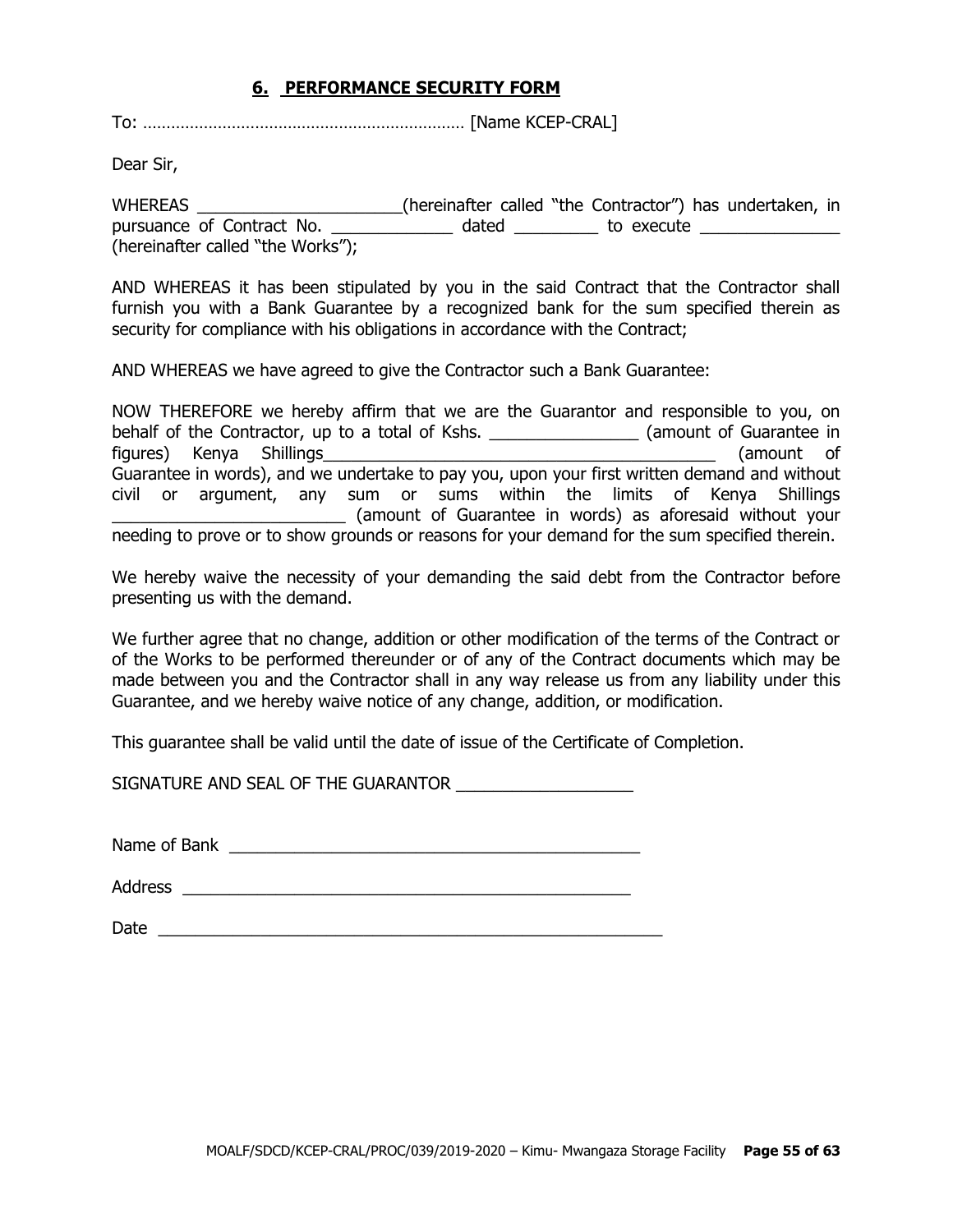## 6. PERFORMANCE SECURITY FORM

To: …………………………………………………………… [Name KCEP-CRAL]

Dear Sir,

WHEREAS ______________________(hereinafter called "the Contractor") has undertaken, in pursuance of Contract No. _____________ dated _________ to execute _______________ (hereinafter called "the Works");

AND WHEREAS it has been stipulated by you in the said Contract that the Contractor shall furnish you with a Bank Guarantee by a recognized bank for the sum specified therein as security for compliance with his obligations in accordance with the Contract;

AND WHEREAS we have agreed to give the Contractor such a Bank Guarantee:

NOW THEREFORE we hereby affirm that we are the Guarantor and responsible to you, on behalf of the Contractor, up to a total of Kshs. ________________ (amount of Guarantee in figures) Kenya Shillings____________________________________________ (amount of Guarantee in words), and we undertake to pay you, upon your first written demand and without civil or argument, any sum or sums within the limits of Kenya Shillings _________________________ (amount of Guarantee in words) as aforesaid without your needing to prove or to show grounds or reasons for your demand for the sum specified therein.

We hereby waive the necessity of your demanding the said debt from the Contractor before presenting us with the demand.

We further agree that no change, addition or other modification of the terms of the Contract or of the Works to be performed thereunder or of any of the Contract documents which may be made between you and the Contractor shall in any way release us from any liability under this Guarantee, and we hereby waive notice of any change, addition, or modification.

This guarantee shall be valid until the date of issue of the Certificate of Completion.

SIGNATURE AND SEAL OF THE GUARANTOR ___________________

Name of Bank ____________________________________________

Address _________________________________________________

Date _______________________________________________________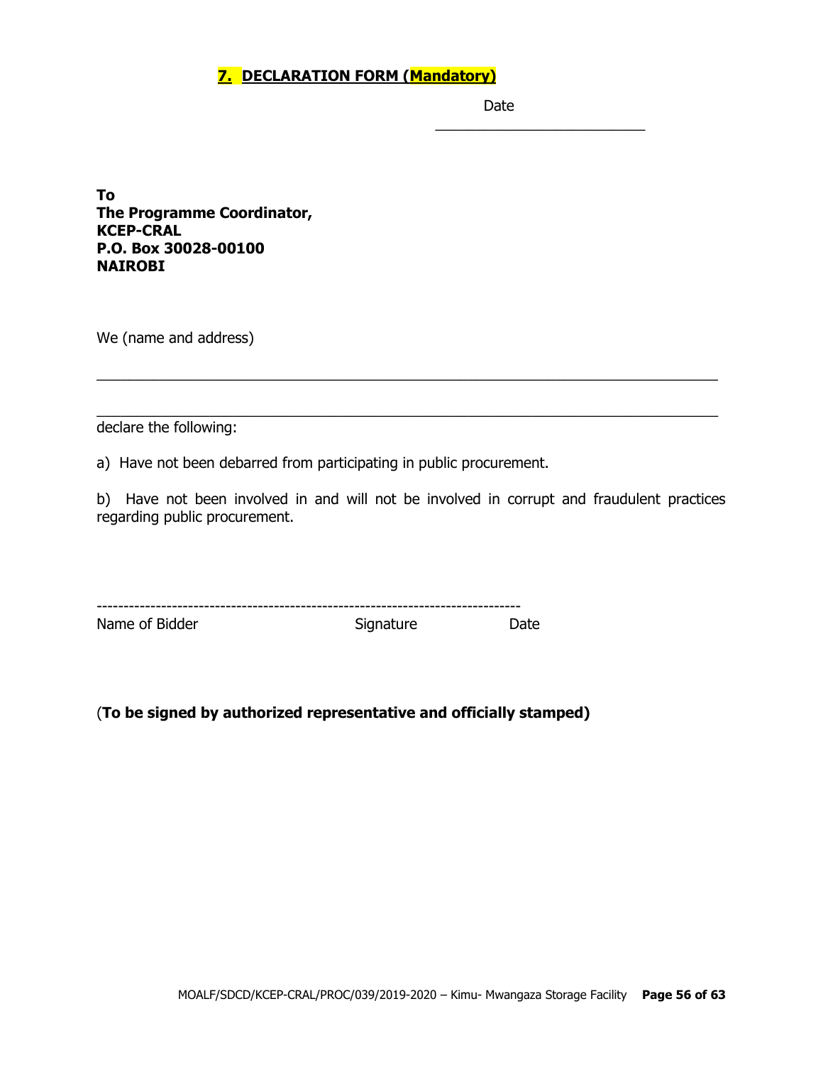## 7. DECLARATION FORM (Mandatory)

Date \_\_\_\_\_\_\_\_\_\_\_\_\_\_\_\_\_\_\_\_\_\_\_\_\_\_

**To**
**The Programme Coordinator,**
**KCEP-CRAL**
**P.O. Box 30028-00100**
**NAIROBI**

We (name and address)

\_\_\_\_\_\_\_\_\_\_\_\_\_\_\_\_\_\_\_\_\_\_\_\_\_\_\_\_\_\_\_\_\_\_\_\_\_\_\_\_\_\_\_\_\_\_\_\_\_\_\_\_\_\_\_\_\_\_\_\_\_\_\_\_\_\_\_\_\_\_\_\_\_\_

\_\_\_\_\_\_\_\_\_\_\_\_\_\_\_\_\_\_\_\_\_\_\_\_\_\_\_\_\_\_\_\_\_\_\_\_\_\_\_\_\_\_\_\_\_\_\_\_\_\_\_\_\_\_\_\_\_\_\_\_\_\_\_\_\_\_\_\_\_\_\_\_\_\_

declare the following:

a) Have not been debarred from participating in public procurement.

b) Have not been involved in and will not be involved in corrupt and fraudulent practices regarding public procurement.

-------------------------------------------------------------------------------

Name of Bidder Signature Date

(**To be signed by authorized representative and officially stamped)**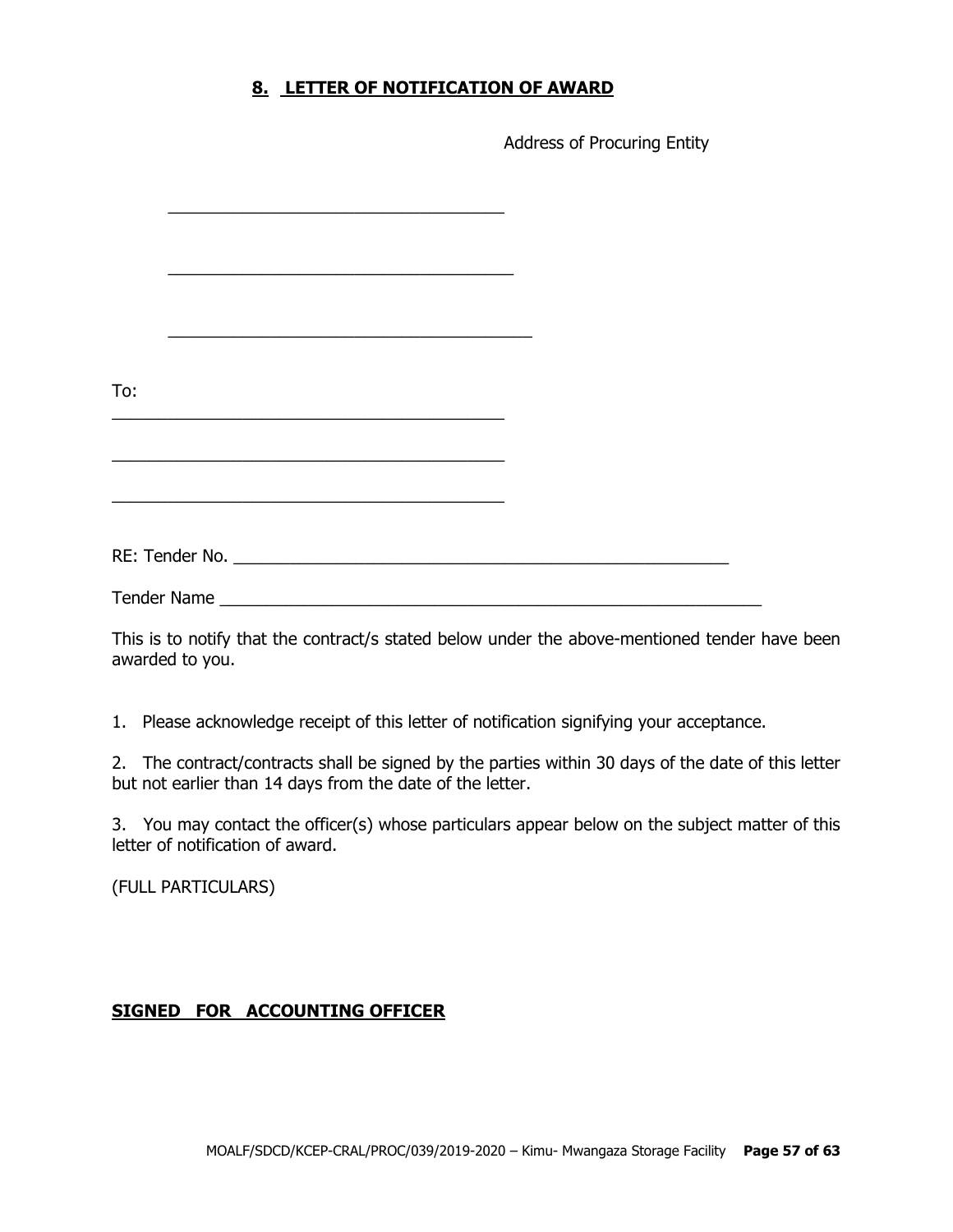## 8. LETTER OF NOTIFICATION OF AWARD

Address of Procuring Entity

___________________________________

____________________________________

______________________________________

To:

________________________________________

________________________________________

________________________________________

RE: Tender No. ______________________________________________________

Tender Name __________________________________________________________

This is to notify that the contract/s stated below under the above-mentioned tender have been awarded to you.

1. Please acknowledge receipt of this letter of notification signifying your acceptance.

2. The contract/contracts shall be signed by the parties within 30 days of the date of this letter but not earlier than 14 days from the date of the letter.

3. You may contact the officer(s) whose particulars appear below on the subject matter of this letter of notification of award.

(FULL PARTICULARS)

**SIGNED FOR ACCOUNTING OFFICER**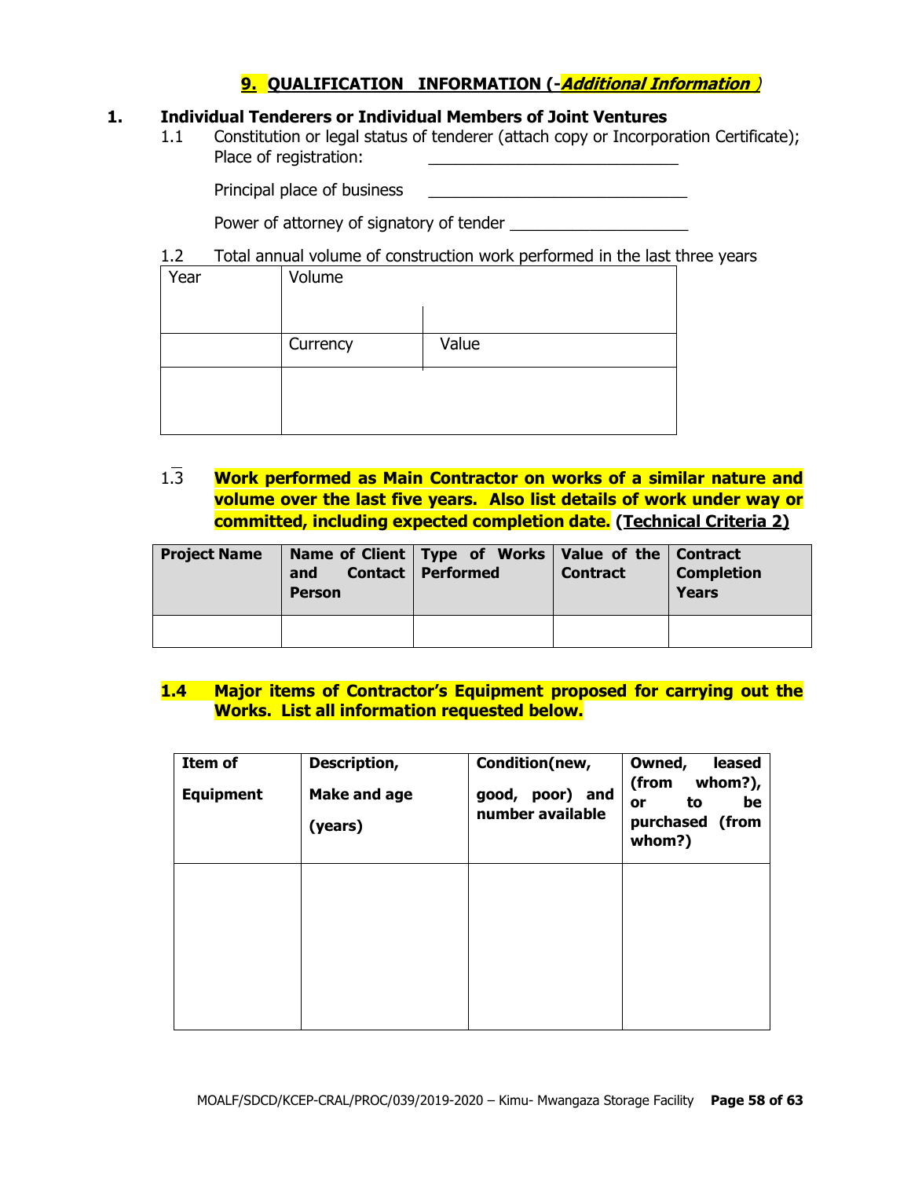## 9. QUALIFICATION INFORMATION (-*Additional Information* )

### 1. Individual Tenderers or Individual Members of Joint Ventures

1.1 Constitution or legal status of tenderer (attach copy or Incorporation Certificate);
Place of registration: ____________________________

Principal place of business ____________________________

Power of attorney of signatory of tender ____________________

1.2 Total annual volume of construction work performed in the last three years

| Year | Volume | |
|---|---|---|
| | Currency | Value |
| | | |

1.3 **Work performed as Main Contractor on works of a similar nature and volume over the last five years. Also list details of work under way or committed, including expected completion date.** **(Technical Criteria 2)**

| Project Name | Name of Client and Contact Person | Type of Works Performed | Value of the Contract | Contract Completion Years |
|---|---|---|---|---|
| | | | | |

**1.4 Major items of Contractor's Equipment proposed for carrying out the Works. List all information requested below.**

| Item of Equipment | Description, Make and age (years) | Condition(new, good, poor) and number available | Owned, leased (from whom?), or to be purchased (from whom?) |
|---|---|---|---|
| | | | |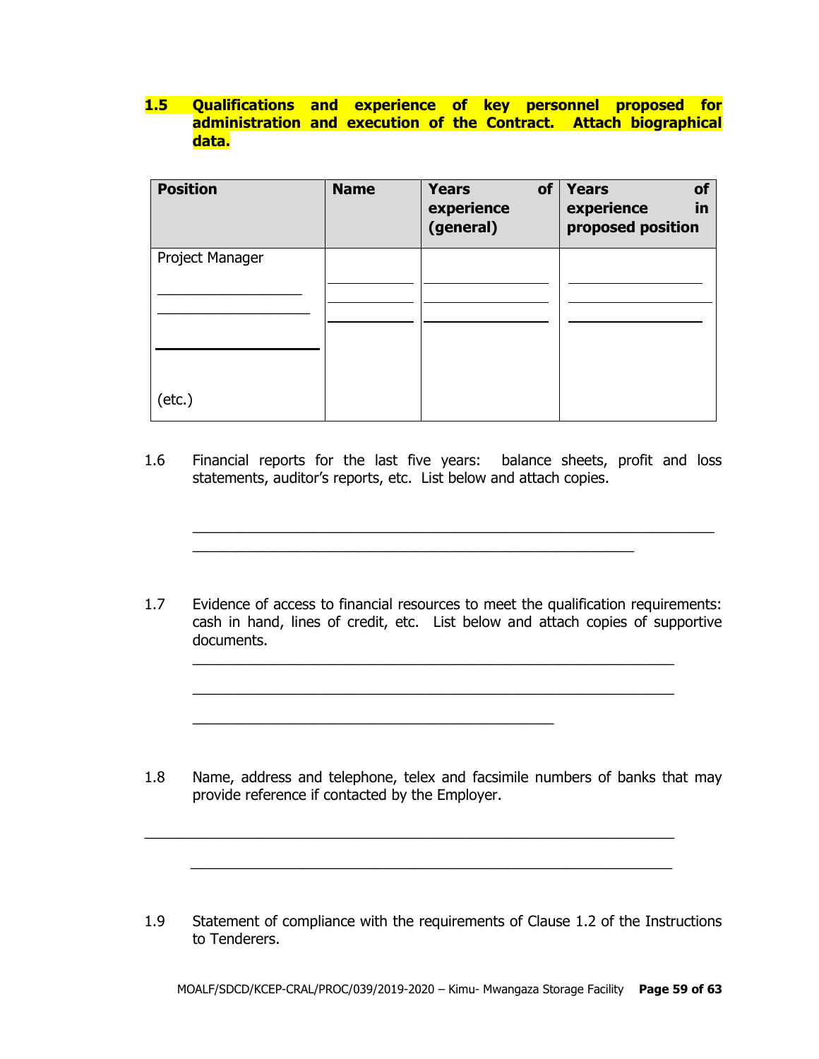**1.5 Qualifications and experience of key personnel proposed for administration and execution of the Contract. Attach biographical data.**

| **Position** | **Name** | **Years of experience (general)** | **Years of experience in proposed position** |
|---|---|---|---|
| Project Manager | ___________ | ________________ | ________________ |
| __________________ | ___________ | ________________ | ________________ |
| __________________ | ___________ | ________________ | ________________ |
| __________________ | | | |
| (etc.) | | | |

1.6 Financial reports for the last five years: balance sheets, profit and loss statements, auditor's reports, etc. List below and attach copies.

_______________________________________________________________

_____________________________________________________

1.7 Evidence of access to financial resources to meet the qualification requirements: cash in hand, lines of credit, etc. List below and attach copies of supportive documents.

__________________________________________________________

__________________________________________________________

____________________________________________

1.8 Name, address and telephone, telex and facsimile numbers of banks that may provide reference if contacted by the Employer.

________________________________________________________________

__________________________________________________________

1.9 Statement of compliance with the requirements of Clause 1.2 of the Instructions to Tenderers.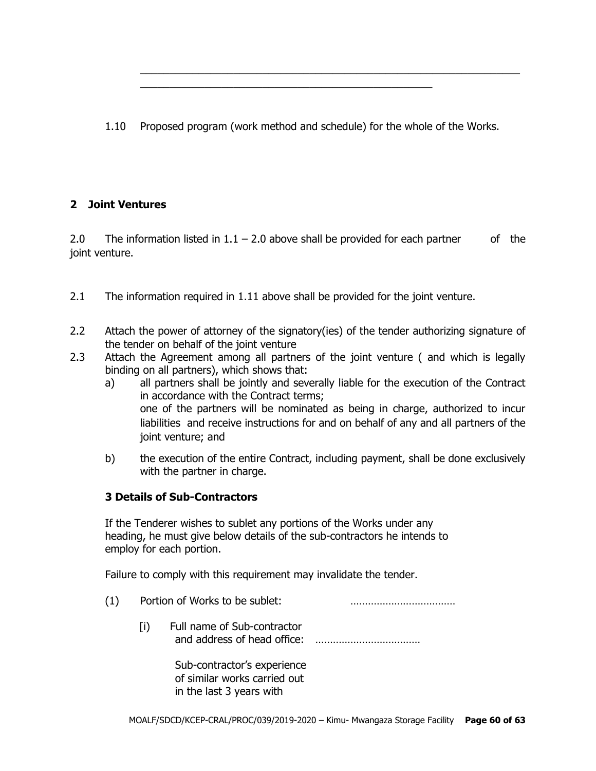\_\_\_\_\_\_\_\_\_\_\_\_\_\_\_\_\_\_\_\_\_\_\_\_\_\_\_\_\_\_\_\_\_\_\_\_\_\_\_\_\_\_\_\_\_\_\_\_\_\_\_\_\_\_\_\_\_\_\_\_\_\_\_\_\_\_
\_\_\_\_\_\_\_\_\_\_\_\_\_\_\_\_\_\_\_\_\_\_\_\_\_\_\_\_\_\_\_\_\_\_\_\_\_\_\_\_\_\_\_\_\_\_\_\_\_\_\_

1.10 Proposed program (work method and schedule) for the whole of the Works.

## 2 Joint Ventures

2.0 The information listed in 1.1 – 2.0 above shall be provided for each partner of the joint venture.

2.1 The information required in 1.11 above shall be provided for the joint venture.

2.2 Attach the power of attorney of the signatory(ies) of the tender authorizing signature of the tender on behalf of the joint venture

2.3 Attach the Agreement among all partners of the joint venture ( and which is legally binding on all partners), which shows that:

a) all partners shall be jointly and severally liable for the execution of the Contract in accordance with the Contract terms;
one of the partners will be nominated as being in charge, authorized to incur liabilities and receive instructions for and on behalf of any and all partners of the joint venture; and

b) the execution of the entire Contract, including payment, shall be done exclusively with the partner in charge.

### 3 Details of Sub-Contractors

If the Tenderer wishes to sublet any portions of the Works under any heading, he must give below details of the sub-contractors he intends to employ for each portion.

Failure to comply with this requirement may invalidate the tender.

(1) Portion of Works to be sublet: ………………………………

[i] Full name of Sub-contractor and address of head office: ………………………………

Sub-contractor's experience of similar works carried out in the last 3 years with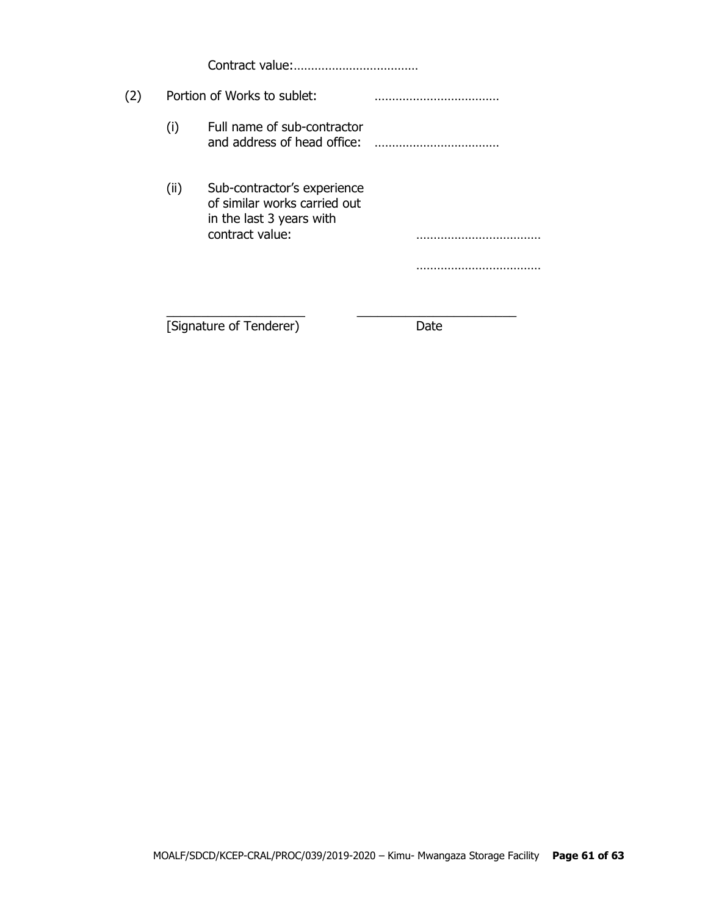Contract value:………………………………

(2) Portion of Works to sublet: ………………………………

(i) Full name of sub-contractor and address of head office: ………………………………

(ii) Sub-contractor's experience of similar works carried out in the last 3 years with contract value: ………………………………

………………………………

_____________________ _______________________

[Signature of Tenderer) Date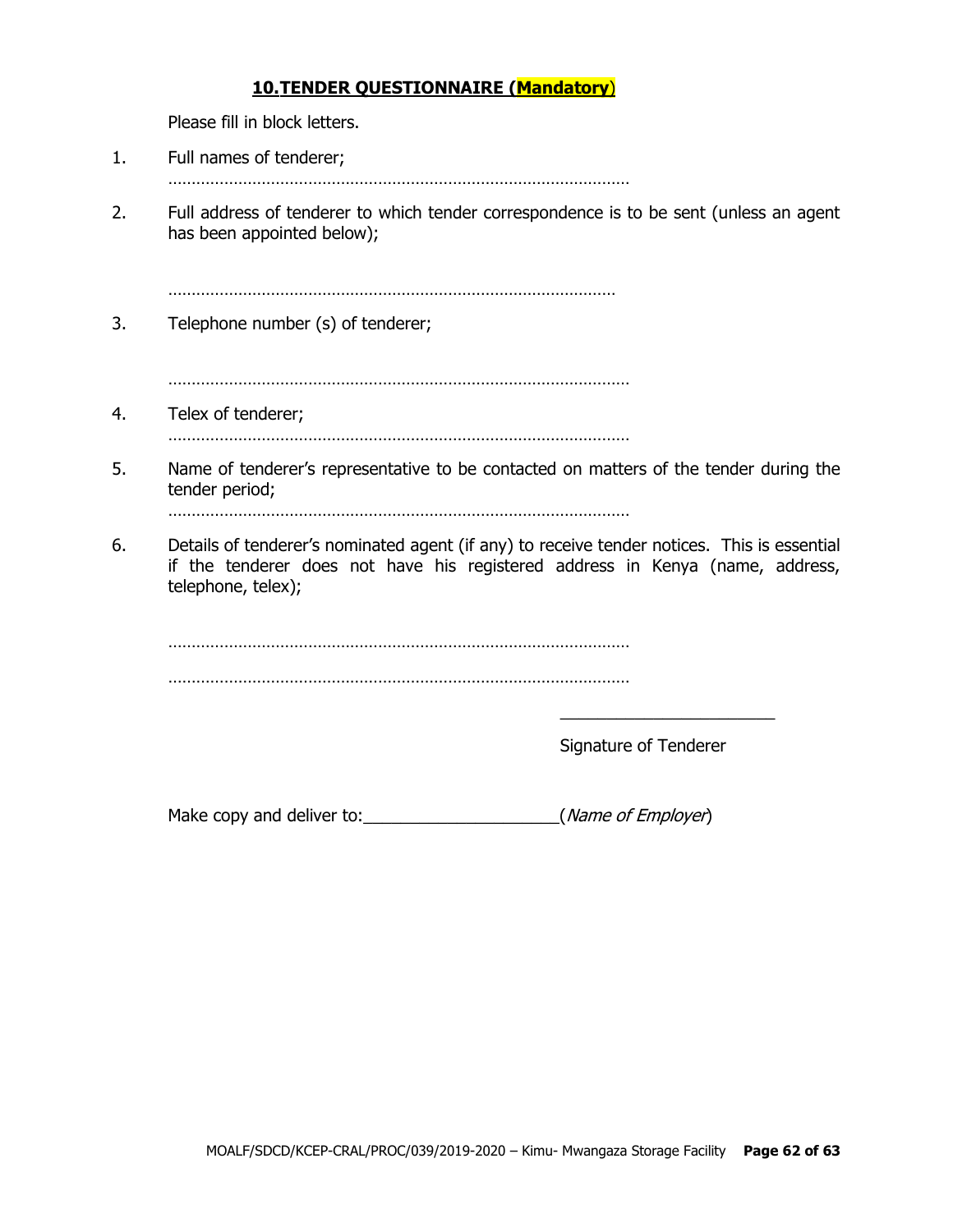## 10. TENDER QUESTIONNAIRE (**Mandatory**)

Please fill in block letters.

1. Full names of tenderer;

   ………………………………………………………………………………………

2. Full address of tenderer to which tender correspondence is to be sent (unless an agent has been appointed below);

   ………………………………………………………………………………………

3. Telephone number (s) of tenderer;

   ………………………………………………………………………………………

4. Telex of tenderer;

   ………………………………………………………………………………………

5. Name of tenderer's representative to be contacted on matters of the tender during the tender period;

   ………………………………………………………………………………………

6. Details of tenderer's nominated agent (if any) to receive tender notices. This is essential if the tenderer does not have his registered address in Kenya (name, address, telephone, telex);

   ………………………………………………………………………………………

   ………………………………………………………………………………………

_______________________

Signature of Tenderer

Make copy and deliver to:_____________________(*Name of Employer*)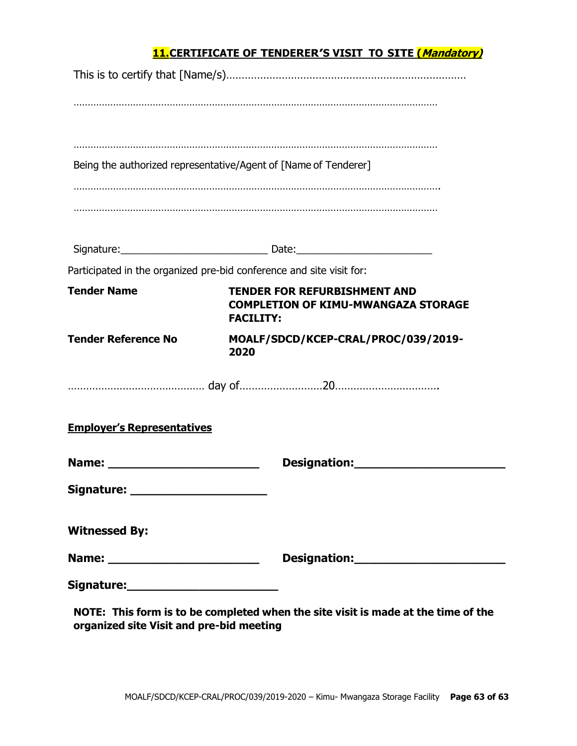## 11. CERTIFICATE OF TENDERER'S VISIT TO SITE (*Mandatory*)

This is to certify that [Name/s]……………………………………………………………………

……………………………………………………………………………………………………………

……………………………………………………………………………………………………………

Being the authorized representative/Agent of [Name of Tenderer]

…………………………………………………………………………………………………………….

……………………………………………………………………………………………………………

Signature:_________________________ Date:_______________________

Participated in the organized pre-bid conference and site visit for:

| | |
|---|---|
| **Tender Name** | **TENDER FOR REFURBISHMENT AND COMPLETION OF KIMU-MWANGAZA STORAGE FACILITY:** |
| **Tender Reference No** | **MOALF/SDCD/KCEP-CRAL/PROC/039/2019-2020** |

……………………………………… day of………………………20…………………………….

**Employer's Representatives**

**Name: ______________________ Designation:______________________**

**Signature: ____________________**

**Witnessed By:**

**Name: ______________________ Designation:______________________**

**Signature:______________________**

**NOTE: This form is to be completed when the site visit is made at the time of the organized site Visit and pre-bid meeting**